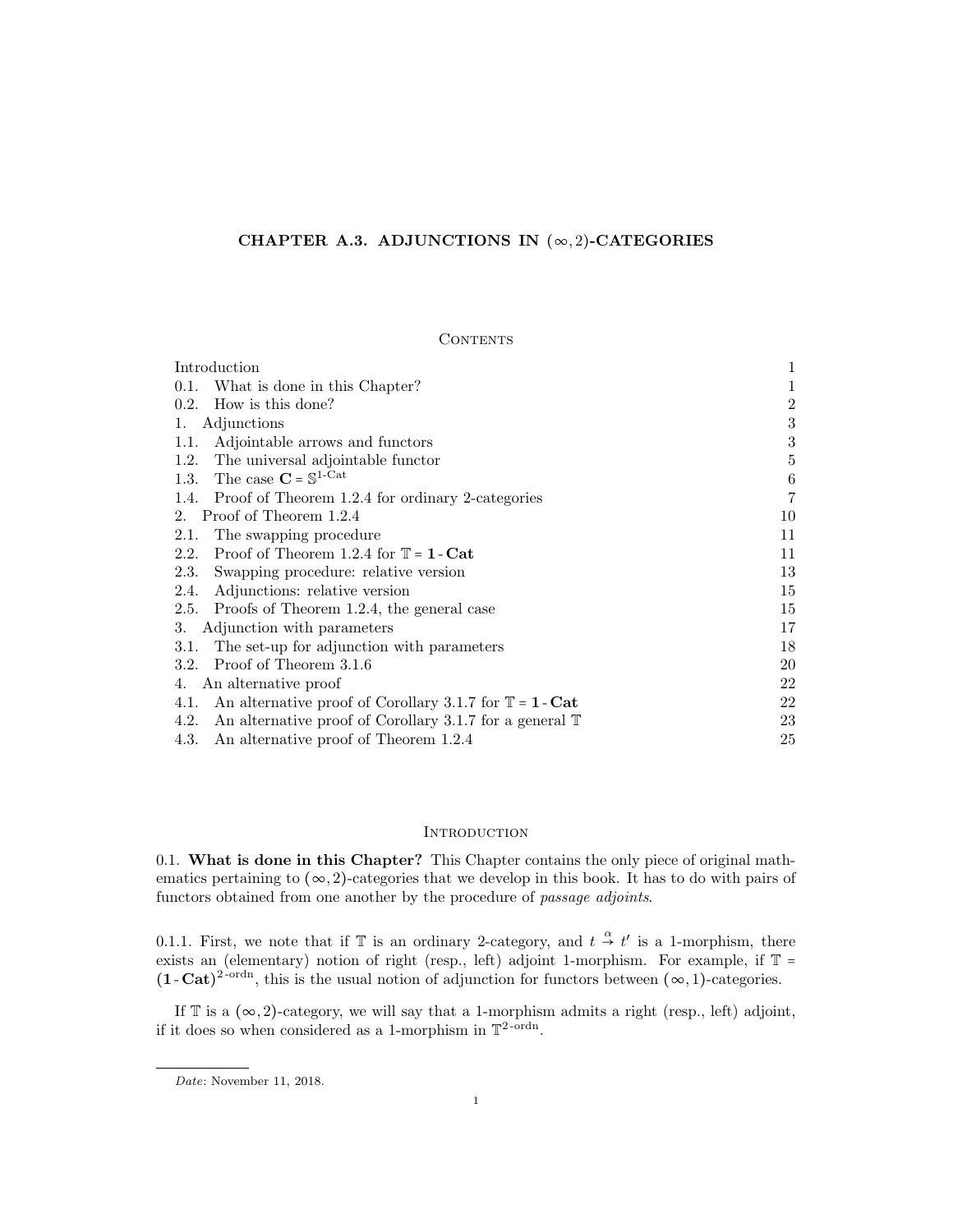# CHAPTER A.3. ADJUNCTIONS IN $(\infty, 2)$-CATEGORIES

## Contents

| | |
|---|---|
| Introduction | 1 |
| 0.1. What is done in this Chapter? | 1 |
| 0.2. How is this done? | 2 |
| 1. Adjunctions | 3 |
| 1.1. Adjointable arrows and functors | 3 |
| 1.2. The universal adjointable functor | 5 |
| 1.3. The case $\mathbf{C} = \mathbb{S}^{1\text{-Cat}}$ | 6 |
| 1.4. Proof of Theorem 1.2.4 for ordinary 2-categories | 7 |
| 2. Proof of Theorem 1.2.4 | 10 |
| 2.1. The swapping procedure | 11 |
| 2.2. Proof of Theorem 1.2.4 for $\mathbb{T} = \mathbf{1\text{-}Cat}$ | 11 |
| 2.3. Swapping procedure: relative version | 13 |
| 2.4. Adjunctions: relative version | 15 |
| 2.5. Proofs of Theorem 1.2.4, the general case | 15 |
| 3. Adjunction with parameters | 17 |
| 3.1. The set-up for adjunction with parameters | 18 |
| 3.2. Proof of Theorem 3.1.6 | 20 |
| 4. An alternative proof | 22 |
| 4.1. An alternative proof of Corollary 3.1.7 for $\mathbb{T} = \mathbf{1\text{-}Cat}$ | 22 |
| 4.2. An alternative proof of Corollary 3.1.7 for a general $\mathbb{T}$ | 23 |
| 4.3. An alternative proof of Theorem 1.2.4 | 25 |

## Introduction

0.1. **What is done in this Chapter?** This Chapter contains the only piece of original mathematics pertaining to $(\infty, 2)$-categories that we develop in this book. It has to do with pairs of functors obtained from one another by the procedure of *passage adjoints*.

0.1.1. First, we note that if $\mathbb{T}$ is an ordinary 2-category, and $t \overset{\alpha}{\to} t'$ is a 1-morphism, there exists an (elementary) notion of right (resp., left) adjoint 1-morphism. For example, if $\mathbb{T} = (\mathbf{1\text{-}Cat})^{2\text{-ordn}}$, this is the usual notion of adjunction for functors between $(\infty, 1)$-categories.

If $\mathbb{T}$ is a $(\infty, 2)$-category, we will say that a 1-morphism admits a right (resp., left) adjoint, if it does so when considered as a 1-morphism in $\mathbb{T}^{2\text{-ordn}}$.

---

*Date*: November 11, 2018.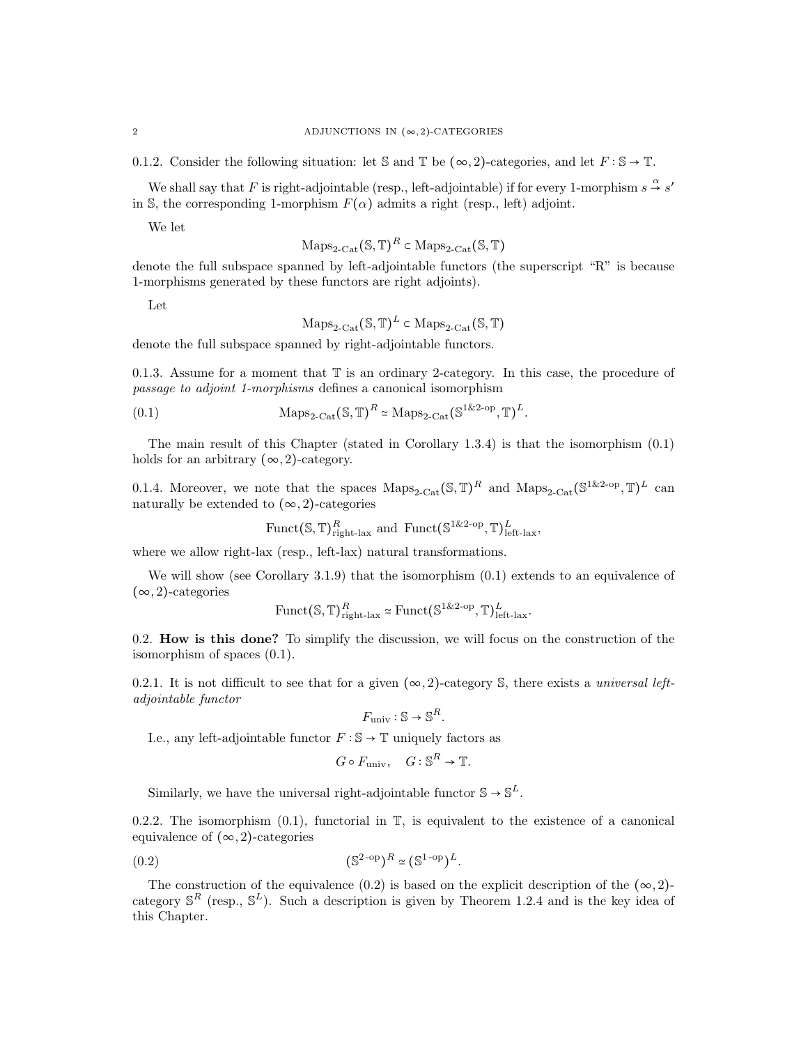0.1.2. Consider the following situation: let $\mathbb{S}$ and $\mathbb{T}$ be $(\infty,2)$-categories, and let $F : \mathbb{S} \to \mathbb{T}$.

We shall say that $F$ is right-adjointable (resp., left-adjointable) if for every 1-morphism $s \overset{\alpha}{\to} s'$ in $\mathbb{S}$, the corresponding 1-morphism $F(\alpha)$ admits a right (resp., left) adjoint.

We let

$$\mathrm{Maps}_{2\text{-Cat}}(\mathbb{S},\mathbb{T})^R \subset \mathrm{Maps}_{2\text{-Cat}}(\mathbb{S},\mathbb{T})$$

denote the full subspace spanned by left-adjointable functors (the superscript "R" is because 1-morphisms generated by these functors are right adjoints).

Let

$$\mathrm{Maps}_{2\text{-Cat}}(\mathbb{S},\mathbb{T})^L \subset \mathrm{Maps}_{2\text{-Cat}}(\mathbb{S},\mathbb{T})$$

denote the full subspace spanned by right-adjointable functors.

0.1.3. Assume for a moment that $\mathbb{T}$ is an ordinary 2-category. In this case, the procedure of *passage to adjoint 1-morphisms* defines a canonical isomorphism

$$\mathrm{Maps}_{2\text{-Cat}}(\mathbb{S},\mathbb{T})^R \simeq \mathrm{Maps}_{2\text{-Cat}}(\mathbb{S}^{1\&2\text{-op}},\mathbb{T})^L. \tag{0.1}$$

The main result of this Chapter (stated in Corollary 1.3.4) is that the isomorphism (0.1) holds for an arbitrary $(\infty,2)$-category.

0.1.4. Moreover, we note that the spaces $\mathrm{Maps}_{2\text{-Cat}}(\mathbb{S},\mathbb{T})^R$ and $\mathrm{Maps}_{2\text{-Cat}}(\mathbb{S}^{1\&2\text{-op}},\mathbb{T})^L$ can naturally be extended to $(\infty,2)$-categories

$$\mathrm{Funct}(\mathbb{S},\mathbb{T})^R_{\text{right-lax}} \text{ and } \mathrm{Funct}(\mathbb{S}^{1\&2\text{-op}},\mathbb{T})^L_{\text{left-lax}},$$

where we allow right-lax (resp., left-lax) natural transformations.

We will show (see Corollary 3.1.9) that the isomorphism (0.1) extends to an equivalence of $(\infty,2)$-categories

$$\mathrm{Funct}(\mathbb{S},\mathbb{T})^R_{\text{right-lax}} \simeq \mathrm{Funct}(\mathbb{S}^{1\&2\text{-op}},\mathbb{T})^L_{\text{left-lax}}.$$

0.2. **How is this done?** To simplify the discussion, we will focus on the construction of the isomorphism of spaces (0.1).

0.2.1. It is not difficult to see that for a given $(\infty,2)$-category $\mathbb{S}$, there exists a *universal left-adjointable functor*

$$F_{\mathrm{univ}} : \mathbb{S} \to \mathbb{S}^R.$$

I.e., any left-adjointable functor $F : \mathbb{S} \to \mathbb{T}$ uniquely factors as

$$G \circ F_{\mathrm{univ}}, \quad G : \mathbb{S}^R \to \mathbb{T}.$$

Similarly, we have the universal right-adjointable functor $\mathbb{S} \to \mathbb{S}^L$.

0.2.2. The isomorphism (0.1), functorial in $\mathbb{T}$, is equivalent to the existence of a canonical equivalence of $(\infty,2)$-categories

$$(\mathbb{S}^{2\text{-op}})^R \simeq (\mathbb{S}^{1\text{-op}})^L. \tag{0.2}$$

The construction of the equivalence (0.2) is based on the explicit description of the $(\infty,2)$-category $\mathbb{S}^R$ (resp., $\mathbb{S}^L$). Such a description is given by Theorem 1.2.4 and is the key idea of this Chapter.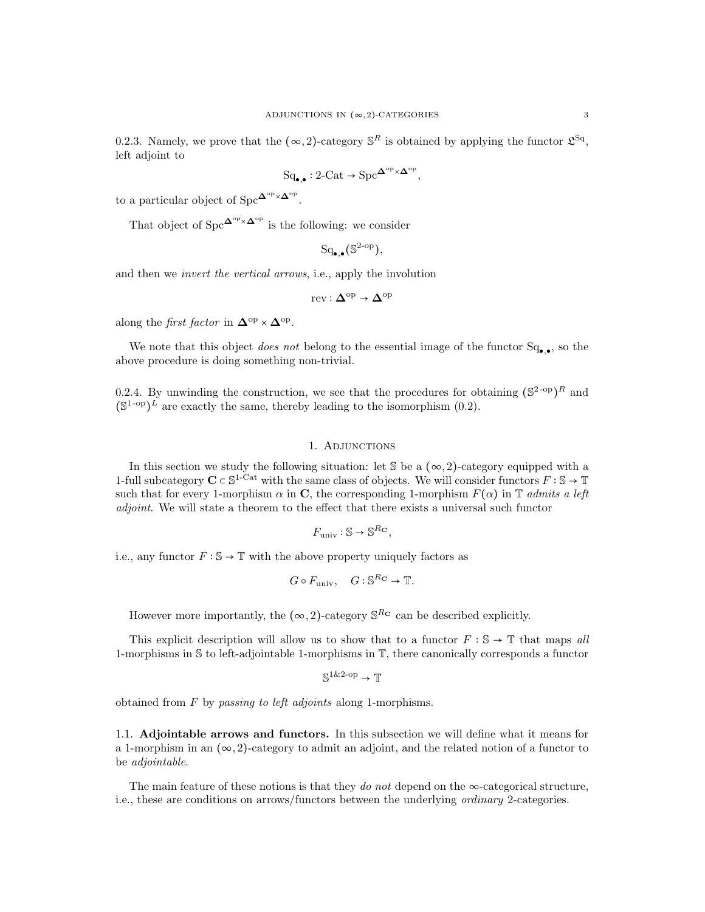0.2.3. Namely, we prove that the $(\infty,2)$-category $\mathbb{S}^R$ is obtained by applying the functor $\mathfrak{L}^{\mathrm{Sq}}$, left adjoint to

$$\mathrm{Sq}_{\bullet,\bullet} : \text{2-Cat} \to \mathrm{Spc}^{\mathbf{\Delta}^{\mathrm{op}} \times \mathbf{\Delta}^{\mathrm{op}}},$$

to a particular object of $\mathrm{Spc}^{\mathbf{\Delta}^{\mathrm{op}} \times \mathbf{\Delta}^{\mathrm{op}}}$.

That object of $\mathrm{Spc}^{\mathbf{\Delta}^{\mathrm{op}} \times \mathbf{\Delta}^{\mathrm{op}}}$ is the following: we consider

$$\mathrm{Sq}_{\bullet,\bullet}(\mathbb{S}^{2\text{-op}}),$$

and then we *invert the vertical arrows*, i.e., apply the involution

$$\mathrm{rev} : \mathbf{\Delta}^{\mathrm{op}} \to \mathbf{\Delta}^{\mathrm{op}}$$

along the *first factor* in $\mathbf{\Delta}^{\mathrm{op}} \times \mathbf{\Delta}^{\mathrm{op}}$.

We note that this object *does not* belong to the essential image of the functor $\mathrm{Sq}_{\bullet,\bullet}$, so the above procedure is doing something non-trivial.

0.2.4. By unwinding the construction, we see that the procedures for obtaining $(\mathbb{S}^{2\text{-op}})^R$ and $(\mathbb{S}^{1\text{-op}})^L$ are exactly the same, thereby leading to the isomorphism (0.2).

## 1. Adjunctions

In this section we study the following situation: let $\mathbb{S}$ be a $(\infty,2)$-category equipped with a 1-full subcategory $\mathbf{C} \subset \mathbb{S}^{1\text{-Cat}}$ with the same class of objects. We will consider functors $F : \mathbb{S} \to \mathbb{T}$ such that for every 1-morphism $\alpha$ in $\mathbf{C}$, the corresponding 1-morphism $F(\alpha)$ in $\mathbb{T}$ *admits a left adjoint*. We will state a theorem to the effect that there exists a universal such functor

$$F_{\mathrm{univ}} : \mathbb{S} \to \mathbb{S}^{R_{\mathbf{C}}},$$

i.e., any functor $F : \mathbb{S} \to \mathbb{T}$ with the above property uniquely factors as

$$G \circ F_{\mathrm{univ}}, \quad G : \mathbb{S}^{R_{\mathbf{C}}} \to \mathbb{T}.$$

However more importantly, the $(\infty,2)$-category $\mathbb{S}^{R_{\mathbf{C}}}$ can be described explicitly.

This explicit description will allow us to show that to a functor $F : \mathbb{S} \to \mathbb{T}$ that maps *all* 1-morphisms in $\mathbb{S}$ to left-adjointable 1-morphisms in $\mathbb{T}$, there canonically corresponds a functor

$$\mathbb{S}^{1\&2\text{-op}} \to \mathbb{T}$$

obtained from $F$ by *passing to left adjoints* along 1-morphisms.

### 1.1. Adjointable arrows and functors.

In this subsection we will define what it means for a 1-morphism in an $(\infty,2)$-category to admit an adjoint, and the related notion of a functor to be *adjointable*.

The main feature of these notions is that they *do not* depend on the $\infty$-categorical structure, i.e., these are conditions on arrows/functors between the underlying *ordinary* 2-categories.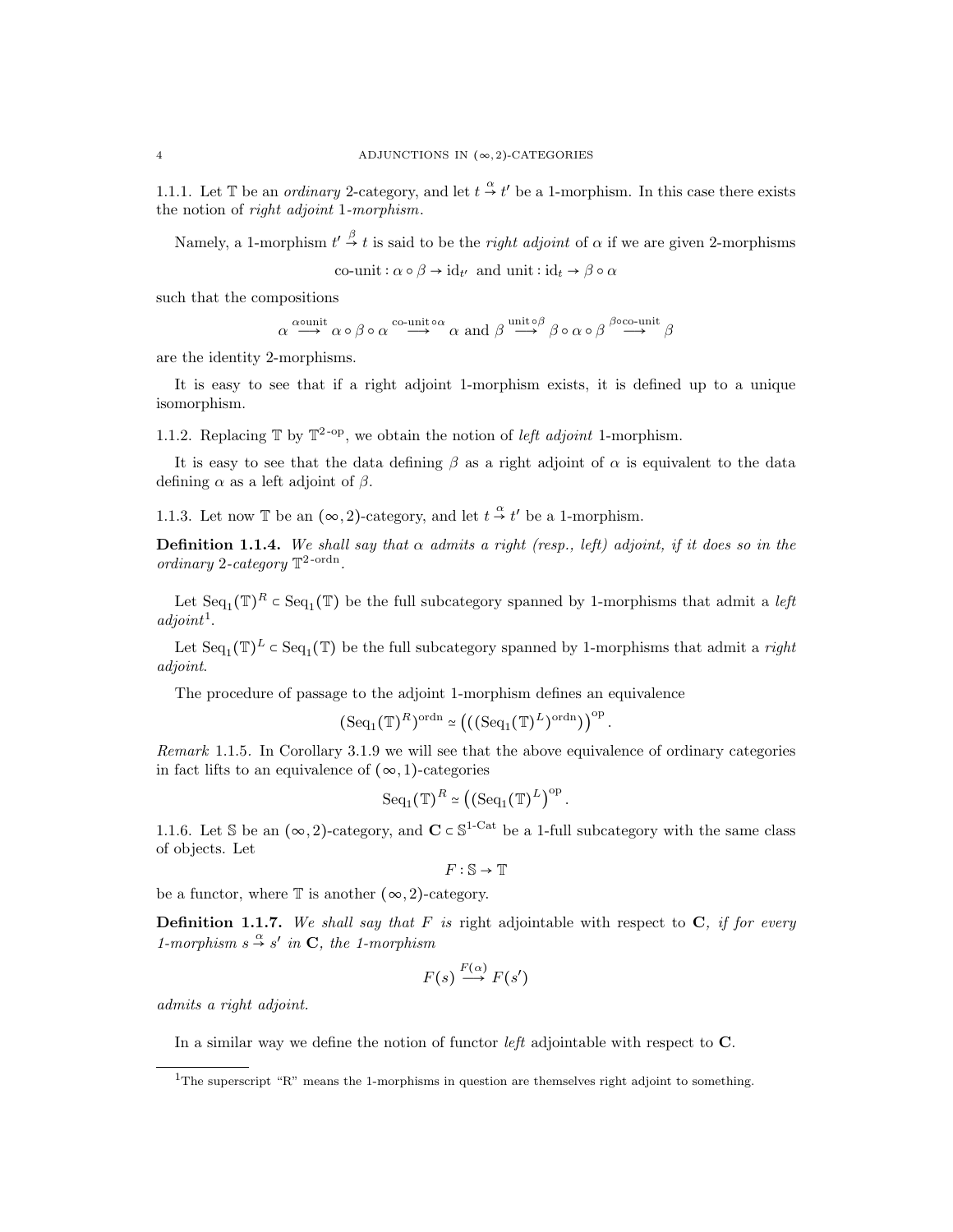1.1.1. Let $\mathbb{T}$ be an *ordinary* 2-category, and let $t \overset{\alpha}{\to} t'$ be a 1-morphism. In this case there exists the notion of *right adjoint 1-morphism*.

Namely, a 1-morphism $t' \overset{\beta}{\to} t$ is said to be the *right adjoint* of $\alpha$ if we are given 2-morphisms

$$\text{co-unit} : \alpha \circ \beta \to \mathrm{id}_{t'} \text{ and unit} : \mathrm{id}_t \to \beta \circ \alpha$$

such that the compositions

$$\alpha \overset{\alpha \circ \text{unit}}{\longrightarrow} \alpha \circ \beta \circ \alpha \overset{\text{co-unit} \circ \alpha}{\longrightarrow} \alpha \text{ and } \beta \overset{\text{unit} \circ \beta}{\longrightarrow} \beta \circ \alpha \circ \beta \overset{\beta \circ \text{co-unit}}{\longrightarrow} \beta$$

are the identity 2-morphisms.

It is easy to see that if a right adjoint 1-morphism exists, it is defined up to a unique isomorphism.

1.1.2. Replacing $\mathbb{T}$ by $\mathbb{T}^{2\text{-op}}$, we obtain the notion of *left adjoint* 1-morphism.

It is easy to see that the data defining $\beta$ as a right adjoint of $\alpha$ is equivalent to the data defining $\alpha$ as a left adjoint of $\beta$.

1.1.3. Let now $\mathbb{T}$ be an $(\infty, 2)$-category, and let $t \overset{\alpha}{\to} t'$ be a 1-morphism.

**Definition 1.1.4.** *We shall say that $\alpha$ admits a right (resp., left) adjoint, if it does so in the ordinary 2-category $\mathbb{T}^{2\text{-ordn}}$.*

Let $\mathrm{Seq}_1(\mathbb{T})^R \subset \mathrm{Seq}_1(\mathbb{T})$ be the full subcategory spanned by 1-morphisms that admit a *left adjoint*[1].

Let $\mathrm{Seq}_1(\mathbb{T})^L \subset \mathrm{Seq}_1(\mathbb{T})$ be the full subcategory spanned by 1-morphisms that admit a *right adjoint*.

The procedure of passage to the adjoint 1-morphism defines an equivalence

$$(\mathrm{Seq}_1(\mathbb{T})^R)^{\mathrm{ordn}} \simeq \left( ((\mathrm{Seq}_1(\mathbb{T})^L)^{\mathrm{ordn}}) \right)^{\mathrm{op}}.$$

*Remark* 1.1.5. In Corollary 3.1.9 we will see that the above equivalence of ordinary categories in fact lifts to an equivalence of $(\infty, 1)$-categories

$$\mathrm{Seq}_1(\mathbb{T})^R \simeq \left( (\mathrm{Seq}_1(\mathbb{T})^L \right)^{\mathrm{op}}.$$

1.1.6. Let $\mathbb{S}$ be an $(\infty, 2)$-category, and $\mathbf{C} \subset \mathbb{S}^{1\text{-Cat}}$ be a 1-full subcategory with the same class of objects. Let

$$F : \mathbb{S} \to \mathbb{T}$$

be a functor, where $\mathbb{T}$ is another $(\infty, 2)$-category.

**Definition 1.1.7.** *We shall say that $F$ is* right adjointable with respect to $\mathbf{C}$, *if for every 1-morphism $s \overset{\alpha}{\to} s'$ in $\mathbf{C}$, the 1-morphism*

$$F(s) \overset{F(\alpha)}{\longrightarrow} F(s')$$

*admits a right adjoint.*

In a similar way we define the notion of functor *left* adjointable with respect to $\mathbf{C}$.

[1] The superscript "R" means the 1-morphisms in question are themselves right adjoint to something.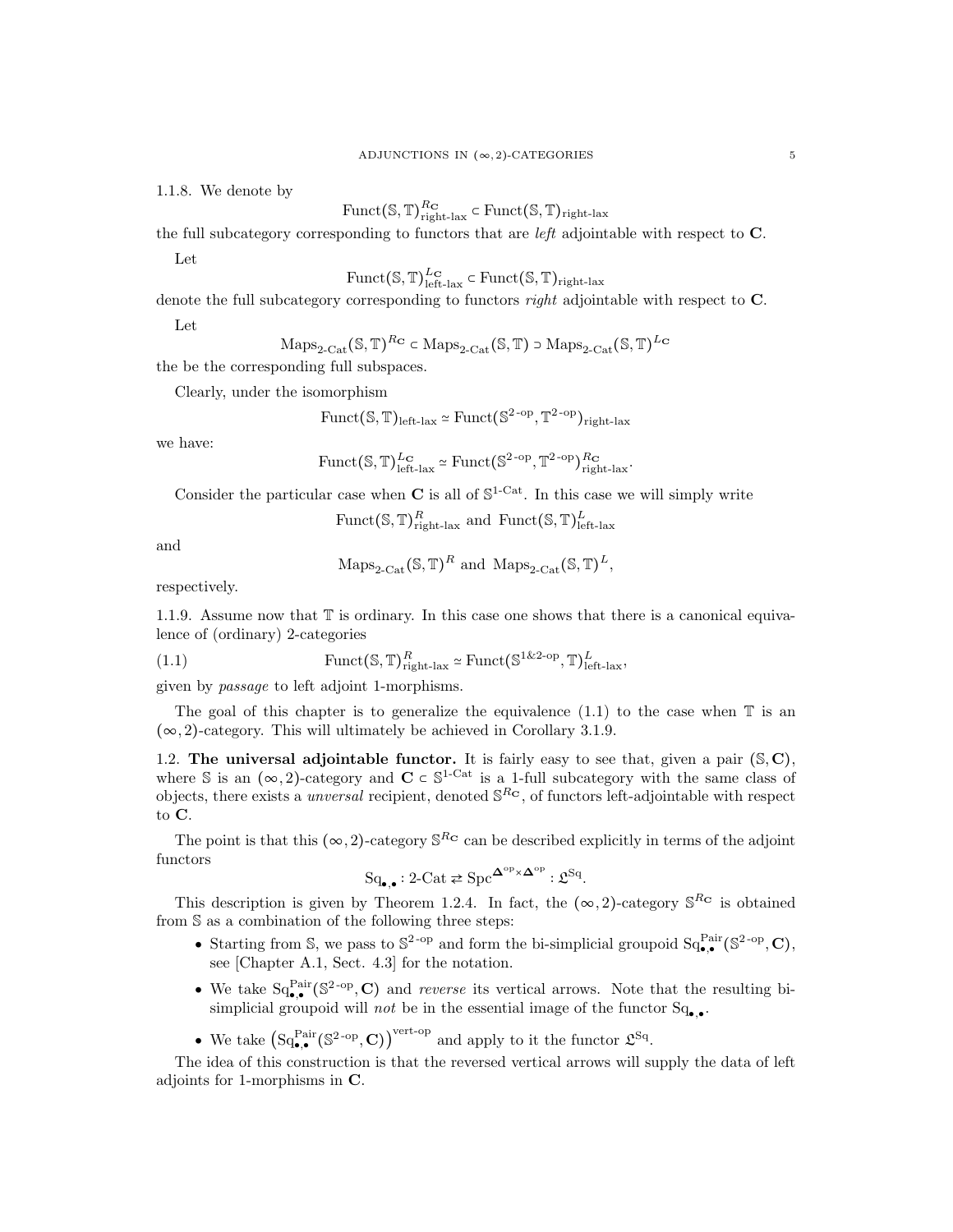1.1.8. We denote by

$$\mathrm{Funct}(\mathbb{S},\mathbb{T})^{R_{\mathbf{C}}}_{\text{right-lax}} \subset \mathrm{Funct}(\mathbb{S},\mathbb{T})_{\text{right-lax}}$$

the full subcategory corresponding to functors that are *left* adjointable with respect to $\mathbf{C}$.

Let

$$\mathrm{Funct}(\mathbb{S},\mathbb{T})^{L_{\mathbf{C}}}_{\text{left-lax}} \subset \mathrm{Funct}(\mathbb{S},\mathbb{T})_{\text{right-lax}}$$

denote the full subcategory corresponding to functors *right* adjointable with respect to $\mathbf{C}$.

Let

$$\mathrm{Maps}_{2\text{-Cat}}(\mathbb{S},\mathbb{T})^{R_{\mathbf{C}}} \subset \mathrm{Maps}_{2\text{-Cat}}(\mathbb{S},\mathbb{T}) \supset \mathrm{Maps}_{2\text{-Cat}}(\mathbb{S},\mathbb{T})^{L_{\mathbf{C}}}$$

the be the corresponding full subspaces.

Clearly, under the isomorphism

$$\mathrm{Funct}(\mathbb{S},\mathbb{T})_{\text{left-lax}} \simeq \mathrm{Funct}(\mathbb{S}^{2\text{-op}},\mathbb{T}^{2\text{-op}})_{\text{right-lax}}$$

we have:

$$\mathrm{Funct}(\mathbb{S},\mathbb{T})^{L_{\mathbf{C}}}_{\text{left-lax}} \simeq \mathrm{Funct}(\mathbb{S}^{2\text{-op}},\mathbb{T}^{2\text{-op}})^{R_{\mathbf{C}}}_{\text{right-lax}}.$$

Consider the particular case when $\mathbf{C}$ is all of $\mathbb{S}^{1\text{-Cat}}$. In this case we will simply write

$$\mathrm{Funct}(\mathbb{S},\mathbb{T})^{R}_{\text{right-lax}} \text{ and } \mathrm{Funct}(\mathbb{S},\mathbb{T})^{L}_{\text{left-lax}}$$

and

$$\mathrm{Maps}_{2\text{-Cat}}(\mathbb{S},\mathbb{T})^{R} \text{ and } \mathrm{Maps}_{2\text{-Cat}}(\mathbb{S},\mathbb{T})^{L},$$

respectively.

1.1.9. Assume now that $\mathbb{T}$ is ordinary. In this case one shows that there is a canonical equivalence of (ordinary) 2-categories

$$\mathrm{Funct}(\mathbb{S},\mathbb{T})^{R}_{\text{right-lax}} \simeq \mathrm{Funct}(\mathbb{S}^{1\&2\text{-op}},\mathbb{T})^{L}_{\text{left-lax}}, \tag{1.1}$$

given by *passage* to left adjoint 1-morphisms.

The goal of this chapter is to generalize the equivalence (1.1) to the case when $\mathbb{T}$ is an $(\infty,2)$-category. This will ultimately be achieved in Corollary 3.1.9.

1.2. **The universal adjointable functor.** It is fairly easy to see that, given a pair $(\mathbb{S},\mathbf{C})$, where $\mathbb{S}$ is an $(\infty,2)$-category and $\mathbf{C} \subset \mathbb{S}^{1\text{-Cat}}$ is a 1-full subcategory with the same class of objects, there exists a *unversal* recipient, denoted $\mathbb{S}^{R_{\mathbf{C}}}$, of functors left-adjointable with respect to $\mathbf{C}$.

The point is that this $(\infty,2)$-category $\mathbb{S}^{R_{\mathbf{C}}}$ can be described explicitly in terms of the adjoint functors

$$\mathrm{Sq}_{\bullet,\bullet} : 2\text{-Cat} \rightleftarrows \mathrm{Spc}^{\mathbf{\Delta}^{\mathrm{op}}\times\mathbf{\Delta}^{\mathrm{op}}} : \mathfrak{L}^{\mathrm{Sq}}.$$

This description is given by Theorem 1.2.4. In fact, the $(\infty,2)$-category $\mathbb{S}^{R_{\mathbf{C}}}$ is obtained from $\mathbb{S}$ as a combination of the following three steps:

- Starting from $\mathbb{S}$, we pass to $\mathbb{S}^{2\text{-op}}$ and form the bi-simplicial groupoid $\mathrm{Sq}^{\mathrm{Pair}}_{\bullet,\bullet}(\mathbb{S}^{2\text{-op}},\mathbf{C})$, see [Chapter A.1, Sect. 4.3] for the notation.
- We take $\mathrm{Sq}^{\mathrm{Pair}}_{\bullet,\bullet}(\mathbb{S}^{2\text{-op}},\mathbf{C})$ and *reverse* its vertical arrows. Note that the resulting bi-simplicial groupoid will *not* be in the essential image of the functor $\mathrm{Sq}_{\bullet,\bullet}$.
- We take $\left(\mathrm{Sq}^{\mathrm{Pair}}_{\bullet,\bullet}(\mathbb{S}^{2\text{-op}},\mathbf{C})\right)^{\text{vert-op}}$ and apply to it the functor $\mathfrak{L}^{\mathrm{Sq}}$.

The idea of this construction is that the reversed vertical arrows will supply the data of left adjoints for 1-morphisms in $\mathbf{C}$.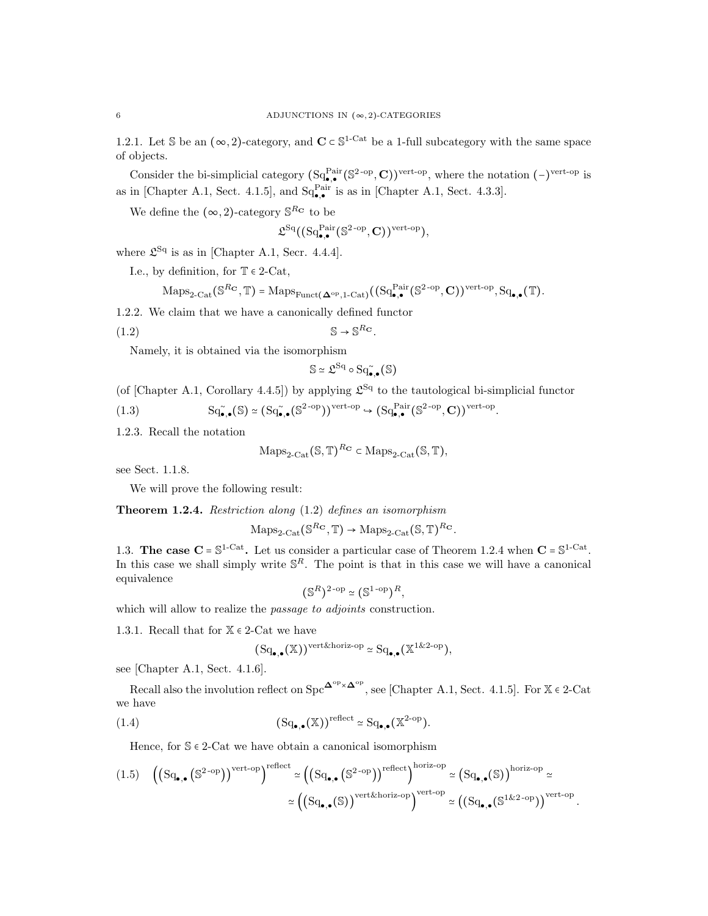1.2.1. Let $\mathbb{S}$ be an $(\infty,2)$-category, and $\mathbf{C} \subset \mathbb{S}^{1\text{-Cat}}$ be a 1-full subcategory with the same space of objects.

Consider the bi-simplicial category $(\mathrm{Sq}^{\mathrm{Pair}}_{\bullet,\bullet}(\mathbb{S}^{2\text{-op}}, \mathbf{C}))^{\text{vert-op}}$, where the notation $(-)^{\text{vert-op}}$ is as in [Chapter A.1, Sect. 4.1.5], and $\mathrm{Sq}^{\mathrm{Pair}}_{\bullet,\bullet}$ is as in [Chapter A.1, Sect. 4.3.3].

We define the $(\infty,2)$-category $\mathbb{S}^{R_{\mathbf{C}}}$ to be

$$\mathfrak{L}^{\mathrm{Sq}}((\mathrm{Sq}^{\mathrm{Pair}}_{\bullet,\bullet}(\mathbb{S}^{2\text{-op}}, \mathbf{C}))^{\text{vert-op}}),$$

where $\mathfrak{L}^{\mathrm{Sq}}$ is as in [Chapter A.1, Secr. 4.4.4].

I.e., by definition, for $\mathbb{T} \in 2\text{-Cat}$,

$$\mathrm{Maps}_{2\text{-Cat}}(\mathbb{S}^{R_{\mathbf{C}}}, \mathbb{T}) = \mathrm{Maps}_{\mathrm{Funct}(\mathbf{\Delta}^{\mathrm{op}}, 1\text{-Cat})}((\mathrm{Sq}^{\mathrm{Pair}}_{\bullet,\bullet}(\mathbb{S}^{2\text{-op}}, \mathbf{C}))^{\text{vert-op}}, \mathrm{Sq}_{\bullet,\bullet}(\mathbb{T}).$$

1.2.2. We claim that we have a canonically defined functor

$$\mathbb{S} \to \mathbb{S}^{R_{\mathbf{C}}}. \tag{1.2}$$

Namely, it is obtained via the isomorphism

$$\mathbb{S} \simeq \mathfrak{L}^{\mathrm{Sq}} \circ \mathrm{Sq}^{\sim}_{\bullet,\bullet}(\mathbb{S})$$

(of [Chapter A.1, Corollary 4.4.5]) by applying $\mathfrak{L}^{\mathrm{Sq}}$ to the tautological bi-simplicial functor

$$\mathrm{Sq}^{\sim}_{\bullet,\bullet}(\mathbb{S}) \simeq (\mathrm{Sq}^{\sim}_{\bullet,\bullet}(\mathbb{S}^{2\text{-op}}))^{\text{vert-op}} \hookrightarrow (\mathrm{Sq}^{\mathrm{Pair}}_{\bullet,\bullet}(\mathbb{S}^{2\text{-op}}, \mathbf{C}))^{\text{vert-op}}. \tag{1.3}$$

1.2.3. Recall the notation

$$\mathrm{Maps}_{2\text{-Cat}}(\mathbb{S}, \mathbb{T})^{R_{\mathbf{C}}} \subset \mathrm{Maps}_{2\text{-Cat}}(\mathbb{S}, \mathbb{T}),$$

see Sect. 1.1.8.

We will prove the following result:

**Theorem 1.2.4.** *Restriction along* (1.2) *defines an isomorphism*

$$\mathrm{Maps}_{2\text{-Cat}}(\mathbb{S}^{R_{\mathbf{C}}}, \mathbb{T}) \to \mathrm{Maps}_{2\text{-Cat}}(\mathbb{S}, \mathbb{T})^{R_{\mathbf{C}}}.$$

## 1.3. The case $\mathbf{C} = \mathbb{S}^{1\text{-Cat}}$.

Let us consider a particular case of Theorem 1.2.4 when $\mathbf{C} = \mathbb{S}^{1\text{-Cat}}$. In this case we shall simply write $\mathbb{S}^R$. The point is that in this case we will have a canonical equivalence

$$(\mathbb{S}^R)^{2\text{-op}} \simeq (\mathbb{S}^{1\text{-op}})^R,$$

which will allow to realize the *passage to adjoints* construction.

1.3.1. Recall that for $\mathbb{X} \in 2\text{-Cat}$ we have

$$(\mathrm{Sq}_{\bullet,\bullet}(\mathbb{X}))^{\text{vert\&horiz-op}} \simeq \mathrm{Sq}_{\bullet,\bullet}(\mathbb{X}^{1\&2\text{-op}}),$$

see [Chapter A.1, Sect. 4.1.6].

Recall also the involution reflect on $\mathrm{Spc}^{\mathbf{\Delta}^{\mathrm{op}} \times \mathbf{\Delta}^{\mathrm{op}}}$, see [Chapter A.1, Sect. 4.1.5]. For $\mathbb{X} \in 2\text{-Cat}$ we have

$$(\mathrm{Sq}_{\bullet,\bullet}(\mathbb{X}))^{\text{reflect}} \simeq \mathrm{Sq}_{\bullet,\bullet}(\mathbb{X}^{2\text{-op}}). \tag{1.4}$$

Hence, for $\mathbb{S} \in 2\text{-Cat}$ we have obtain a canonical isomorphism

$$\left(\left(\mathrm{Sq}_{\bullet,\bullet}\left(\mathbb{S}^{2\text{-op}}\right)\right)^{\text{vert-op}}\right)^{\text{reflect}} \simeq \left(\left(\mathrm{Sq}_{\bullet,\bullet}\left(\mathbb{S}^{2\text{-op}}\right)\right)^{\text{reflect}}\right)^{\text{horiz-op}} \simeq \left(\mathrm{Sq}_{\bullet,\bullet}(\mathbb{S})\right)^{\text{horiz-op}} \simeq$$
$$\simeq \left(\left(\mathrm{Sq}_{\bullet,\bullet}(\mathbb{S})\right)^{\text{vert\&horiz-op}}\right)^{\text{vert-op}} \simeq \left(\left(\mathrm{Sq}_{\bullet,\bullet}(\mathbb{S}^{1\&2\text{-op}})\right)\right)^{\text{vert-op}}. \tag{1.5}$$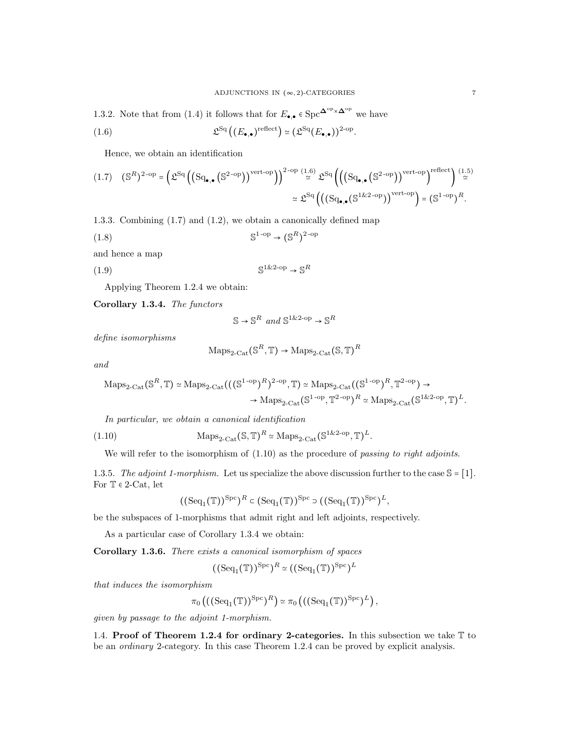1.3.2. Note that from (1.4) it follows that for $E_{\bullet,\bullet} \in \mathrm{Spc}^{\mathbf{\Delta}^{\mathrm{op}} \times \mathbf{\Delta}^{\mathrm{op}}}$ we have

$$\mathfrak{L}^{\mathrm{Sq}}\left((E_{\bullet,\bullet})^{\mathrm{reflect}}\right) \simeq (\mathfrak{L}^{\mathrm{Sq}}(E_{\bullet,\bullet}))^{2\text{-op}}. \tag{1.6}$$

Hence, we obtain an identification

$$(\mathbb{S}^R)^{2\text{-op}} = \left(\mathfrak{L}^{\mathrm{Sq}}\left(\left(\mathrm{Sq}_{\bullet,\bullet}\left(\mathbb{S}^{2\text{-op}}\right)\right)^{\mathrm{vert\text{-}op}}\right)\right)^{2\text{-op}} \overset{(1.6)}{\simeq} \mathfrak{L}^{\mathrm{Sq}}\left(\left(\left(\mathrm{Sq}_{\bullet,\bullet}\left(\mathbb{S}^{2\text{-op}}\right)\right)^{\mathrm{vert\text{-}op}}\right)^{\mathrm{reflect}}\right) \overset{(1.5)}{\simeq}$$
$$\simeq \mathfrak{L}^{\mathrm{Sq}}\left(\left(\left(\mathrm{Sq}_{\bullet,\bullet}(\mathbb{S}^{1\&2\text{-op}})\right)^{\mathrm{vert\text{-}op}}\right) = (\mathbb{S}^{1\text{-op}})^R. \tag{1.7}$$

1.3.3. Combining (1.7) and (1.2), we obtain a canonically defined map

$$\mathbb{S}^{1\text{-op}} \to (\mathbb{S}^R)^{2\text{-op}} \tag{1.8}$$

and hence a map

$$\mathbb{S}^{1\&2\text{-op}} \to \mathbb{S}^R \tag{1.9}$$

Applying Theorem 1.2.4 we obtain:

**Corollary 1.3.4.** *The functors*

$$\mathbb{S} \to \mathbb{S}^R \text{ and } \mathbb{S}^{1\&2\text{-op}} \to \mathbb{S}^R$$

*define isomorphisms*

$$\mathrm{Maps}_{2\text{-Cat}}(\mathbb{S}^R, \mathbb{T}) \to \mathrm{Maps}_{2\text{-Cat}}(\mathbb{S}, \mathbb{T})^R$$

*and*

$$\mathrm{Maps}_{2\text{-Cat}}(\mathbb{S}^R, \mathbb{T}) \simeq \mathrm{Maps}_{2\text{-Cat}}(((\mathbb{S}^{1\text{-op}})^R)^{2\text{-op}}, \mathbb{T}) \simeq \mathrm{Maps}_{2\text{-Cat}}((\mathbb{S}^{1\text{-op}})^R, \mathbb{T}^{2\text{-op}}) \to$$
$$\to \mathrm{Maps}_{2\text{-Cat}}(\mathbb{S}^{1\text{-op}}, \mathbb{T}^{2\text{-op}})^R \simeq \mathrm{Maps}_{2\text{-Cat}}(\mathbb{S}^{1\&2\text{-op}}, \mathbb{T})^L.$$

*In particular, we obtain a canonical identification*

$$\mathrm{Maps}_{2\text{-Cat}}(\mathbb{S}, \mathbb{T})^R \simeq \mathrm{Maps}_{2\text{-Cat}}(\mathbb{S}^{1\&2\text{-op}}, \mathbb{T})^L. \tag{1.10}$$

We will refer to the isomorphism of (1.10) as the procedure of *passing to right adjoints*.

1.3.5. *The adjoint 1-morphism.* Let us specialize the above discussion further to the case $\mathbb{S} = [1]$. For $\mathbb{T} \in 2\text{-Cat}$, let

$$((\mathrm{Seq}_1(\mathbb{T}))^{\mathrm{Spc}})^R \subset (\mathrm{Seq}_1(\mathbb{T}))^{\mathrm{Spc}} \supset ((\mathrm{Seq}_1(\mathbb{T}))^{\mathrm{Spc}})^L,$$

be the subspaces of 1-morphisms that admit right and left adjoints, respectively.

As a particular case of Corollary 1.3.4 we obtain:

**Corollary 1.3.6.** *There exists a canonical isomorphism of spaces*

$$((\mathrm{Seq}_1(\mathbb{T}))^{\mathrm{Spc}})^R \simeq ((\mathrm{Seq}_1(\mathbb{T}))^{\mathrm{Spc}})^L$$

*that induces the isomorphism*

$$\pi_0\left(((\mathrm{Seq}_1(\mathbb{T}))^{\mathrm{Spc}})^R\right) \simeq \pi_0\left(((\mathrm{Seq}_1(\mathbb{T}))^{\mathrm{Spc}})^L\right),$$

*given by passage to the adjoint 1-morphism.*

1.4. **Proof of Theorem 1.2.4 for ordinary 2-categories.** In this subsection we take $\mathbb{T}$ to be an *ordinary* 2-category. In this case Theorem 1.2.4 can be proved by explicit analysis.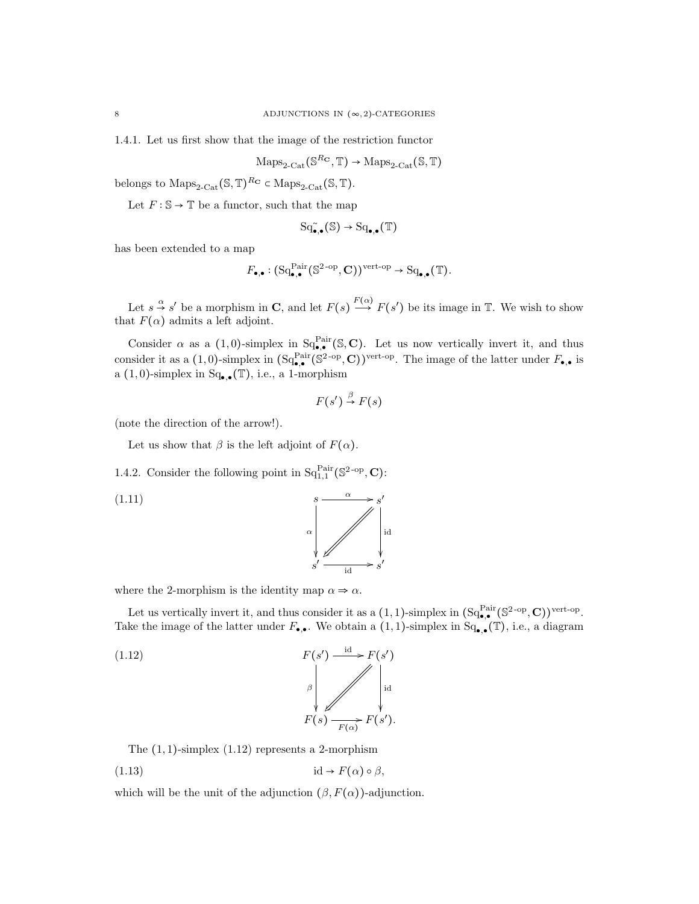1.4.1. Let us first show that the image of the restriction functor

$$\mathrm{Maps}_{2\text{-Cat}}(\mathbb{S}^{R_{\mathbf{C}}}, \mathbb{T}) \to \mathrm{Maps}_{2\text{-Cat}}(\mathbb{S}, \mathbb{T})$$

belongs to $\mathrm{Maps}_{2\text{-Cat}}(\mathbb{S}, \mathbb{T})^{R_{\mathbf{C}}} \subset \mathrm{Maps}_{2\text{-Cat}}(\mathbb{S}, \mathbb{T})$.

Let $F : \mathbb{S} \to \mathbb{T}$ be a functor, such that the map

$$\mathrm{Sq}^{\sim}_{\bullet,\bullet}(\mathbb{S}) \to \mathrm{Sq}_{\bullet,\bullet}(\mathbb{T})$$

has been extended to a map

$$F_{\bullet,\bullet} : (\mathrm{Sq}^{\mathrm{Pair}}_{\bullet,\bullet}(\mathbb{S}^{2\text{-op}}, \mathbf{C}))^{\text{vert-op}} \to \mathrm{Sq}_{\bullet,\bullet}(\mathbb{T}).$$

Let $s \overset{\alpha}{\to} s'$ be a morphism in $\mathbf{C}$, and let $F(s) \overset{F(\alpha)}{\longrightarrow} F(s')$ be its image in $\mathbb{T}$. We wish to show that $F(\alpha)$ admits a left adjoint.

Consider $\alpha$ as a $(1,0)$-simplex in $\mathrm{Sq}^{\mathrm{Pair}}_{\bullet,\bullet}(\mathbb{S}, \mathbf{C})$. Let us now vertically invert it, and thus consider it as a $(1,0)$-simplex in $(\mathrm{Sq}^{\mathrm{Pair}}_{\bullet,\bullet}(\mathbb{S}^{2\text{-op}}, \mathbf{C}))^{\text{vert-op}}$. The image of the latter under $F_{\bullet,\bullet}$ is a $(1,0)$-simplex in $\mathrm{Sq}_{\bullet,\bullet}(\mathbb{T})$, i.e., a 1-morphism

$$F(s') \overset{\beta}{\to} F(s)$$

(note the direction of the arrow!).

Let us show that $\beta$ is the left adjoint of $F(\alpha)$.

1.4.2. Consider the following point in $\mathrm{Sq}^{\mathrm{Pair}}_{1,1}(\mathbb{S}^{2\text{-op}}, \mathbf{C})$:

$$\begin{array}{ccc} s & \xrightarrow{\alpha} & s' \\ {\scriptstyle\alpha}\downarrow & \swarrow & \downarrow{\scriptstyle\mathrm{id}} \\ s' & \xrightarrow[\mathrm{id}]{} & s' \end{array} \tag{1.11}$$

where the 2-morphism is the identity map $\alpha \Rightarrow \alpha$.

Let us vertically invert it, and thus consider it as a $(1,1)$-simplex in $(\mathrm{Sq}^{\mathrm{Pair}}_{\bullet,\bullet}(\mathbb{S}^{2\text{-op}}, \mathbf{C}))^{\text{vert-op}}$. Take the image of the latter under $F_{\bullet,\bullet}$. We obtain a $(1,1)$-simplex in $\mathrm{Sq}_{\bullet,\bullet}(\mathbb{T})$, i.e., a diagram

$$\begin{array}{ccc} F(s') & \xrightarrow{\mathrm{id}} & F(s') \\ {\scriptstyle\beta}\downarrow & \swarrow & \downarrow{\scriptstyle\mathrm{id}} \\ F(s) & \xrightarrow[F(\alpha)]{} & F(s'). \end{array} \tag{1.12}$$

The $(1,1)$-simplex (1.12) represents a 2-morphism

$$\mathrm{id} \to F(\alpha) \circ \beta, \tag{1.13}$$

which will be the unit of the adjunction $(\beta, F(\alpha))$-adjunction.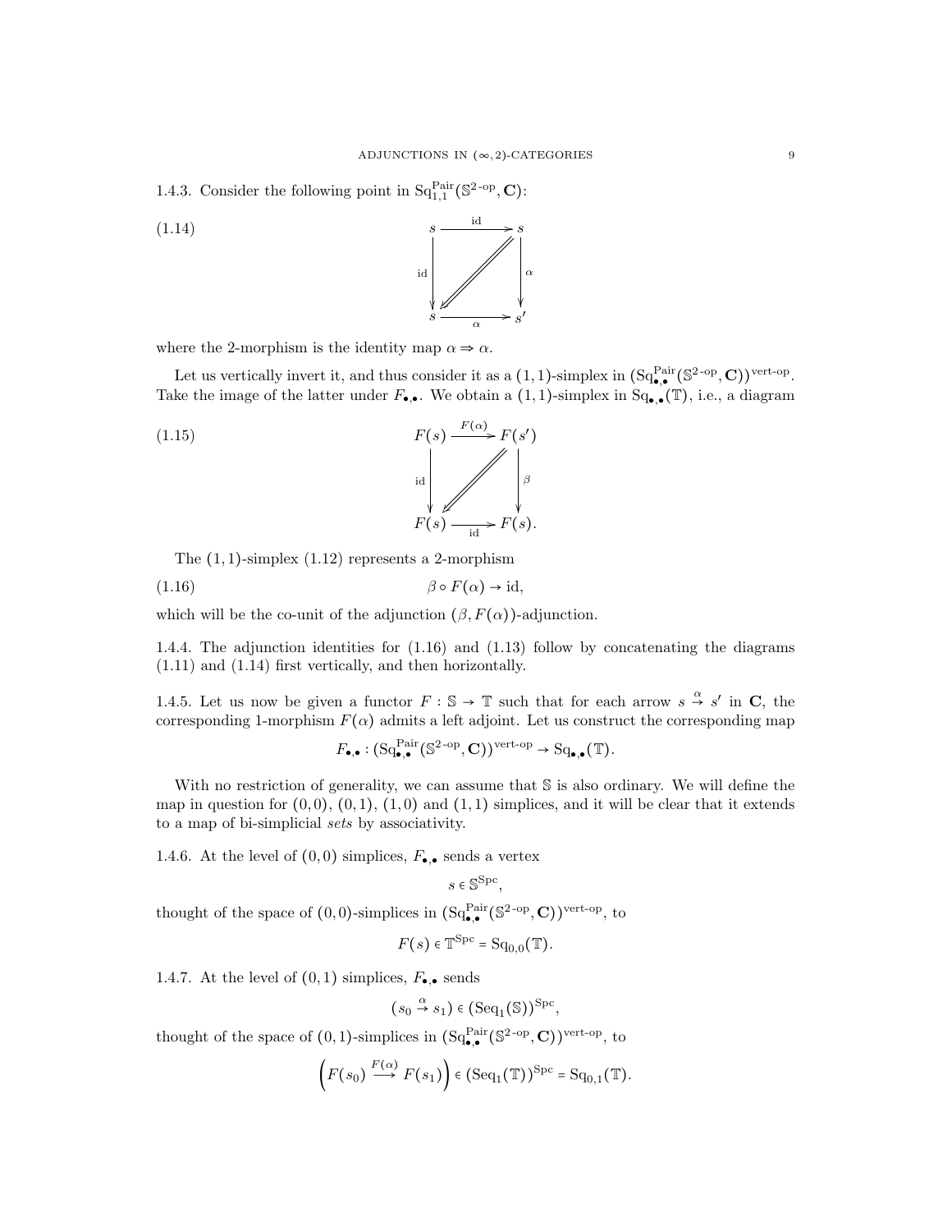1.4.3. Consider the following point in $\mathrm{Sq}^{\mathrm{Pair}}_{1,1}(\mathbb{S}^{2\text{-op}}, \mathbf{C})$:

$$
\begin{array}{ccc}
s & \xrightarrow{\mathrm{id}} & s \\
{\scriptstyle \mathrm{id}}\downarrow & \swarrow\!\!\!\!\swarrow & \downarrow{\scriptstyle \alpha} \\
s & \xrightarrow[\alpha]{} & s'
\end{array}
\tag{1.14}
$$

where the 2-morphism is the identity map $\alpha \Rightarrow \alpha$.

Let us vertically invert it, and thus consider it as a $(1,1)$-simplex in $(\mathrm{Sq}^{\mathrm{Pair}}_{\bullet,\bullet}(\mathbb{S}^{2\text{-op}}, \mathbf{C}))^{\mathrm{vert\text{-}op}}$. Take the image of the latter under $F_{\bullet,\bullet}$. We obtain a $(1,1)$-simplex in $\mathrm{Sq}_{\bullet,\bullet}(\mathbb{T})$, i.e., a diagram

$$
\begin{array}{ccc}
F(s) & \xrightarrow{F(\alpha)} & F(s') \\
{\scriptstyle \mathrm{id}}\downarrow & \swarrow\!\!\!\!\swarrow & \downarrow{\scriptstyle \beta} \\
F(s) & \xrightarrow[\mathrm{id}]{} & F(s).
\end{array}
\tag{1.15}
$$

The $(1,1)$-simplex (1.12) represents a 2-morphism

$$
\beta \circ F(\alpha) \to \mathrm{id},
\tag{1.16}
$$

which will be the co-unit of the adjunction $(\beta, F(\alpha))$-adjunction.

1.4.4. The adjunction identities for (1.16) and (1.13) follow by concatenating the diagrams (1.11) and (1.14) first vertically, and then horizontally.

1.4.5. Let us now be given a functor $F : \mathbb{S} \to \mathbb{T}$ such that for each arrow $s \overset{\alpha}{\to} s'$ in $\mathbf{C}$, the corresponding 1-morphism $F(\alpha)$ admits a left adjoint. Let us construct the corresponding map

$$
F_{\bullet,\bullet} : (\mathrm{Sq}^{\mathrm{Pair}}_{\bullet,\bullet}(\mathbb{S}^{2\text{-op}}, \mathbf{C}))^{\mathrm{vert\text{-}op}} \to \mathrm{Sq}_{\bullet,\bullet}(\mathbb{T}).
$$

With no restriction of generality, we can assume that $\mathbb{S}$ is also ordinary. We will define the map in question for $(0,0)$, $(0,1)$, $(1,0)$ and $(1,1)$ simplices, and it will be clear that it extends to a map of bi-simplicial *sets* by associativity.

1.4.6. At the level of $(0,0)$ simplices, $F_{\bullet,\bullet}$ sends a vertex

$$
s \in \mathbb{S}^{\mathrm{Spc}},
$$

thought of the space of $(0,0)$-simplices in $(\mathrm{Sq}^{\mathrm{Pair}}_{\bullet,\bullet}(\mathbb{S}^{2\text{-op}}, \mathbf{C}))^{\mathrm{vert\text{-}op}}$, to

$$
F(s) \in \mathbb{T}^{\mathrm{Spc}} = \mathrm{Sq}_{0,0}(\mathbb{T}).
$$

1.4.7. At the level of $(0,1)$ simplices, $F_{\bullet,\bullet}$ sends

$$
(s_0 \overset{\alpha}{\to} s_1) \in (\mathrm{Seq}_1(\mathbb{S}))^{\mathrm{Spc}},
$$

thought of the space of $(0,1)$-simplices in $(\mathrm{Sq}^{\mathrm{Pair}}_{\bullet,\bullet}(\mathbb{S}^{2\text{-op}}, \mathbf{C}))^{\mathrm{vert\text{-}op}}$, to

$$
\left(F(s_0) \overset{F(\alpha)}{\longrightarrow} F(s_1)\right) \in (\mathrm{Seq}_1(\mathbb{T}))^{\mathrm{Spc}} = \mathrm{Sq}_{0,1}(\mathbb{T}).
$$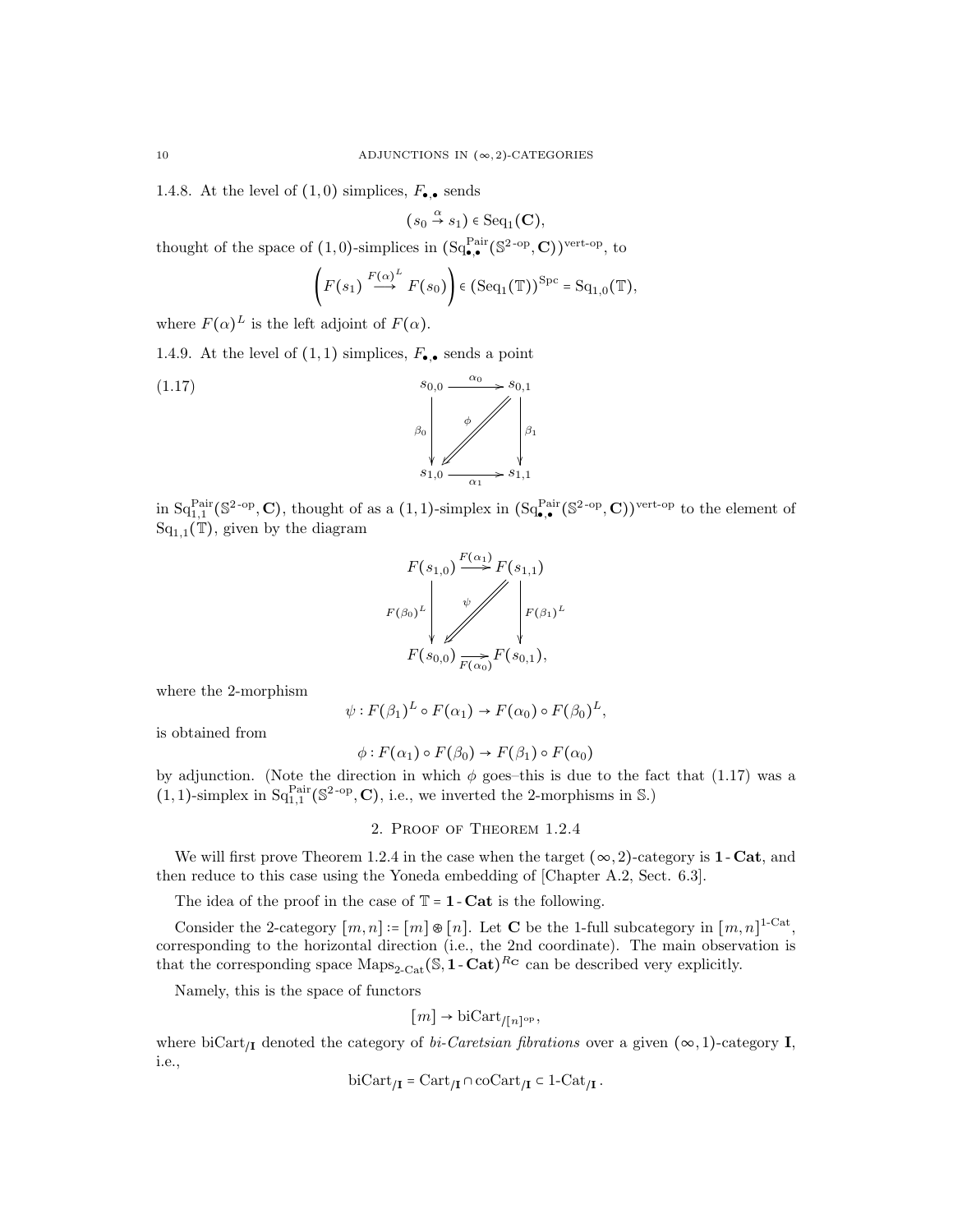1.4.8. At the level of $(1,0)$ simplices, $F_{\bullet,\bullet}$ sends

$$(s_0 \overset{\alpha}{\to} s_1) \in \operatorname{Seq}_1(\mathbf{C}),$$

thought of the space of $(1,0)$-simplices in $(\operatorname{Sq}^{\operatorname{Pair}}_{\bullet,\bullet}(\mathbb{S}^{2\text{-op}}, \mathbf{C}))^{\text{vert-op}}$, to

$$\left( F(s_1) \overset{F(\alpha)^L}{\longrightarrow} F(s_0) \right) \in (\operatorname{Seq}_1(\mathbb{T}))^{\operatorname{Spc}} = \operatorname{Sq}_{1,0}(\mathbb{T}),$$

where $F(\alpha)^L$ is the left adjoint of $F(\alpha)$.

1.4.9. At the level of $(1,1)$ simplices, $F_{\bullet,\bullet}$ sends a point

$$\begin{array}{ccc} s_{0,0} & \xrightarrow{\alpha_0} & s_{0,1} \\ {\scriptstyle \beta_0}\downarrow & \overset{\phi}{\swarrow} & \downarrow{\scriptstyle \beta_1} \\ s_{1,0} & \xrightarrow[\alpha_1]{} & s_{1,1} \end{array} \tag{1.17}$$

in $\operatorname{Sq}^{\operatorname{Pair}}_{1,1}(\mathbb{S}^{2\text{-op}}, \mathbf{C})$, thought of as a $(1,1)$-simplex in $(\operatorname{Sq}^{\operatorname{Pair}}_{\bullet,\bullet}(\mathbb{S}^{2\text{-op}}, \mathbf{C}))^{\text{vert-op}}$ to the element of $\operatorname{Sq}_{1,1}(\mathbb{T})$, given by the diagram

$$\begin{array}{ccc} F(s_{1,0}) & \xrightarrow{F(\alpha_1)} & F(s_{1,1}) \\ {\scriptstyle F(\beta_0)^L}\downarrow & \overset{\psi}{\swarrow} & \downarrow{\scriptstyle F(\beta_1)^L} \\ F(s_{0,0}) & \xrightarrow[F(\alpha_0)]{} & F(s_{0,1}), \end{array}$$

where the 2-morphism

$$\psi : F(\beta_1)^L \circ F(\alpha_1) \to F(\alpha_0) \circ F(\beta_0)^L,$$

is obtained from

$$\phi : F(\alpha_1) \circ F(\beta_0) \to F(\beta_1) \circ F(\alpha_0)$$

by adjunction. (Note the direction in which $\phi$ goes–this is due to the fact that (1.17) was a $(1,1)$-simplex in $\operatorname{Sq}^{\operatorname{Pair}}_{1,1}(\mathbb{S}^{2\text{-op}}, \mathbf{C})$, i.e., we inverted the 2-morphisms in $\mathbb{S}$.)

## 2. Proof of Theorem 1.2.4

We will first prove Theorem 1.2.4 in the case when the target $(\infty,2)$-category is $\mathbf{1}\text{-}\mathbf{Cat}$, and then reduce to this case using the Yoneda embedding of [Chapter A.2, Sect. 6.3].

The idea of the proof in the case of $\mathbb{T} = \mathbf{1}\text{-}\mathbf{Cat}$ is the following.

Consider the 2-category $[m,n] := [m] \circledast [n]$. Let $\mathbf{C}$ be the 1-full subcategory in $[m,n]^{1\text{-Cat}}$, corresponding to the horizontal direction (i.e., the 2nd coordinate). The main observation is that the corresponding space $\operatorname{Maps}_{2\text{-Cat}}(\mathbb{S}, \mathbf{1}\text{-}\mathbf{Cat})^{R_{\mathbf{C}}}$ can be described very explicitly.

Namely, this is the space of functors

$$[m] \to \operatorname{biCart}_{/[n]^{\operatorname{op}}},$$

where $\operatorname{biCart}_{/\mathbf{I}}$ denoted the category of *bi-Caretsian fibrations* over a given $(\infty,1)$-category $\mathbf{I}$, i.e.,

$$\operatorname{biCart}_{/\mathbf{I}} = \operatorname{Cart}_{/\mathbf{I}} \cap \operatorname{coCart}_{/\mathbf{I}} \subset 1\text{-}\operatorname{Cat}_{/\mathbf{I}}.$$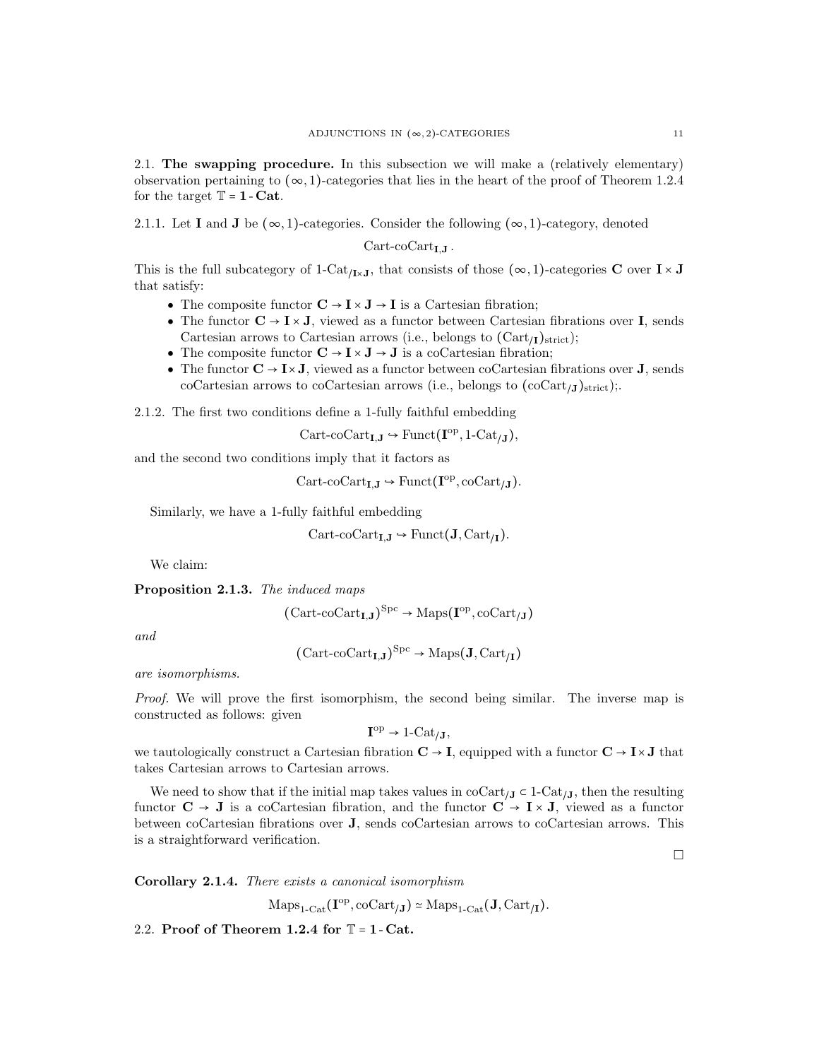## 2.1. The swapping procedure.

In this subsection we will make a (relatively elementary) observation pertaining to $(\infty,1)$-categories that lies in the heart of the proof of Theorem 1.2.4 for the target $\mathbb{T} = \mathbf{1}\text{-}\mathbf{Cat}$.

2.1.1. Let $\mathbf{I}$ and $\mathbf{J}$ be $(\infty,1)$-categories. Consider the following $(\infty,1)$-category, denoted

$$\text{Cart-coCart}_{\mathbf{I},\mathbf{J}}.$$

This is the full subcategory of $1\text{-Cat}_{/\mathbf{I}\times\mathbf{J}}$, that consists of those $(\infty,1)$-categories $\mathbf{C}$ over $\mathbf{I}\times\mathbf{J}$ that satisfy:

- The composite functor $\mathbf{C}\to\mathbf{I}\times\mathbf{J}\to\mathbf{I}$ is a Cartesian fibration;
- The functor $\mathbf{C}\to\mathbf{I}\times\mathbf{J}$, viewed as a functor between Cartesian fibrations over $\mathbf{I}$, sends Cartesian arrows to Cartesian arrows (i.e., belongs to $(\text{Cart}_{/\mathbf{I}})_{\text{strict}}$);
- The composite functor $\mathbf{C}\to\mathbf{I}\times\mathbf{J}\to\mathbf{J}$ is a coCartesian fibration;
- The functor $\mathbf{C}\to\mathbf{I}\times\mathbf{J}$, viewed as a functor between coCartesian fibrations over $\mathbf{J}$, sends coCartesian arrows to coCartesian arrows (i.e., belongs to $(\text{coCart}_{/\mathbf{J}})_{\text{strict}}$);.

2.1.2. The first two conditions define a 1-fully faithful embedding

$$\text{Cart-coCart}_{\mathbf{I},\mathbf{J}} \hookrightarrow \text{Funct}(\mathbf{I}^{\text{op}}, 1\text{-Cat}_{/\mathbf{J}}),$$

and the second two conditions imply that it factors as

$$\text{Cart-coCart}_{\mathbf{I},\mathbf{J}} \hookrightarrow \text{Funct}(\mathbf{I}^{\text{op}}, \text{coCart}_{/\mathbf{J}}).$$

Similarly, we have a 1-fully faithful embedding

$$\text{Cart-coCart}_{\mathbf{I},\mathbf{J}} \hookrightarrow \text{Funct}(\mathbf{J}, \text{Cart}_{/\mathbf{I}}).$$

We claim:

**Proposition 2.1.3.** *The induced maps*

$$(\text{Cart-coCart}_{\mathbf{I},\mathbf{J}})^{\text{Spc}} \to \text{Maps}(\mathbf{I}^{\text{op}}, \text{coCart}_{/\mathbf{J}})$$

*and*

$$(\text{Cart-coCart}_{\mathbf{I},\mathbf{J}})^{\text{Spc}} \to \text{Maps}(\mathbf{J}, \text{Cart}_{/\mathbf{I}})$$

*are isomorphisms.*

*Proof.* We will prove the first isomorphism, the second being similar. The inverse map is constructed as follows: given

$$\mathbf{I}^{\text{op}} \to 1\text{-Cat}_{/\mathbf{J}},$$

we tautologically construct a Cartesian fibration $\mathbf{C}\to\mathbf{I}$, equipped with a functor $\mathbf{C}\to\mathbf{I}\times\mathbf{J}$ that takes Cartesian arrows to Cartesian arrows.

We need to show that if the initial map takes values in $\text{coCart}_{/\mathbf{J}} \subset 1\text{-Cat}_{/\mathbf{J}}$, then the resulting functor $\mathbf{C}\to\mathbf{J}$ is a coCartesian fibration, and the functor $\mathbf{C}\to\mathbf{I}\times\mathbf{J}$, viewed as a functor between coCartesian fibrations over $\mathbf{J}$, sends coCartesian arrows to coCartesian arrows. This is a straightforward verification.

□

**Corollary 2.1.4.** *There exists a canonical isomorphism*

$$\text{Maps}_{1\text{-Cat}}(\mathbf{I}^{\text{op}}, \text{coCart}_{/\mathbf{J}}) \simeq \text{Maps}_{1\text{-Cat}}(\mathbf{J}, \text{Cart}_{/\mathbf{I}}).$$

## 2.2. Proof of Theorem 1.2.4 for $\mathbb{T} = \mathbf{1}\text{-}\mathbf{Cat}$.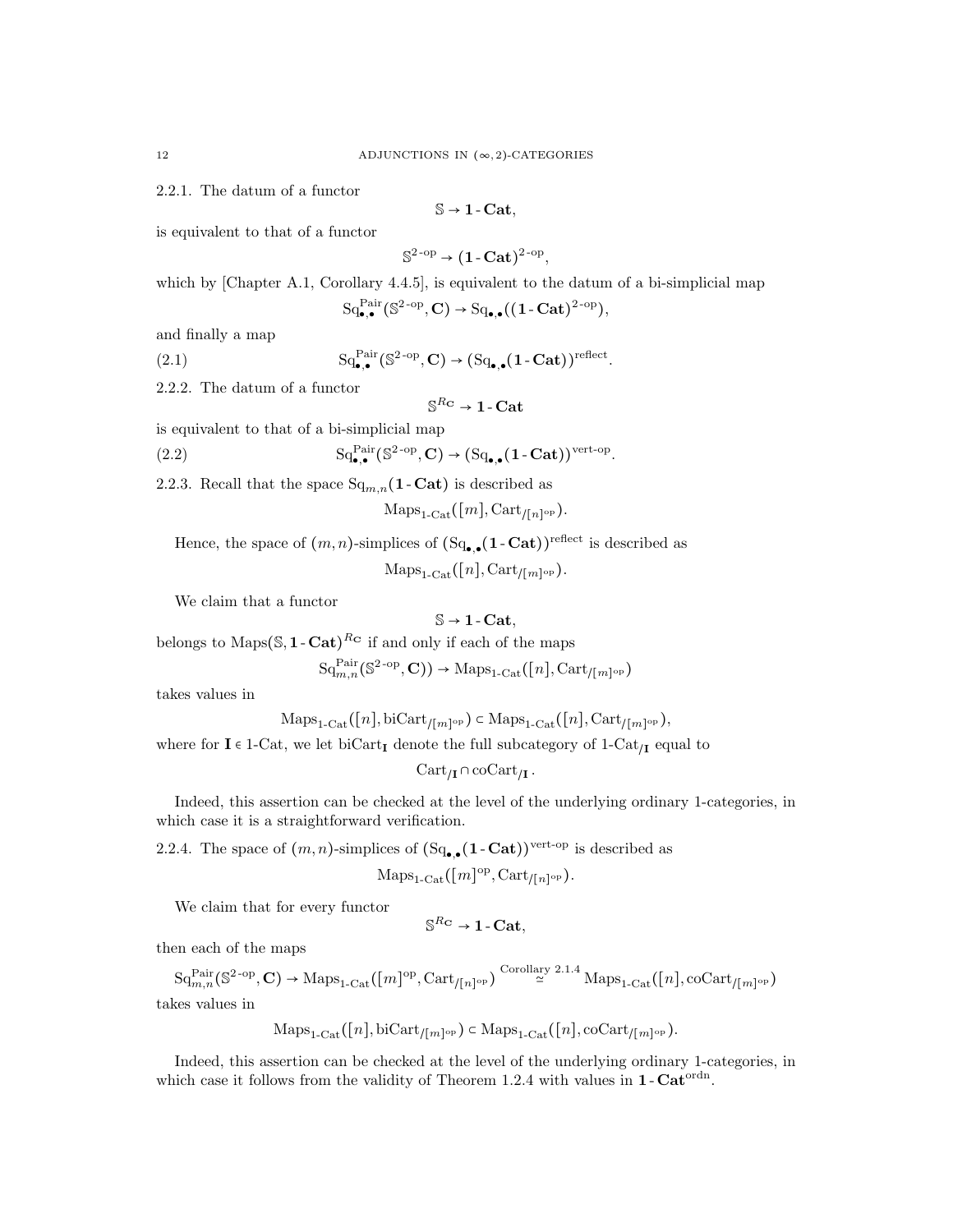2.2.1. The datum of a functor

$$\mathbb{S} \to \mathbf{1}\text{-}\mathbf{Cat},$$

is equivalent to that of a functor

$$\mathbb{S}^{2\text{-op}} \to (\mathbf{1}\text{-}\mathbf{Cat})^{2\text{-op}},$$

which by [Chapter A.1, Corollary 4.4.5], is equivalent to the datum of a bi-simplicial map

$$\mathrm{Sq}^{\mathrm{Pair}}_{\bullet,\bullet}(\mathbb{S}^{2\text{-op}}, \mathbf{C}) \to \mathrm{Sq}_{\bullet,\bullet}((\mathbf{1}\text{-}\mathbf{Cat})^{2\text{-op}}),$$

and finally a map

$$\mathrm{Sq}^{\mathrm{Pair}}_{\bullet,\bullet}(\mathbb{S}^{2\text{-op}}, \mathbf{C}) \to (\mathrm{Sq}_{\bullet,\bullet}(\mathbf{1}\text{-}\mathbf{Cat}))^{\mathrm{reflect}}. \tag{2.1}$$

2.2.2. The datum of a functor

$$\mathbb{S}^{R_{\mathbf{C}}} \to \mathbf{1}\text{-}\mathbf{Cat}$$

is equivalent to that of a bi-simplicial map

$$\mathrm{Sq}^{\mathrm{Pair}}_{\bullet,\bullet}(\mathbb{S}^{2\text{-op}}, \mathbf{C}) \to (\mathrm{Sq}_{\bullet,\bullet}(\mathbf{1}\text{-}\mathbf{Cat}))^{\mathrm{vert\text{-}op}}. \tag{2.2}$$

2.2.3. Recall that the space $\mathrm{Sq}_{m,n}(\mathbf{1}\text{-}\mathbf{Cat})$ is described as

$$\mathrm{Maps}_{1\text{-}\mathrm{Cat}}([m], \mathrm{Cart}_{/[n]^{\mathrm{op}}}).$$

Hence, the space of $(m,n)$-simplices of $(\mathrm{Sq}_{\bullet,\bullet}(\mathbf{1}\text{-}\mathbf{Cat}))^{\mathrm{reflect}}$ is described as

$$\mathrm{Maps}_{1\text{-}\mathrm{Cat}}([n], \mathrm{Cart}_{/[m]^{\mathrm{op}}}).$$

We claim that a functor

$$\mathbb{S} \to \mathbf{1}\text{-}\mathbf{Cat},$$

belongs to $\mathrm{Maps}(\mathbb{S}, \mathbf{1}\text{-}\mathbf{Cat})^{R_{\mathbf{C}}}$ if and only if each of the maps

$$\mathrm{Sq}^{\mathrm{Pair}}_{m,n}(\mathbb{S}^{2\text{-op}}, \mathbf{C})) \to \mathrm{Maps}_{1\text{-}\mathrm{Cat}}([n], \mathrm{Cart}_{/[m]^{\mathrm{op}}})$$

takes values in

$$\mathrm{Maps}_{1\text{-}\mathrm{Cat}}([n], \mathrm{biCart}_{/[m]^{\mathrm{op}}}) \subset \mathrm{Maps}_{1\text{-}\mathrm{Cat}}([n], \mathrm{Cart}_{/[m]^{\mathrm{op}}}),$$

where for $\mathbf{I} \in 1\text{-Cat}$, we let $\mathrm{biCart}_{\mathbf{I}}$ denote the full subcategory of $1\text{-Cat}_{/\mathbf{I}}$ equal to

$$\mathrm{Cart}_{/\mathbf{I}} \cap \mathrm{coCart}_{/\mathbf{I}}.$$

Indeed, this assertion can be checked at the level of the underlying ordinary 1-categories, in which case it is a straightforward verification.

2.2.4. The space of $(m,n)$-simplices of $(\mathrm{Sq}_{\bullet,\bullet}(\mathbf{1}\text{-}\mathbf{Cat}))^{\mathrm{vert\text{-}op}}$ is described as

$$\mathrm{Maps}_{1\text{-}\mathrm{Cat}}([m]^{\mathrm{op}}, \mathrm{Cart}_{/[n]^{\mathrm{op}}}).$$

We claim that for every functor

$$\mathbb{S}^{R_{\mathbf{C}}} \to \mathbf{1}\text{-}\mathbf{Cat},$$

then each of the maps

$$\mathrm{Sq}^{\mathrm{Pair}}_{m,n}(\mathbb{S}^{2\text{-op}}, \mathbf{C}) \to \mathrm{Maps}_{1\text{-}\mathrm{Cat}}([m]^{\mathrm{op}}, \mathrm{Cart}_{/[n]^{\mathrm{op}}}) \overset{\text{Corollary 2.1.4}}{\simeq} \mathrm{Maps}_{1\text{-}\mathrm{Cat}}([n], \mathrm{coCart}_{/[m]^{\mathrm{op}}})$$

takes values in

$$\mathrm{Maps}_{1\text{-}\mathrm{Cat}}([n], \mathrm{biCart}_{/[m]^{\mathrm{op}}}) \subset \mathrm{Maps}_{1\text{-}\mathrm{Cat}}([n], \mathrm{coCart}_{/[m]^{\mathrm{op}}}).$$

Indeed, this assertion can be checked at the level of the underlying ordinary 1-categories, in which case it follows from the validity of Theorem 1.2.4 with values in $\mathbf{1}\text{-}\mathbf{Cat}^{\mathrm{ordn}}$.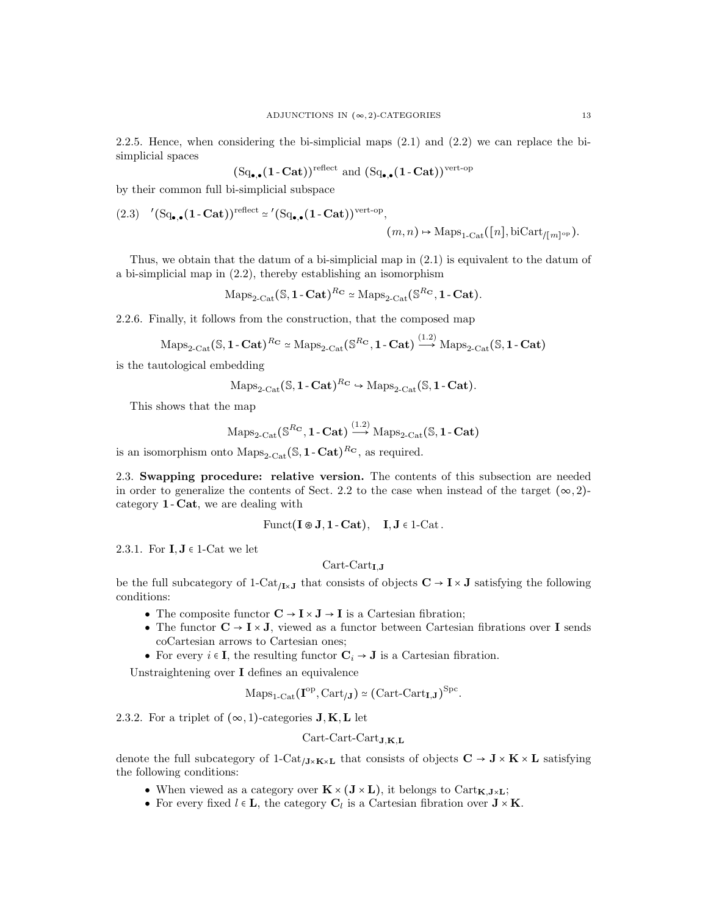2.2.5. Hence, when considering the bi-simplicial maps (2.1) and (2.2) we can replace the bi-simplicial spaces

$$(\mathrm{Sq}_{\bullet,\bullet}(\mathbf{1\text{-}Cat}))^{\mathrm{reflect}} \text{ and } (\mathrm{Sq}_{\bullet,\bullet}(\mathbf{1\text{-}Cat}))^{\text{vert-op}}$$

by their common full bi-simplicial subspace

$$(2.3)\quad {}'(\mathrm{Sq}_{\bullet,\bullet}(\mathbf{1\text{-}Cat}))^{\mathrm{reflect}} \simeq {}'(\mathrm{Sq}_{\bullet,\bullet}(\mathbf{1\text{-}Cat}))^{\text{vert-op}},$$
$$(m,n) \mapsto \mathrm{Maps}_{\text{1-Cat}}([n], \mathrm{biCart}_{/[m]^{\mathrm{op}}}).$$

Thus, we obtain that the datum of a bi-simplicial map in (2.1) is equivalent to the datum of a bi-simplicial map in (2.2), thereby establishing an isomorphism

$$\mathrm{Maps}_{\text{2-Cat}}(\mathbb{S}, \mathbf{1\text{-}Cat})^{R_{\mathbf{C}}} \simeq \mathrm{Maps}_{\text{2-Cat}}(\mathbb{S}^{R_{\mathbf{C}}}, \mathbf{1\text{-}Cat}).$$

2.2.6. Finally, it follows from the construction, that the composed map

$$\mathrm{Maps}_{\text{2-Cat}}(\mathbb{S}, \mathbf{1\text{-}Cat})^{R_{\mathbf{C}}} \simeq \mathrm{Maps}_{\text{2-Cat}}(\mathbb{S}^{R_{\mathbf{C}}}, \mathbf{1\text{-}Cat}) \overset{(1.2)}{\longrightarrow} \mathrm{Maps}_{\text{2-Cat}}(\mathbb{S}, \mathbf{1\text{-}Cat})$$

is the tautological embedding

$$\mathrm{Maps}_{\text{2-Cat}}(\mathbb{S}, \mathbf{1\text{-}Cat})^{R_{\mathbf{C}}} \hookrightarrow \mathrm{Maps}_{\text{2-Cat}}(\mathbb{S}, \mathbf{1\text{-}Cat}).$$

This shows that the map

$$\mathrm{Maps}_{\text{2-Cat}}(\mathbb{S}^{R_{\mathbf{C}}}, \mathbf{1\text{-}Cat}) \overset{(1.2)}{\longrightarrow} \mathrm{Maps}_{\text{2-Cat}}(\mathbb{S}, \mathbf{1\text{-}Cat})$$

is an isomorphism onto $\mathrm{Maps}_{\text{2-Cat}}(\mathbb{S}, \mathbf{1\text{-}Cat})^{R_{\mathbf{C}}}$, as required.

## 2.3. Swapping procedure: relative version.

The contents of this subsection are needed in order to generalize the contents of Sect. 2.2 to the case when instead of the target $(\infty,2)$-category $\mathbf{1\text{-}Cat}$, we are dealing with

$$\mathrm{Funct}(\mathbf{I} \circledast \mathbf{J}, \mathbf{1\text{-}Cat}), \quad \mathbf{I}, \mathbf{J} \in \text{1-Cat}.$$

2.3.1. For $\mathbf{I}, \mathbf{J} \in \text{1-Cat}$ we let

$$\text{Cart-Cart}_{\mathbf{I},\mathbf{J}}$$

be the full subcategory of $\text{1-Cat}_{/\mathbf{I}\times\mathbf{J}}$ that consists of objects $\mathbf{C} \to \mathbf{I}\times\mathbf{J}$ satisfying the following conditions:

- The composite functor $\mathbf{C} \to \mathbf{I}\times\mathbf{J} \to \mathbf{I}$ is a Cartesian fibration;
- The functor $\mathbf{C} \to \mathbf{I}\times\mathbf{J}$, viewed as a functor between Cartesian fibrations over $\mathbf{I}$ sends coCartesian arrows to Cartesian ones;
- For every $i \in \mathbf{I}$, the resulting functor $\mathbf{C}_i \to \mathbf{J}$ is a Cartesian fibration.

Unstraightening over $\mathbf{I}$ defines an equivalence

$$\mathrm{Maps}_{\text{1-Cat}}(\mathbf{I}^{\mathrm{op}}, \mathrm{Cart}_{/\mathbf{J}}) \simeq (\text{Cart-Cart}_{\mathbf{I},\mathbf{J}})^{\mathrm{Spc}}.$$

2.3.2. For a triplet of $(\infty,1)$-categories $\mathbf{J}, \mathbf{K}, \mathbf{L}$ let

$$\text{Cart-Cart-Cart}_{\mathbf{J},\mathbf{K},\mathbf{L}}$$

denote the full subcategory of $\text{1-Cat}_{/\mathbf{J}\times\mathbf{K}\times\mathbf{L}}$ that consists of objects $\mathbf{C} \to \mathbf{J}\times\mathbf{K}\times\mathbf{L}$ satisfying the following conditions:

- When viewed as a category over $\mathbf{K}\times(\mathbf{J}\times\mathbf{L})$, it belongs to $\mathrm{Cart}_{\mathbf{K},\mathbf{J}\times\mathbf{L}}$;
- For every fixed $l \in \mathbf{L}$, the category $\mathbf{C}_l$ is a Cartesian fibration over $\mathbf{J}\times\mathbf{K}$.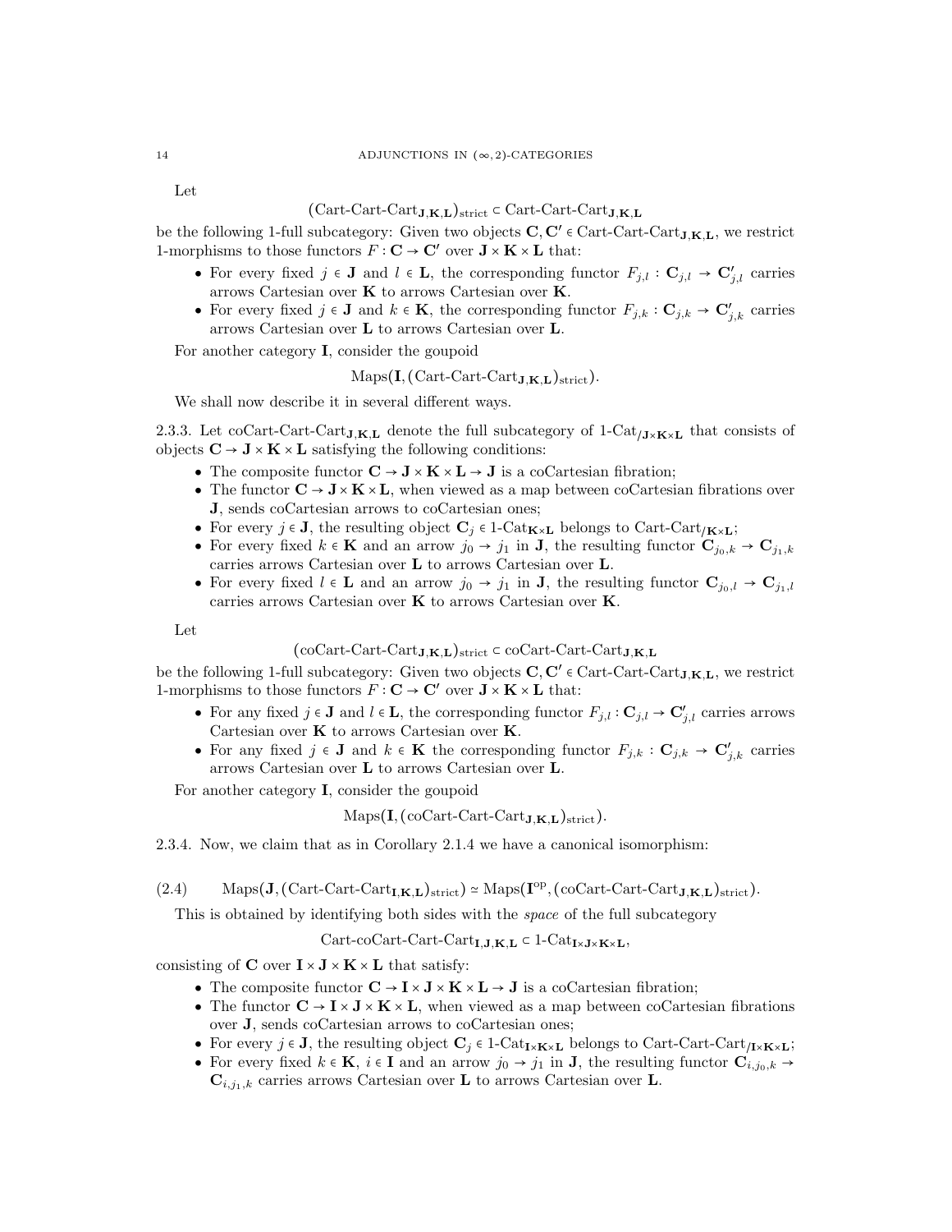Let

$$(\text{Cart-Cart-Cart}_{\mathbf{J},\mathbf{K},\mathbf{L}})_{\text{strict}} \subset \text{Cart-Cart-Cart}_{\mathbf{J},\mathbf{K},\mathbf{L}}$$

be the following 1-full subcategory: Given two objects $\mathbf{C}, \mathbf{C}' \in \text{Cart-Cart-Cart}_{\mathbf{J},\mathbf{K},\mathbf{L}}$, we restrict 1-morphisms to those functors $F : \mathbf{C} \to \mathbf{C}'$ over $\mathbf{J} \times \mathbf{K} \times \mathbf{L}$ that:

- For every fixed $j \in \mathbf{J}$ and $l \in \mathbf{L}$, the corresponding functor $F_{j,l} : \mathbf{C}_{j,l} \to \mathbf{C}'_{j,l}$ carries arrows Cartesian over $\mathbf{K}$ to arrows Cartesian over $\mathbf{K}$.
- For every fixed $j \in \mathbf{J}$ and $k \in \mathbf{K}$, the corresponding functor $F_{j,k} : \mathbf{C}_{j,k} \to \mathbf{C}'_{j,k}$ carries arrows Cartesian over $\mathbf{L}$ to arrows Cartesian over $\mathbf{L}$.

For another category $\mathbf{I}$, consider the goupoid

$$\text{Maps}(\mathbf{I}, (\text{Cart-Cart-Cart}_{\mathbf{J},\mathbf{K},\mathbf{L}})_{\text{strict}}).$$

We shall now describe it in several different ways.

2.3.3. Let $\text{coCart-Cart-Cart}_{\mathbf{J},\mathbf{K},\mathbf{L}}$ denote the full subcategory of $1\text{-Cat}_{/\mathbf{J}\times\mathbf{K}\times\mathbf{L}}$ that consists of objects $\mathbf{C} \to \mathbf{J} \times \mathbf{K} \times \mathbf{L}$ satisfying the following conditions:

- The composite functor $\mathbf{C} \to \mathbf{J} \times \mathbf{K} \times \mathbf{L} \to \mathbf{J}$ is a coCartesian fibration;
- The functor $\mathbf{C} \to \mathbf{J} \times \mathbf{K} \times \mathbf{L}$, when viewed as a map between coCartesian fibrations over $\mathbf{J}$, sends coCartesian arrows to coCartesian ones;
- For every $j \in \mathbf{J}$, the resulting object $\mathbf{C}_j \in 1\text{-Cat}_{\mathbf{K}\times\mathbf{L}}$ belongs to $\text{Cart-Cart}_{/\mathbf{K}\times\mathbf{L}}$;
- For every fixed $k \in \mathbf{K}$ and an arrow $j_0 \to j_1$ in $\mathbf{J}$, the resulting functor $\mathbf{C}_{j_0,k} \to \mathbf{C}_{j_1,k}$ carries arrows Cartesian over $\mathbf{L}$ to arrows Cartesian over $\mathbf{L}$.
- For every fixed $l \in \mathbf{L}$ and an arrow $j_0 \to j_1$ in $\mathbf{J}$, the resulting functor $\mathbf{C}_{j_0,l} \to \mathbf{C}_{j_1,l}$ carries arrows Cartesian over $\mathbf{K}$ to arrows Cartesian over $\mathbf{K}$.

Let

$$(\text{coCart-Cart-Cart}_{\mathbf{J},\mathbf{K},\mathbf{L}})_{\text{strict}} \subset \text{coCart-Cart-Cart}_{\mathbf{J},\mathbf{K},\mathbf{L}}$$

be the following 1-full subcategory: Given two objects $\mathbf{C}, \mathbf{C}' \in \text{Cart-Cart-Cart}_{\mathbf{J},\mathbf{K},\mathbf{L}}$, we restrict 1-morphisms to those functors $F : \mathbf{C} \to \mathbf{C}'$ over $\mathbf{J} \times \mathbf{K} \times \mathbf{L}$ that:

- For any fixed $j \in \mathbf{J}$ and $l \in \mathbf{L}$, the corresponding functor $F_{j,l} : \mathbf{C}_{j,l} \to \mathbf{C}'_{j,l}$ carries arrows Cartesian over $\mathbf{K}$ to arrows Cartesian over $\mathbf{K}$.
- For any fixed $j \in \mathbf{J}$ and $k \in \mathbf{K}$ the corresponding functor $F_{j,k} : \mathbf{C}_{j,k} \to \mathbf{C}'_{j,k}$ carries arrows Cartesian over $\mathbf{L}$ to arrows Cartesian over $\mathbf{L}$.

For another category $\mathbf{I}$, consider the goupoid

$$\text{Maps}(\mathbf{I}, (\text{coCart-Cart-Cart}_{\mathbf{J},\mathbf{K},\mathbf{L}})_{\text{strict}}).$$

2.3.4. Now, we claim that as in Corollary 2.1.4 we have a canonical isomorphism:

$$\text{Maps}(\mathbf{J}, (\text{Cart-Cart-Cart}_{\mathbf{I},\mathbf{K},\mathbf{L}})_{\text{strict}}) \simeq \text{Maps}(\mathbf{I}^{\text{op}}, (\text{coCart-Cart-Cart}_{\mathbf{J},\mathbf{K},\mathbf{L}})_{\text{strict}}). \tag{2.4}$$

This is obtained by identifying both sides with the *space* of the full subcategory

$$\text{Cart-coCart-Cart-Cart}_{\mathbf{I},\mathbf{J},\mathbf{K},\mathbf{L}} \subset 1\text{-Cat}_{\mathbf{I}\times\mathbf{J}\times\mathbf{K}\times\mathbf{L}},$$

consisting of $\mathbf{C}$ over $\mathbf{I} \times \mathbf{J} \times \mathbf{K} \times \mathbf{L}$ that satisfy:

- The composite functor $\mathbf{C} \to \mathbf{I} \times \mathbf{J} \times \mathbf{K} \times \mathbf{L} \to \mathbf{J}$ is a coCartesian fibration;
- The functor $\mathbf{C} \to \mathbf{I} \times \mathbf{J} \times \mathbf{K} \times \mathbf{L}$, when viewed as a map between coCartesian fibrations over $\mathbf{J}$, sends coCartesian arrows to coCartesian ones;
- For every $j \in \mathbf{J}$, the resulting object $\mathbf{C}_j \in 1\text{-Cat}_{\mathbf{I}\times\mathbf{K}\times\mathbf{L}}$ belongs to $\text{Cart-Cart-Cart}_{/\mathbf{I}\times\mathbf{K}\times\mathbf{L}}$;
- For every fixed $k \in \mathbf{K}$, $i \in \mathbf{I}$ and an arrow $j_0 \to j_1$ in $\mathbf{J}$, the resulting functor $\mathbf{C}_{i,j_0,k} \to \mathbf{C}_{i,j_1,k}$ carries arrows Cartesian over $\mathbf{L}$ to arrows Cartesian over $\mathbf{L}$.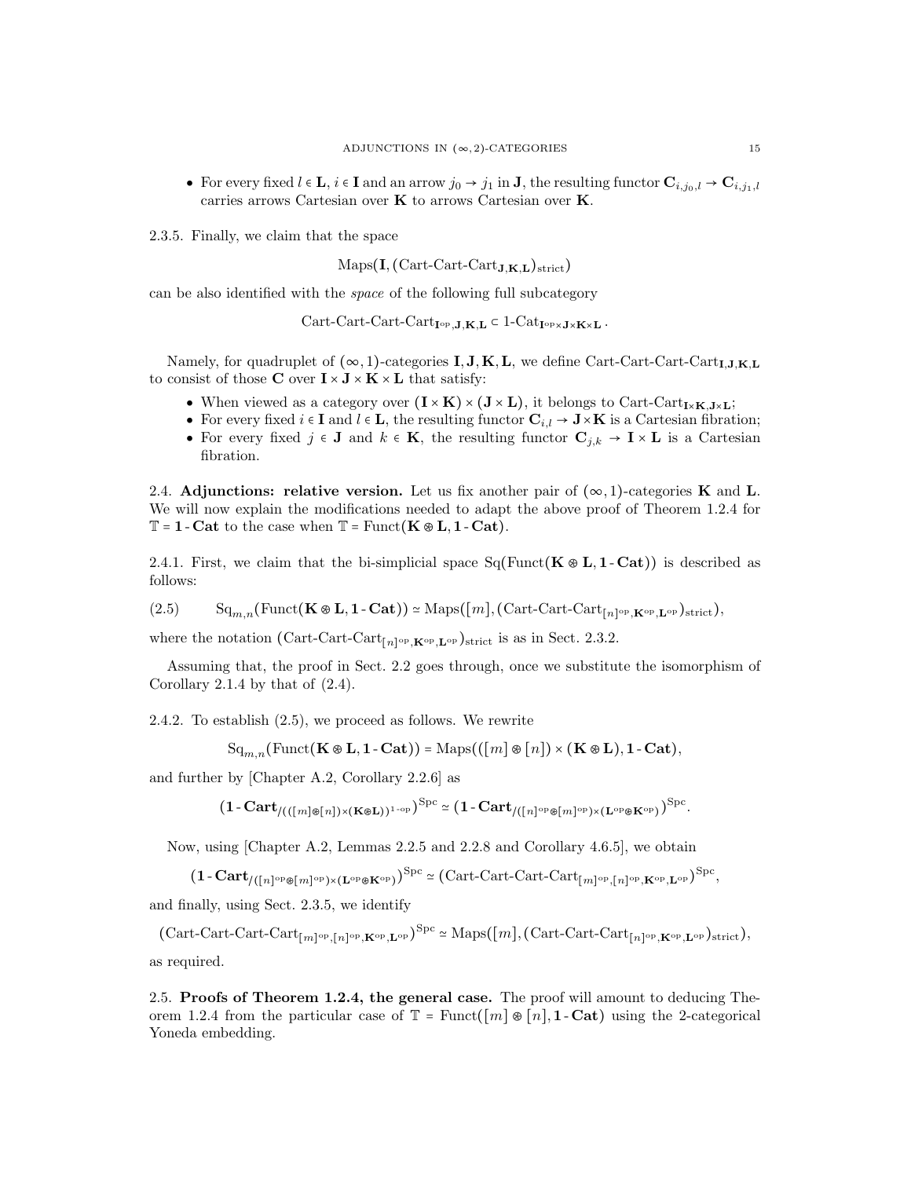- For every fixed $l \in \mathbf{L}$, $i \in \mathbf{I}$ and an arrow $j_0 \to j_1$ in $\mathbf{J}$, the resulting functor $\mathbf{C}_{i,j_0,l} \to \mathbf{C}_{i,j_1,l}$ carries arrows Cartesian over $\mathbf{K}$ to arrows Cartesian over $\mathbf{K}$.

2.3.5. Finally, we claim that the space

$$\mathrm{Maps}(\mathbf{I}, (\text{Cart-Cart-Cart}_{\mathbf{J},\mathbf{K},\mathbf{L}})_{\text{strict}})$$

can be also identified with the *space* of the following full subcategory

$$\text{Cart-Cart-Cart-Cart}_{\mathbf{I}^{\mathrm{op}},\mathbf{J},\mathbf{K},\mathbf{L}} \subset 1\text{-Cat}_{\mathbf{I}^{\mathrm{op}}\times\mathbf{J}\times\mathbf{K}\times\mathbf{L}}.$$

Namely, for quadruplet of $(\infty,1)$-categories $\mathbf{I},\mathbf{J},\mathbf{K},\mathbf{L}$, we define $\text{Cart-Cart-Cart-Cart}_{\mathbf{I},\mathbf{J},\mathbf{K},\mathbf{L}}$ to consist of those $\mathbf{C}$ over $\mathbf{I}\times\mathbf{J}\times\mathbf{K}\times\mathbf{L}$ that satisfy:

- When viewed as a category over $(\mathbf{I}\times\mathbf{K})\times(\mathbf{J}\times\mathbf{L})$, it belongs to $\text{Cart-Cart}_{\mathbf{I}\times\mathbf{K},\mathbf{J}\times\mathbf{L}}$;
- For every fixed $i \in \mathbf{I}$ and $l \in \mathbf{L}$, the resulting functor $\mathbf{C}_{i,l} \to \mathbf{J}\times\mathbf{K}$ is a Cartesian fibration;
- For every fixed $j \in \mathbf{J}$ and $k \in \mathbf{K}$, the resulting functor $\mathbf{C}_{j,k} \to \mathbf{I}\times\mathbf{L}$ is a Cartesian fibration.

2.4. **Adjunctions: relative version.** Let us fix another pair of $(\infty,1)$-categories $\mathbf{K}$ and $\mathbf{L}$. We will now explain the modifications needed to adapt the above proof of Theorem 1.2.4 for $\mathbb{T} = \mathbf{1}\text{-}\mathbf{Cat}$ to the case when $\mathbb{T} = \mathrm{Funct}(\mathbf{K}\circledast\mathbf{L}, \mathbf{1}\text{-}\mathbf{Cat})$.

2.4.1. First, we claim that the bi-simplicial space $\mathrm{Sq}(\mathrm{Funct}(\mathbf{K}\circledast\mathbf{L}, \mathbf{1}\text{-}\mathbf{Cat}))$ is described as follows:

$$\mathrm{Sq}_{m,n}(\mathrm{Funct}(\mathbf{K}\circledast\mathbf{L}, \mathbf{1}\text{-}\mathbf{Cat})) \simeq \mathrm{Maps}([m], (\text{Cart-Cart-Cart}_{[n]^{\mathrm{op}},\mathbf{K}^{\mathrm{op}},\mathbf{L}^{\mathrm{op}}})_{\text{strict}}), \tag{2.5}$$

where the notation $(\text{Cart-Cart-Cart}_{[n]^{\mathrm{op}},\mathbf{K}^{\mathrm{op}},\mathbf{L}^{\mathrm{op}}})_{\text{strict}}$ is as in Sect. 2.3.2.

Assuming that, the proof in Sect. 2.2 goes through, once we substitute the isomorphism of Corollary 2.1.4 by that of (2.4).

2.4.2. To establish (2.5), we proceed as follows. We rewrite

$$\mathrm{Sq}_{m,n}(\mathrm{Funct}(\mathbf{K}\circledast\mathbf{L}, \mathbf{1}\text{-}\mathbf{Cat})) = \mathrm{Maps}(([m]\circledast[n])\times(\mathbf{K}\circledast\mathbf{L}), \mathbf{1}\text{-}\mathbf{Cat}),$$

and further by [Chapter A.2, Corollary 2.2.6] as

$$(\mathbf{1}\text{-}\mathbf{Cart}_{/(([m]\circledast[n])\times(\mathbf{K}\circledast\mathbf{L}))^{1\text{-}\mathrm{op}}})^{\mathrm{Spc}} \simeq (\mathbf{1}\text{-}\mathbf{Cart}_{/([n]^{\mathrm{op}}\circledast[m]^{\mathrm{op}})\times(\mathbf{L}^{\mathrm{op}}\circledast\mathbf{K}^{\mathrm{op}})})^{\mathrm{Spc}}.$$

Now, using [Chapter A.2, Lemmas 2.2.5 and 2.2.8 and Corollary 4.6.5], we obtain

$$(\mathbf{1}\text{-}\mathbf{Cart}_{/([n]^{\mathrm{op}}\circledast[m]^{\mathrm{op}})\times(\mathbf{L}^{\mathrm{op}}\circledast\mathbf{K}^{\mathrm{op}})})^{\mathrm{Spc}} \simeq (\text{Cart-Cart-Cart-Cart}_{[m]^{\mathrm{op}},[n]^{\mathrm{op}},\mathbf{K}^{\mathrm{op}},\mathbf{L}^{\mathrm{op}}})^{\mathrm{Spc}},$$

and finally, using Sect. 2.3.5, we identify

$$(\text{Cart-Cart-Cart-Cart}_{[m]^{\mathrm{op}},[n]^{\mathrm{op}},\mathbf{K}^{\mathrm{op}},\mathbf{L}^{\mathrm{op}}})^{\mathrm{Spc}} \simeq \mathrm{Maps}([m], (\text{Cart-Cart-Cart}_{[n]^{\mathrm{op}},\mathbf{K}^{\mathrm{op}},\mathbf{L}^{\mathrm{op}}})_{\text{strict}}),$$

as required.

2.5. **Proofs of Theorem 1.2.4, the general case.** The proof will amount to deducing Theorem 1.2.4 from the particular case of $\mathbb{T} = \mathrm{Funct}([m]\circledast[n], \mathbf{1}\text{-}\mathbf{Cat})$ using the 2-categorical Yoneda embedding.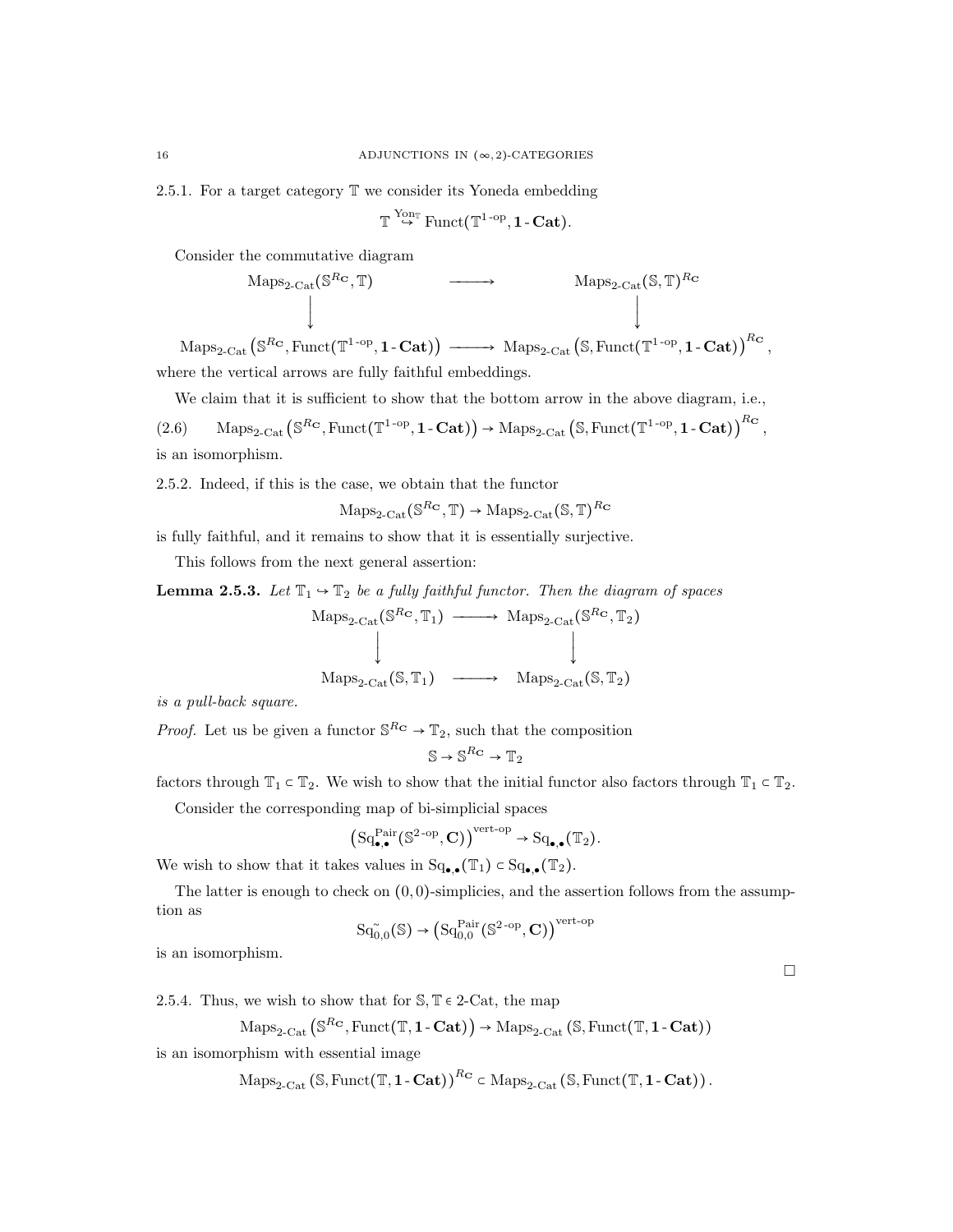2.5.1. For a target category $\mathbb{T}$ we consider its Yoneda embedding

$$\mathbb{T} \overset{\mathrm{Yon}_{\mathbb{T}}}{\hookrightarrow} \mathrm{Funct}(\mathbb{T}^{1\text{-op}}, \mathbf{1}\text{-}\mathbf{Cat}).$$

Consider the commutative diagram

$$\begin{array}{ccc} \mathrm{Maps}_{2\text{-Cat}}(\mathbb{S}^{R_{\mathbf{C}}}, \mathbb{T}) & \longrightarrow & \mathrm{Maps}_{2\text{-Cat}}(\mathbb{S}, \mathbb{T})^{R_{\mathbf{C}}} \\ \Big\downarrow & & \Big\downarrow \\ \mathrm{Maps}_{2\text{-Cat}}\left(\mathbb{S}^{R_{\mathbf{C}}}, \mathrm{Funct}(\mathbb{T}^{1\text{-op}}, \mathbf{1}\text{-}\mathbf{Cat})\right) & \longrightarrow & \mathrm{Maps}_{2\text{-Cat}}\left(\mathbb{S}, \mathrm{Funct}(\mathbb{T}^{1\text{-op}}, \mathbf{1}\text{-}\mathbf{Cat})\right)^{R_{\mathbf{C}}}, \end{array}$$

where the vertical arrows are fully faithful embeddings.

We claim that it is sufficient to show that the bottom arrow in the above diagram, i.e.,

$$\mathrm{Maps}_{2\text{-Cat}}\left(\mathbb{S}^{R_{\mathbf{C}}}, \mathrm{Funct}(\mathbb{T}^{1\text{-op}}, \mathbf{1}\text{-}\mathbf{Cat})\right) \to \mathrm{Maps}_{2\text{-Cat}}\left(\mathbb{S}, \mathrm{Funct}(\mathbb{T}^{1\text{-op}}, \mathbf{1}\text{-}\mathbf{Cat})\right)^{R_{\mathbf{C}}}, \tag{2.6}$$

is an isomorphism.

2.5.2. Indeed, if this is the case, we obtain that the functor

$$\mathrm{Maps}_{2\text{-Cat}}(\mathbb{S}^{R_{\mathbf{C}}}, \mathbb{T}) \to \mathrm{Maps}_{2\text{-Cat}}(\mathbb{S}, \mathbb{T})^{R_{\mathbf{C}}}$$

is fully faithful, and it remains to show that it is essentially surjective.

This follows from the next general assertion:

**Lemma 2.5.3.** *Let $\mathbb{T}_1 \hookrightarrow \mathbb{T}_2$ be a fully faithful functor. Then the diagram of spaces*

$$\begin{array}{ccc} \mathrm{Maps}_{2\text{-Cat}}(\mathbb{S}^{R_{\mathbf{C}}}, \mathbb{T}_1) & \longrightarrow & \mathrm{Maps}_{2\text{-Cat}}(\mathbb{S}^{R_{\mathbf{C}}}, \mathbb{T}_2) \\ \Big\downarrow & & \Big\downarrow \\ \mathrm{Maps}_{2\text{-Cat}}(\mathbb{S}, \mathbb{T}_1) & \longrightarrow & \mathrm{Maps}_{2\text{-Cat}}(\mathbb{S}, \mathbb{T}_2) \end{array}$$

*is a pull-back square.*

*Proof.* Let us be given a functor $\mathbb{S}^{R_{\mathbf{C}}} \to \mathbb{T}_2$, such that the composition

$$\mathbb{S} \to \mathbb{S}^{R_{\mathbf{C}}} \to \mathbb{T}_2$$

factors through $\mathbb{T}_1 \subset \mathbb{T}_2$. We wish to show that the initial functor also factors through $\mathbb{T}_1 \subset \mathbb{T}_2$.

Consider the corresponding map of bi-simplicial spaces

$$\left(\mathrm{Sq}^{\mathrm{Pair}}_{\bullet,\bullet}(\mathbb{S}^{2\text{-op}}, \mathbf{C})\right)^{\text{vert-op}} \to \mathrm{Sq}_{\bullet,\bullet}(\mathbb{T}_2).$$

We wish to show that it takes values in $\mathrm{Sq}_{\bullet,\bullet}(\mathbb{T}_1) \subset \mathrm{Sq}_{\bullet,\bullet}(\mathbb{T}_2)$.

The latter is enough to check on $(0,0)$-simplicies, and the assertion follows from the assumption as

$$\mathrm{Sq}^{\sim}_{0,0}(\mathbb{S}) \to \left(\mathrm{Sq}^{\mathrm{Pair}}_{0,0}(\mathbb{S}^{2\text{-op}}, \mathbf{C})\right)^{\text{vert-op}}$$

is an isomorphism.

□

2.5.4. Thus, we wish to show that for $\mathbb{S}, \mathbb{T} \in$ 2-Cat, the map

$$\mathrm{Maps}_{2\text{-Cat}}\left(\mathbb{S}^{R_{\mathbf{C}}}, \mathrm{Funct}(\mathbb{T}, \mathbf{1}\text{-}\mathbf{Cat})\right) \to \mathrm{Maps}_{2\text{-Cat}}\left(\mathbb{S}, \mathrm{Funct}(\mathbb{T}, \mathbf{1}\text{-}\mathbf{Cat})\right)$$

is an isomorphism with essential image

$$\mathrm{Maps}_{2\text{-Cat}}\left(\mathbb{S}, \mathrm{Funct}(\mathbb{T}, \mathbf{1}\text{-}\mathbf{Cat})\right)^{R_{\mathbf{C}}} \subset \mathrm{Maps}_{2\text{-Cat}}\left(\mathbb{S}, \mathrm{Funct}(\mathbb{T}, \mathbf{1}\text{-}\mathbf{Cat})\right).$$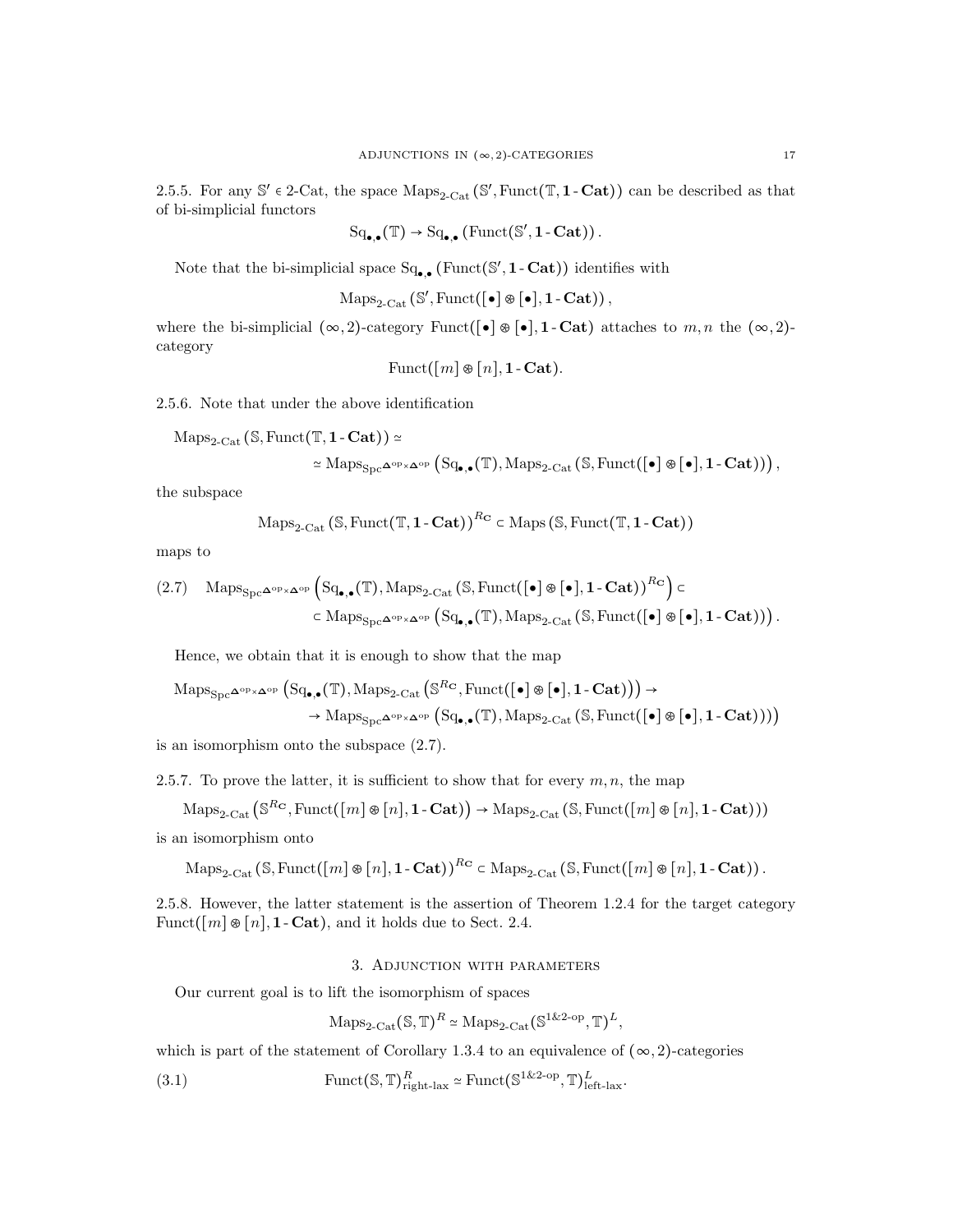2.5.5. For any $\mathbb{S}' \in$ 2-Cat, the space $\mathrm{Maps}_{\text{2-Cat}}(\mathbb{S}', \mathrm{Funct}(\mathbb{T}, \mathbf{1}\text{-}\mathbf{Cat}))$ can be described as that of bi-simplicial functors

$$\mathrm{Sq}_{\bullet,\bullet}(\mathbb{T}) \to \mathrm{Sq}_{\bullet,\bullet}(\mathrm{Funct}(\mathbb{S}', \mathbf{1}\text{-}\mathbf{Cat})).$$

Note that the bi-simplicial space $\mathrm{Sq}_{\bullet,\bullet}(\mathrm{Funct}(\mathbb{S}', \mathbf{1}\text{-}\mathbf{Cat}))$ identifies with

$$\mathrm{Maps}_{\text{2-Cat}}(\mathbb{S}', \mathrm{Funct}([\bullet] \circledast [\bullet], \mathbf{1}\text{-}\mathbf{Cat})),$$

where the bi-simplicial $(\infty, 2)$-category $\mathrm{Funct}([\bullet] \circledast [\bullet], \mathbf{1}\text{-}\mathbf{Cat})$ attaches to $m, n$ the $(\infty, 2)$-category

$$\mathrm{Funct}([m] \circledast [n], \mathbf{1}\text{-}\mathbf{Cat}).$$

2.5.6. Note that under the above identification

$$\begin{aligned}
&\mathrm{Maps}_{\text{2-Cat}}(\mathbb{S}, \mathrm{Funct}(\mathbb{T}, \mathbf{1}\text{-}\mathbf{Cat})) \simeq \\
&\qquad \simeq \mathrm{Maps}_{\mathrm{Spc}^{\mathbf{\Delta}^{\mathrm{op}} \times \mathbf{\Delta}^{\mathrm{op}}}}\left(\mathrm{Sq}_{\bullet,\bullet}(\mathbb{T}), \mathrm{Maps}_{\text{2-Cat}}(\mathbb{S}, \mathrm{Funct}([\bullet] \circledast [\bullet], \mathbf{1}\text{-}\mathbf{Cat}))\right),
\end{aligned}$$

the subspace

$$\mathrm{Maps}_{\text{2-Cat}}(\mathbb{S}, \mathrm{Funct}(\mathbb{T}, \mathbf{1}\text{-}\mathbf{Cat}))^{R_{\mathbf{C}}} \subset \mathrm{Maps}(\mathbb{S}, \mathrm{Funct}(\mathbb{T}, \mathbf{1}\text{-}\mathbf{Cat}))$$

maps to

$$\begin{aligned}
(2.7) \quad &\mathrm{Maps}_{\mathrm{Spc}^{\mathbf{\Delta}^{\mathrm{op}} \times \mathbf{\Delta}^{\mathrm{op}}}}\left(\mathrm{Sq}_{\bullet,\bullet}(\mathbb{T}), \mathrm{Maps}_{\text{2-Cat}}(\mathbb{S}, \mathrm{Funct}([\bullet] \circledast [\bullet], \mathbf{1}\text{-}\mathbf{Cat}))^{R_{\mathbf{C}}}\right) \subset \\
&\qquad \subset \mathrm{Maps}_{\mathrm{Spc}^{\mathbf{\Delta}^{\mathrm{op}} \times \mathbf{\Delta}^{\mathrm{op}}}}\left(\mathrm{Sq}_{\bullet,\bullet}(\mathbb{T}), \mathrm{Maps}_{\text{2-Cat}}(\mathbb{S}, \mathrm{Funct}([\bullet] \circledast [\bullet], \mathbf{1}\text{-}\mathbf{Cat}))\right).
\end{aligned}$$

Hence, we obtain that it is enough to show that the map

$$\begin{aligned}
&\mathrm{Maps}_{\mathrm{Spc}^{\mathbf{\Delta}^{\mathrm{op}} \times \mathbf{\Delta}^{\mathrm{op}}}}\left(\mathrm{Sq}_{\bullet,\bullet}(\mathbb{T}), \mathrm{Maps}_{\text{2-Cat}}\left(\mathbb{S}^{R_{\mathbf{C}}}, \mathrm{Funct}([\bullet] \circledast [\bullet], \mathbf{1}\text{-}\mathbf{Cat})\right)\right) \to \\
&\qquad \to \mathrm{Maps}_{\mathrm{Spc}^{\mathbf{\Delta}^{\mathrm{op}} \times \mathbf{\Delta}^{\mathrm{op}}}}\left(\mathrm{Sq}_{\bullet,\bullet}(\mathbb{T}), \mathrm{Maps}_{\text{2-Cat}}(\mathbb{S}, \mathrm{Funct}([\bullet] \circledast [\bullet], \mathbf{1}\text{-}\mathbf{Cat})))\right)
\end{aligned}$$

is an isomorphism onto the subspace (2.7).

2.5.7. To prove the latter, it is sufficient to show that for every $m, n$, the map

$$\mathrm{Maps}_{\text{2-Cat}}\left(\mathbb{S}^{R_{\mathbf{C}}}, \mathrm{Funct}([m] \circledast [n], \mathbf{1}\text{-}\mathbf{Cat})\right) \to \mathrm{Maps}_{\text{2-Cat}}(\mathbb{S}, \mathrm{Funct}([m] \circledast [n], \mathbf{1}\text{-}\mathbf{Cat})))$$

is an isomorphism onto

$$\mathrm{Maps}_{\text{2-Cat}}(\mathbb{S}, \mathrm{Funct}([m] \circledast [n], \mathbf{1}\text{-}\mathbf{Cat}))^{R_{\mathbf{C}}} \subset \mathrm{Maps}_{\text{2-Cat}}(\mathbb{S}, \mathrm{Funct}([m] \circledast [n], \mathbf{1}\text{-}\mathbf{Cat})).$$

2.5.8. However, the latter statement is the assertion of Theorem 1.2.4 for the target category $\mathrm{Funct}([m] \circledast [n], \mathbf{1}\text{-}\mathbf{Cat})$, and it holds due to Sect. 2.4.

## 3. Adjunction with parameters

Our current goal is to lift the isomorphism of spaces

$$\mathrm{Maps}_{\text{2-Cat}}(\mathbb{S}, \mathbb{T})^R \simeq \mathrm{Maps}_{\text{2-Cat}}(\mathbb{S}^{1\&2\text{-op}}, \mathbb{T})^L,$$

which is part of the statement of Corollary 1.3.4 to an equivalence of $(\infty, 2)$-categories

$$(3.1) \qquad \mathrm{Funct}(\mathbb{S}, \mathbb{T})^R_{\text{right-lax}} \simeq \mathrm{Funct}(\mathbb{S}^{1\&2\text{-op}}, \mathbb{T})^L_{\text{left-lax}}.$$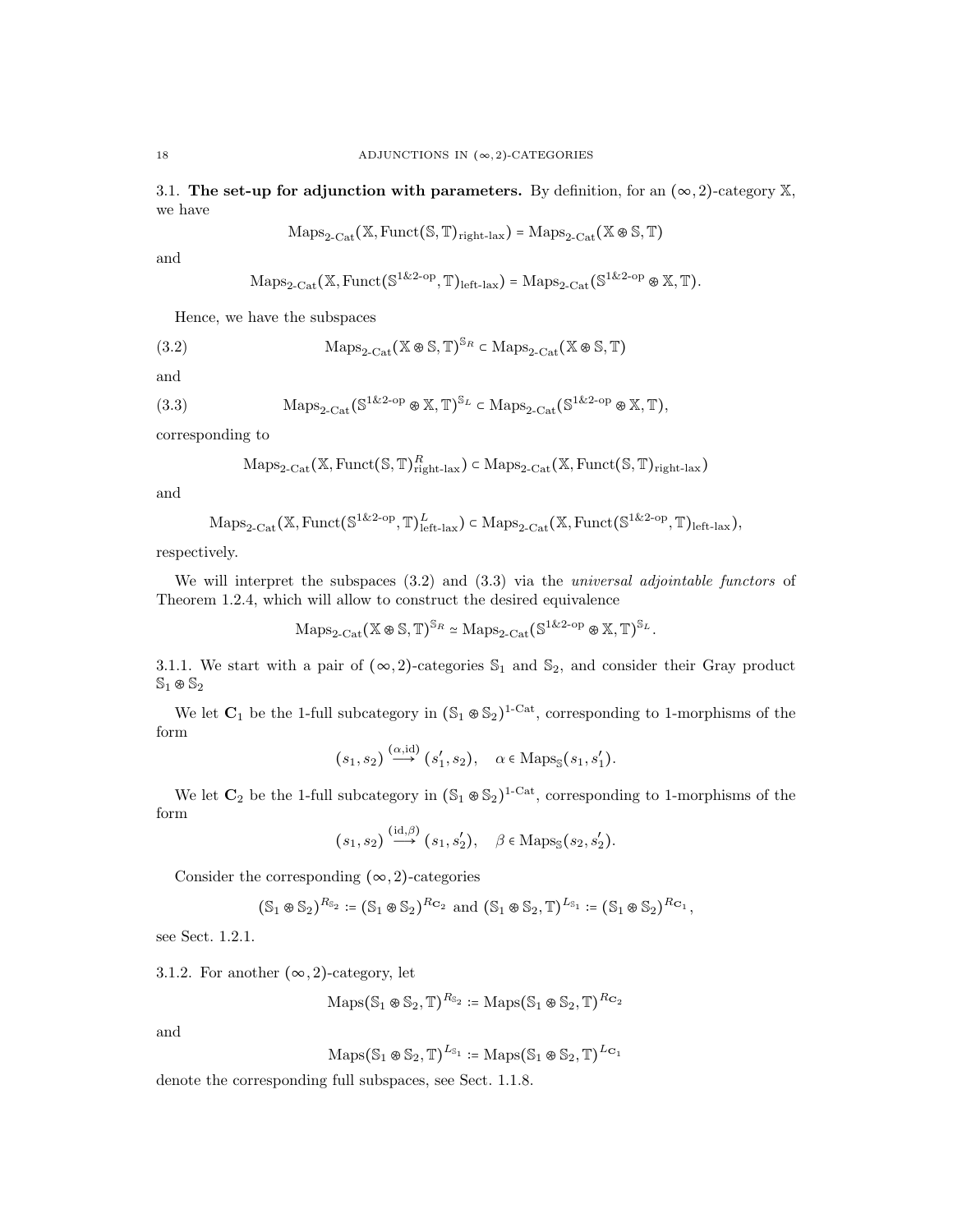3.1. **The set-up for adjunction with parameters.** By definition, for an $(\infty,2)$-category $\mathbb{X}$, we have

$$\mathrm{Maps}_{2\text{-Cat}}(\mathbb{X}, \mathrm{Funct}(\mathbb{S},\mathbb{T})_{\text{right-lax}}) = \mathrm{Maps}_{2\text{-Cat}}(\mathbb{X} \circledast \mathbb{S}, \mathbb{T})$$

and

$$\mathrm{Maps}_{2\text{-Cat}}(\mathbb{X}, \mathrm{Funct}(\mathbb{S}^{1\&2\text{-op}},\mathbb{T})_{\text{left-lax}}) = \mathrm{Maps}_{2\text{-Cat}}(\mathbb{S}^{1\&2\text{-op}} \circledast \mathbb{X}, \mathbb{T}).$$

Hence, we have the subspaces

$$\mathrm{Maps}_{2\text{-Cat}}(\mathbb{X} \circledast \mathbb{S}, \mathbb{T})^{\mathbb{S}_R} \subset \mathrm{Maps}_{2\text{-Cat}}(\mathbb{X} \circledast \mathbb{S}, \mathbb{T}) \tag{3.2}$$

and

$$\mathrm{Maps}_{2\text{-Cat}}(\mathbb{S}^{1\&2\text{-op}} \circledast \mathbb{X}, \mathbb{T})^{\mathbb{S}_L} \subset \mathrm{Maps}_{2\text{-Cat}}(\mathbb{S}^{1\&2\text{-op}} \circledast \mathbb{X}, \mathbb{T}), \tag{3.3}$$

corresponding to

$$\mathrm{Maps}_{2\text{-Cat}}(\mathbb{X}, \mathrm{Funct}(\mathbb{S},\mathbb{T})^{R}_{\text{right-lax}}) \subset \mathrm{Maps}_{2\text{-Cat}}(\mathbb{X}, \mathrm{Funct}(\mathbb{S},\mathbb{T})_{\text{right-lax}})$$

and

$$\mathrm{Maps}_{2\text{-Cat}}(\mathbb{X}, \mathrm{Funct}(\mathbb{S}^{1\&2\text{-op}},\mathbb{T})^{L}_{\text{left-lax}}) \subset \mathrm{Maps}_{2\text{-Cat}}(\mathbb{X}, \mathrm{Funct}(\mathbb{S}^{1\&2\text{-op}},\mathbb{T})_{\text{left-lax}}),$$

respectively.

We will interpret the subspaces (3.2) and (3.3) via the *universal adjointable functors* of Theorem 1.2.4, which will allow to construct the desired equivalence

$$\mathrm{Maps}_{2\text{-Cat}}(\mathbb{X} \circledast \mathbb{S}, \mathbb{T})^{\mathbb{S}_R} \simeq \mathrm{Maps}_{2\text{-Cat}}(\mathbb{S}^{1\&2\text{-op}} \circledast \mathbb{X}, \mathbb{T})^{\mathbb{S}_L}.$$

3.1.1. We start with a pair of $(\infty,2)$-categories $\mathbb{S}_1$ and $\mathbb{S}_2$, and consider their Gray product $\mathbb{S}_1 \circledast \mathbb{S}_2$

We let $\mathbf{C}_1$ be the 1-full subcategory in $(\mathbb{S}_1 \circledast \mathbb{S}_2)^{1\text{-Cat}}$, corresponding to 1-morphisms of the form

$$(s_1, s_2) \overset{(\alpha,\mathrm{id})}{\longrightarrow} (s_1', s_2), \quad \alpha \in \mathrm{Maps}_{\mathbb{S}}(s_1, s_1').$$

We let $\mathbf{C}_2$ be the 1-full subcategory in $(\mathbb{S}_1 \circledast \mathbb{S}_2)^{1\text{-Cat}}$, corresponding to 1-morphisms of the form

$$(s_1, s_2) \overset{(\mathrm{id},\beta)}{\longrightarrow} (s_1, s_2'), \quad \beta \in \mathrm{Maps}_{\mathbb{S}}(s_2, s_2').$$

Consider the corresponding $(\infty,2)$-categories

$$(\mathbb{S}_1 \circledast \mathbb{S}_2)^{R_{\mathbb{S}_2}} := (\mathbb{S}_1 \circledast \mathbb{S}_2)^{R_{\mathbf{C}_2}} \text{ and } (\mathbb{S}_1 \circledast \mathbb{S}_2, \mathbb{T})^{L_{\mathbb{S}_1}} := (\mathbb{S}_1 \circledast \mathbb{S}_2)^{R_{\mathbf{C}_1}},$$

see Sect. 1.2.1.

3.1.2. For another $(\infty,2)$-category, let

$$\mathrm{Maps}(\mathbb{S}_1 \circledast \mathbb{S}_2, \mathbb{T})^{R_{\mathbb{S}_2}} := \mathrm{Maps}(\mathbb{S}_1 \circledast \mathbb{S}_2, \mathbb{T})^{R_{\mathbf{C}_2}}$$

and

$$\mathrm{Maps}(\mathbb{S}_1 \circledast \mathbb{S}_2, \mathbb{T})^{L_{\mathbb{S}_1}} := \mathrm{Maps}(\mathbb{S}_1 \circledast \mathbb{S}_2, \mathbb{T})^{L_{\mathbf{C}_1}}$$

denote the corresponding full subspaces, see Sect. 1.1.8.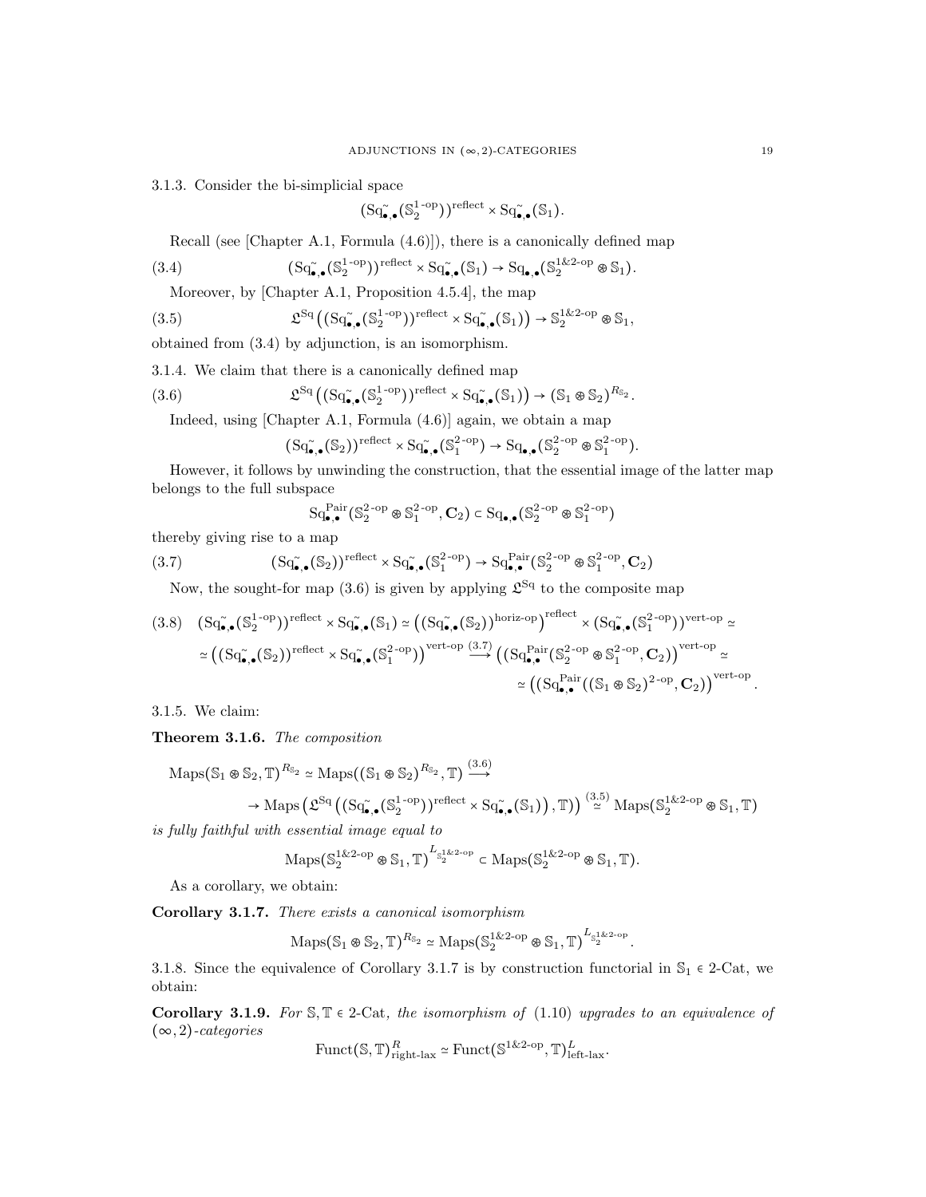3.1.3. Consider the bi-simplicial space

$$(\mathrm{Sq}^{\sim}_{\bullet,\bullet}(\mathbb{S}_2^{1\text{-op}}))^{\mathrm{reflect}} \times \mathrm{Sq}^{\sim}_{\bullet,\bullet}(\mathbb{S}_1).$$

Recall (see [Chapter A.1, Formula (4.6)]), there is a canonically defined map

$$(\mathrm{Sq}^{\sim}_{\bullet,\bullet}(\mathbb{S}_2^{1\text{-op}}))^{\mathrm{reflect}} \times \mathrm{Sq}^{\sim}_{\bullet,\bullet}(\mathbb{S}_1) \to \mathrm{Sq}_{\bullet,\bullet}(\mathbb{S}_2^{1\&2\text{-op}} \circledast \mathbb{S}_1). \tag{3.4}$$

Moreover, by [Chapter A.1, Proposition 4.5.4], the map

$$\mathfrak{L}^{\mathrm{Sq}}\left((\mathrm{Sq}^{\sim}_{\bullet,\bullet}(\mathbb{S}_2^{1\text{-op}}))^{\mathrm{reflect}} \times \mathrm{Sq}^{\sim}_{\bullet,\bullet}(\mathbb{S}_1)\right) \to \mathbb{S}_2^{1\&2\text{-op}} \circledast \mathbb{S}_1, \tag{3.5}$$

obtained from (3.4) by adjunction, is an isomorphism.

3.1.4. We claim that there is a canonically defined map

$$\mathfrak{L}^{\mathrm{Sq}}\left((\mathrm{Sq}^{\sim}_{\bullet,\bullet}(\mathbb{S}_2^{1\text{-op}}))^{\mathrm{reflect}} \times \mathrm{Sq}^{\sim}_{\bullet,\bullet}(\mathbb{S}_1)\right) \to (\mathbb{S}_1 \circledast \mathbb{S}_2)^{R_{\mathbb{S}_2}}. \tag{3.6}$$

Indeed, using [Chapter A.1, Formula (4.6)] again, we obtain a map

$$(\mathrm{Sq}^{\sim}_{\bullet,\bullet}(\mathbb{S}_2))^{\mathrm{reflect}} \times \mathrm{Sq}^{\sim}_{\bullet,\bullet}(\mathbb{S}_1^{2\text{-op}}) \to \mathrm{Sq}_{\bullet,\bullet}(\mathbb{S}_2^{2\text{-op}} \circledast \mathbb{S}_1^{2\text{-op}}).$$

However, it follows by unwinding the construction, that the essential image of the latter map belongs to the full subspace

$$\mathrm{Sq}^{\mathrm{Pair}}_{\bullet,\bullet}(\mathbb{S}_2^{2\text{-op}} \circledast \mathbb{S}_1^{2\text{-op}}, \mathbf{C}_2) \subset \mathrm{Sq}_{\bullet,\bullet}(\mathbb{S}_2^{2\text{-op}} \circledast \mathbb{S}_1^{2\text{-op}})$$

thereby giving rise to a map

$$(\mathrm{Sq}^{\sim}_{\bullet,\bullet}(\mathbb{S}_2))^{\mathrm{reflect}} \times \mathrm{Sq}^{\sim}_{\bullet,\bullet}(\mathbb{S}_1^{2\text{-op}}) \to \mathrm{Sq}^{\mathrm{Pair}}_{\bullet,\bullet}(\mathbb{S}_2^{2\text{-op}} \circledast \mathbb{S}_1^{2\text{-op}}, \mathbf{C}_2) \tag{3.7}$$

Now, the sought-for map (3.6) is given by applying $\mathfrak{L}^{\mathrm{Sq}}$ to the composite map

$$\begin{aligned}
(\mathrm{Sq}^{\sim}_{\bullet,\bullet}(\mathbb{S}_2^{1\text{-op}}))^{\mathrm{reflect}} \times \mathrm{Sq}^{\sim}_{\bullet,\bullet}(\mathbb{S}_1) &\simeq \left((\mathrm{Sq}^{\sim}_{\bullet,\bullet}(\mathbb{S}_2))^{\mathrm{horiz\text{-}op}}\right)^{\mathrm{reflect}} \times (\mathrm{Sq}^{\sim}_{\bullet,\bullet}(\mathbb{S}_1^{2\text{-op}}))^{\mathrm{vert\text{-}op}} \simeq \\
&\simeq \left((\mathrm{Sq}^{\sim}_{\bullet,\bullet}(\mathbb{S}_2))^{\mathrm{reflect}} \times \mathrm{Sq}^{\sim}_{\bullet,\bullet}(\mathbb{S}_1^{2\text{-op}})\right)^{\mathrm{vert\text{-}op}} \overset{(3.7)}{\longrightarrow} \left(\mathrm{Sq}^{\mathrm{Pair}}_{\bullet,\bullet}(\mathbb{S}_2^{2\text{-op}} \circledast \mathbb{S}_1^{2\text{-op}}, \mathbf{C}_2)\right)^{\mathrm{vert\text{-}op}} \simeq \\
&\simeq \left(\mathrm{Sq}^{\mathrm{Pair}}_{\bullet,\bullet}((\mathbb{S}_1 \circledast \mathbb{S}_2)^{2\text{-op}}, \mathbf{C}_2)\right)^{\mathrm{vert\text{-}op}}.
\end{aligned} \tag{3.8}$$

3.1.5. We claim:

**Theorem 3.1.6.** *The composition*

$$\begin{aligned}
&\mathrm{Maps}(\mathbb{S}_1 \circledast \mathbb{S}_2, \mathbb{T})^{R_{\mathbb{S}_2}} \simeq \mathrm{Maps}((\mathbb{S}_1 \circledast \mathbb{S}_2)^{R_{\mathbb{S}_2}}, \mathbb{T}) \overset{(3.6)}{\longrightarrow} \\
&\quad \to \mathrm{Maps}\left(\mathfrak{L}^{\mathrm{Sq}}\left((\mathrm{Sq}^{\sim}_{\bullet,\bullet}(\mathbb{S}_2^{1\text{-op}}))^{\mathrm{reflect}} \times \mathrm{Sq}^{\sim}_{\bullet,\bullet}(\mathbb{S}_1)\right), \mathbb{T}\right) \overset{(3.5)}{\simeq} \mathrm{Maps}(\mathbb{S}_2^{1\&2\text{-op}} \circledast \mathbb{S}_1, \mathbb{T})
\end{aligned}$$

*is fully faithful with essential image equal to*

$$\mathrm{Maps}(\mathbb{S}_2^{1\&2\text{-op}} \circledast \mathbb{S}_1, \mathbb{T})^{L_{\mathbb{S}_2^{1\&2\text{-op}}}} \subset \mathrm{Maps}(\mathbb{S}_2^{1\&2\text{-op}} \circledast \mathbb{S}_1, \mathbb{T}).$$

As a corollary, we obtain:

**Corollary 3.1.7.** *There exists a canonical isomorphism*

$$\mathrm{Maps}(\mathbb{S}_1 \circledast \mathbb{S}_2, \mathbb{T})^{R_{\mathbb{S}_2}} \simeq \mathrm{Maps}(\mathbb{S}_2^{1\&2\text{-op}} \circledast \mathbb{S}_1, \mathbb{T})^{L_{\mathbb{S}_2^{1\&2\text{-op}}}}.$$

3.1.8. Since the equivalence of Corollary 3.1.7 is by construction functorial in $\mathbb{S}_1 \in$ 2-Cat, we obtain:

**Corollary 3.1.9.** *For $\mathbb{S}, \mathbb{T} \in$ 2-Cat, the isomorphism of* (1.10) *upgrades to an equivalence of $(\infty, 2)$-categories*

$$\mathrm{Funct}(\mathbb{S}, \mathbb{T})^{R}_{\mathrm{right\text{-}lax}} \simeq \mathrm{Funct}(\mathbb{S}^{1\&2\text{-op}}, \mathbb{T})^{L}_{\mathrm{left\text{-}lax}}.$$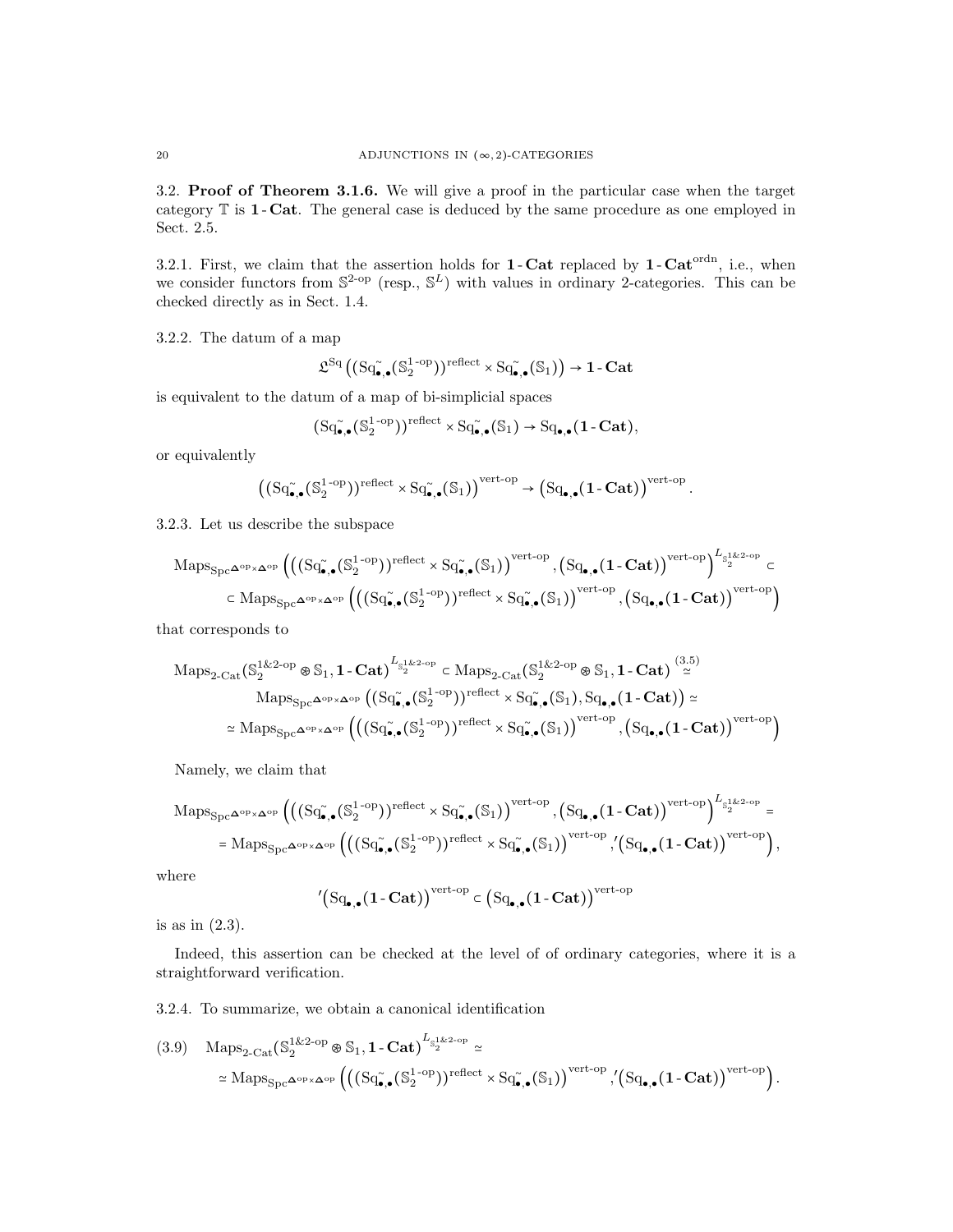3.2. **Proof of Theorem 3.1.6.** We will give a proof in the particular case when the target category $\mathbb{T}$ is $\mathbf{1}\text{-}\mathbf{Cat}$. The general case is deduced by the same procedure as one employed in Sect. 2.5.

3.2.1. First, we claim that the assertion holds for $\mathbf{1}\text{-}\mathbf{Cat}$ replaced by $\mathbf{1}\text{-}\mathbf{Cat}^{\mathrm{ordn}}$, i.e., when we consider functors from $\mathbb{S}^{2\text{-op}}$ (resp., $\mathbb{S}^{L}$) with values in ordinary 2-categories. This can be checked directly as in Sect. 1.4.

3.2.2. The datum of a map

$$\mathfrak{L}^{\mathrm{Sq}}\left((\mathrm{Sq}^{\sim}_{\bullet,\bullet}(\mathbb{S}_2^{1\text{-op}}))^{\mathrm{reflect}} \times \mathrm{Sq}^{\sim}_{\bullet,\bullet}(\mathbb{S}_1)\right) \to \mathbf{1}\text{-}\mathbf{Cat}$$

is equivalent to the datum of a map of bi-simplicial spaces

$$(\mathrm{Sq}^{\sim}_{\bullet,\bullet}(\mathbb{S}_2^{1\text{-op}}))^{\mathrm{reflect}} \times \mathrm{Sq}^{\sim}_{\bullet,\bullet}(\mathbb{S}_1) \to \mathrm{Sq}_{\bullet,\bullet}(\mathbf{1}\text{-}\mathbf{Cat}),$$

or equivalently

$$\left((\mathrm{Sq}^{\sim}_{\bullet,\bullet}(\mathbb{S}_2^{1\text{-op}}))^{\mathrm{reflect}} \times \mathrm{Sq}^{\sim}_{\bullet,\bullet}(\mathbb{S}_1)\right)^{\mathrm{vert\text{-}op}} \to \left(\mathrm{Sq}_{\bullet,\bullet}(\mathbf{1}\text{-}\mathbf{Cat})\right)^{\mathrm{vert\text{-}op}}.$$

3.2.3. Let us describe the subspace

$$\begin{aligned}
&\mathrm{Maps}_{\mathrm{Spc}^{\mathbf{\Delta}^{\mathrm{op}}\times\mathbf{\Delta}^{\mathrm{op}}}}\left(\left((\mathrm{Sq}^{\sim}_{\bullet,\bullet}(\mathbb{S}_2^{1\text{-op}}))^{\mathrm{reflect}} \times \mathrm{Sq}^{\sim}_{\bullet,\bullet}(\mathbb{S}_1)\right)^{\mathrm{vert\text{-}op}}, \left(\mathrm{Sq}_{\bullet,\bullet}(\mathbf{1}\text{-}\mathbf{Cat})\right)^{\mathrm{vert\text{-}op}}\right)^{L_{\mathbb{S}_2^{1\&2\text{-op}}}} \subset \\
&\subset \mathrm{Maps}_{\mathrm{Spc}^{\mathbf{\Delta}^{\mathrm{op}}\times\mathbf{\Delta}^{\mathrm{op}}}}\left(\left((\mathrm{Sq}^{\sim}_{\bullet,\bullet}(\mathbb{S}_2^{1\text{-op}}))^{\mathrm{reflect}} \times \mathrm{Sq}^{\sim}_{\bullet,\bullet}(\mathbb{S}_1)\right)^{\mathrm{vert\text{-}op}}, \left(\mathrm{Sq}_{\bullet,\bullet}(\mathbf{1}\text{-}\mathbf{Cat})\right)^{\mathrm{vert\text{-}op}}\right)
\end{aligned}$$

that corresponds to

$$\begin{aligned}
&\mathrm{Maps}_{2\text{-Cat}}(\mathbb{S}_2^{1\&2\text{-op}} \circledast \mathbb{S}_1, \mathbf{1}\text{-}\mathbf{Cat})^{L_{\mathbb{S}_2^{1\&2\text{-op}}}} \subset \mathrm{Maps}_{2\text{-Cat}}(\mathbb{S}_2^{1\&2\text{-op}} \circledast \mathbb{S}_1, \mathbf{1}\text{-}\mathbf{Cat}) \overset{(3.5)}{\simeq} \\
&\qquad \mathrm{Maps}_{\mathrm{Spc}^{\mathbf{\Delta}^{\mathrm{op}}\times\mathbf{\Delta}^{\mathrm{op}}}}\left((\mathrm{Sq}^{\sim}_{\bullet,\bullet}(\mathbb{S}_2^{1\text{-op}}))^{\mathrm{reflect}} \times \mathrm{Sq}^{\sim}_{\bullet,\bullet}(\mathbb{S}_1), \mathrm{Sq}_{\bullet,\bullet}(\mathbf{1}\text{-}\mathbf{Cat})\right) \simeq \\
&\simeq \mathrm{Maps}_{\mathrm{Spc}^{\mathbf{\Delta}^{\mathrm{op}}\times\mathbf{\Delta}^{\mathrm{op}}}}\left(\left((\mathrm{Sq}^{\sim}_{\bullet,\bullet}(\mathbb{S}_2^{1\text{-op}}))^{\mathrm{reflect}} \times \mathrm{Sq}^{\sim}_{\bullet,\bullet}(\mathbb{S}_1)\right)^{\mathrm{vert\text{-}op}}, \left(\mathrm{Sq}_{\bullet,\bullet}(\mathbf{1}\text{-}\mathbf{Cat})\right)^{\mathrm{vert\text{-}op}}\right)
\end{aligned}$$

Namely, we claim that

$$\begin{aligned}
&\mathrm{Maps}_{\mathrm{Spc}^{\mathbf{\Delta}^{\mathrm{op}}\times\mathbf{\Delta}^{\mathrm{op}}}}\left(\left((\mathrm{Sq}^{\sim}_{\bullet,\bullet}(\mathbb{S}_2^{1\text{-op}}))^{\mathrm{reflect}} \times \mathrm{Sq}^{\sim}_{\bullet,\bullet}(\mathbb{S}_1)\right)^{\mathrm{vert\text{-}op}}, \left(\mathrm{Sq}_{\bullet,\bullet}(\mathbf{1}\text{-}\mathbf{Cat})\right)^{\mathrm{vert\text{-}op}}\right)^{L_{\mathbb{S}_2^{1\&2\text{-op}}}} = \\
&= \mathrm{Maps}_{\mathrm{Spc}^{\mathbf{\Delta}^{\mathrm{op}}\times\mathbf{\Delta}^{\mathrm{op}}}}\left(\left((\mathrm{Sq}^{\sim}_{\bullet,\bullet}(\mathbb{S}_2^{1\text{-op}}))^{\mathrm{reflect}} \times \mathrm{Sq}^{\sim}_{\bullet,\bullet}(\mathbb{S}_1)\right)^{\mathrm{vert\text{-}op}}, {}'\!\left(\mathrm{Sq}_{\bullet,\bullet}(\mathbf{1}\text{-}\mathbf{Cat})\right)^{\mathrm{vert\text{-}op}}\right),
\end{aligned}$$

where

$${}'\!\left(\mathrm{Sq}_{\bullet,\bullet}(\mathbf{1}\text{-}\mathbf{Cat})\right)^{\mathrm{vert\text{-}op}} \subset \left(\mathrm{Sq}_{\bullet,\bullet}(\mathbf{1}\text{-}\mathbf{Cat})\right)^{\mathrm{vert\text{-}op}}$$

is as in (2.3).

Indeed, this assertion can be checked at the level of of ordinary categories, where it is a straightforward verification.

3.2.4. To summarize, we obtain a canonical identification

$$\begin{aligned}
(3.9) \quad &\mathrm{Maps}_{2\text{-Cat}}(\mathbb{S}_2^{1\&2\text{-op}} \circledast \mathbb{S}_1, \mathbf{1}\text{-}\mathbf{Cat})^{L_{\mathbb{S}_2^{1\&2\text{-op}}}} \simeq \\
&\simeq \mathrm{Maps}_{\mathrm{Spc}^{\mathbf{\Delta}^{\mathrm{op}}\times\mathbf{\Delta}^{\mathrm{op}}}}\left(\left((\mathrm{Sq}^{\sim}_{\bullet,\bullet}(\mathbb{S}_2^{1\text{-op}}))^{\mathrm{reflect}} \times \mathrm{Sq}^{\sim}_{\bullet,\bullet}(\mathbb{S}_1)\right)^{\mathrm{vert\text{-}op}}, {}'\!\left(\mathrm{Sq}_{\bullet,\bullet}(\mathbf{1}\text{-}\mathbf{Cat})\right)^{\mathrm{vert\text{-}op}}\right).
\end{aligned}$$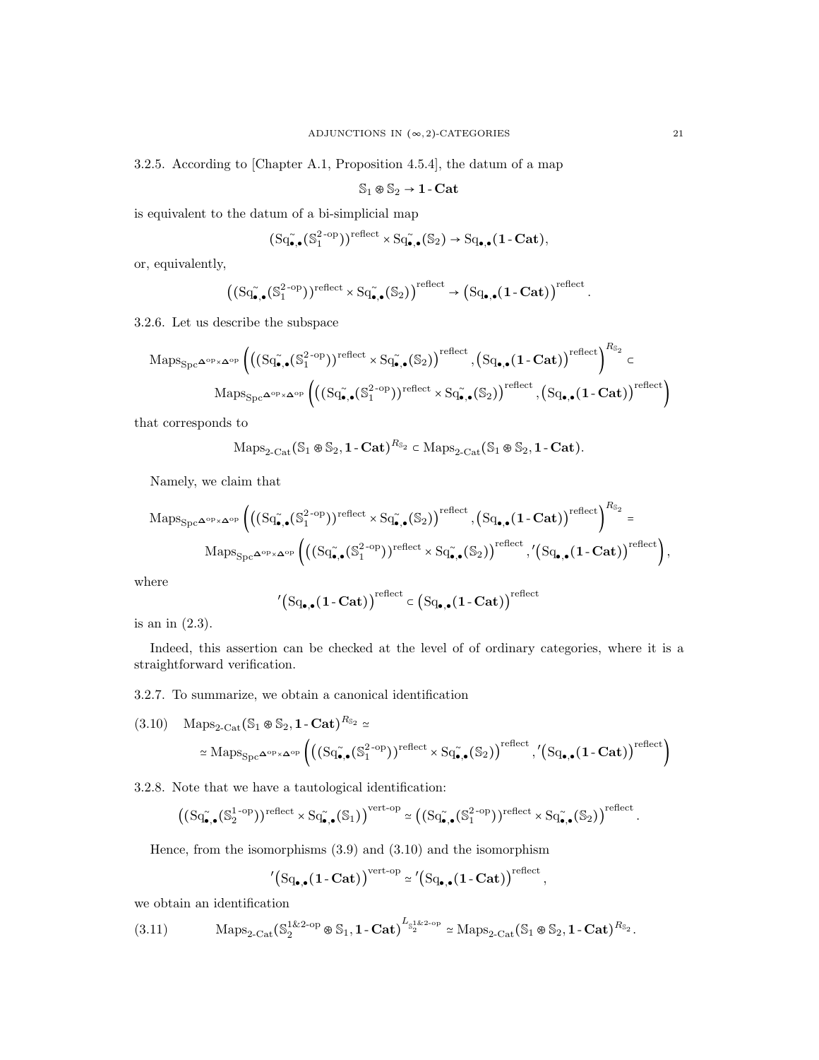3.2.5. According to [Chapter A.1, Proposition 4.5.4], the datum of a map

$$\mathbb{S}_1 \circledast \mathbb{S}_2 \to \mathbf{1}\text{-}\mathbf{Cat}$$

is equivalent to the datum of a bi-simplicial map

$$(\mathrm{Sq}^{\sim}_{\bullet,\bullet}(\mathbb{S}_1^{2\text{-op}}))^{\mathrm{reflect}} \times \mathrm{Sq}^{\sim}_{\bullet,\bullet}(\mathbb{S}_2) \to \mathrm{Sq}_{\bullet,\bullet}(\mathbf{1}\text{-}\mathbf{Cat}),$$

or, equivalently,

$$\left((\mathrm{Sq}^{\sim}_{\bullet,\bullet}(\mathbb{S}_1^{2\text{-op}}))^{\mathrm{reflect}} \times \mathrm{Sq}^{\sim}_{\bullet,\bullet}(\mathbb{S}_2)\right)^{\mathrm{reflect}} \to \left(\mathrm{Sq}_{\bullet,\bullet}(\mathbf{1}\text{-}\mathbf{Cat})\right)^{\mathrm{reflect}}.$$

3.2.6. Let us describe the subspace

$$\mathrm{Maps}_{\mathrm{Spc}^{\mathbf{\Delta}^{\mathrm{op}}\times\mathbf{\Delta}^{\mathrm{op}}}}\left(\left((\mathrm{Sq}^{\sim}_{\bullet,\bullet}(\mathbb{S}_1^{2\text{-op}}))^{\mathrm{reflect}} \times \mathrm{Sq}^{\sim}_{\bullet,\bullet}(\mathbb{S}_2)\right)^{\mathrm{reflect}}, \left(\mathrm{Sq}_{\bullet,\bullet}(\mathbf{1}\text{-}\mathbf{Cat})\right)^{\mathrm{reflect}}\right)^{R_{\mathbb{S}_2}} \subset$$
$$\mathrm{Maps}_{\mathrm{Spc}^{\mathbf{\Delta}^{\mathrm{op}}\times\mathbf{\Delta}^{\mathrm{op}}}}\left(\left((\mathrm{Sq}^{\sim}_{\bullet,\bullet}(\mathbb{S}_1^{2\text{-op}}))^{\mathrm{reflect}} \times \mathrm{Sq}^{\sim}_{\bullet,\bullet}(\mathbb{S}_2)\right)^{\mathrm{reflect}}, \left(\mathrm{Sq}_{\bullet,\bullet}(\mathbf{1}\text{-}\mathbf{Cat})\right)^{\mathrm{reflect}}\right)$$

that corresponds to

$$\mathrm{Maps}_{2\text{-Cat}}(\mathbb{S}_1 \circledast \mathbb{S}_2, \mathbf{1}\text{-}\mathbf{Cat})^{R_{\mathbb{S}_2}} \subset \mathrm{Maps}_{2\text{-Cat}}(\mathbb{S}_1 \circledast \mathbb{S}_2, \mathbf{1}\text{-}\mathbf{Cat}).$$

Namely, we claim that

$$\mathrm{Maps}_{\mathrm{Spc}^{\mathbf{\Delta}^{\mathrm{op}}\times\mathbf{\Delta}^{\mathrm{op}}}}\left(\left((\mathrm{Sq}^{\sim}_{\bullet,\bullet}(\mathbb{S}_1^{2\text{-op}}))^{\mathrm{reflect}} \times \mathrm{Sq}^{\sim}_{\bullet,\bullet}(\mathbb{S}_2)\right)^{\mathrm{reflect}}, \left(\mathrm{Sq}_{\bullet,\bullet}(\mathbf{1}\text{-}\mathbf{Cat})\right)^{\mathrm{reflect}}\right)^{R_{\mathbb{S}_2}} =$$
$$\mathrm{Maps}_{\mathrm{Spc}^{\mathbf{\Delta}^{\mathrm{op}}\times\mathbf{\Delta}^{\mathrm{op}}}}\left(\left((\mathrm{Sq}^{\sim}_{\bullet,\bullet}(\mathbb{S}_1^{2\text{-op}}))^{\mathrm{reflect}} \times \mathrm{Sq}^{\sim}_{\bullet,\bullet}(\mathbb{S}_2)\right)^{\mathrm{reflect}}, {}'\left(\mathrm{Sq}_{\bullet,\bullet}(\mathbf{1}\text{-}\mathbf{Cat})\right)^{\mathrm{reflect}}\right),$$

where

$${}'\left(\mathrm{Sq}_{\bullet,\bullet}(\mathbf{1}\text{-}\mathbf{Cat})\right)^{\mathrm{reflect}} \subset \left(\mathrm{Sq}_{\bullet,\bullet}(\mathbf{1}\text{-}\mathbf{Cat})\right)^{\mathrm{reflect}}$$

is an in (2.3).

Indeed, this assertion can be checked at the level of of ordinary categories, where it is a straightforward verification.

3.2.7. To summarize, we obtain a canonical identification

$$\mathrm{Maps}_{2\text{-Cat}}(\mathbb{S}_1 \circledast \mathbb{S}_2, \mathbf{1}\text{-}\mathbf{Cat})^{R_{\mathbb{S}_2}} \simeq \tag{3.10}$$
$$\simeq \mathrm{Maps}_{\mathrm{Spc}^{\mathbf{\Delta}^{\mathrm{op}}\times\mathbf{\Delta}^{\mathrm{op}}}}\left(\left((\mathrm{Sq}^{\sim}_{\bullet,\bullet}(\mathbb{S}_1^{2\text{-op}}))^{\mathrm{reflect}} \times \mathrm{Sq}^{\sim}_{\bullet,\bullet}(\mathbb{S}_2)\right)^{\mathrm{reflect}}, {}'\left(\mathrm{Sq}_{\bullet,\bullet}(\mathbf{1}\text{-}\mathbf{Cat})\right)^{\mathrm{reflect}}\right)$$

3.2.8. Note that we have a tautological identification:

$$\left((\mathrm{Sq}^{\sim}_{\bullet,\bullet}(\mathbb{S}_2^{1\text{-op}}))^{\mathrm{reflect}} \times \mathrm{Sq}^{\sim}_{\bullet,\bullet}(\mathbb{S}_1)\right)^{\mathrm{vert\text{-}op}} \simeq \left((\mathrm{Sq}^{\sim}_{\bullet,\bullet}(\mathbb{S}_1^{2\text{-op}}))^{\mathrm{reflect}} \times \mathrm{Sq}^{\sim}_{\bullet,\bullet}(\mathbb{S}_2)\right)^{\mathrm{reflect}}.$$

Hence, from the isomorphisms (3.9) and (3.10) and the isomorphism

$${}'\left(\mathrm{Sq}_{\bullet,\bullet}(\mathbf{1}\text{-}\mathbf{Cat})\right)^{\mathrm{vert\text{-}op}} \simeq {}'\left(\mathrm{Sq}_{\bullet,\bullet}(\mathbf{1}\text{-}\mathbf{Cat})\right)^{\mathrm{reflect}},$$

we obtain an identification

$$\mathrm{Maps}_{2\text{-Cat}}(\mathbb{S}_2^{1\&2\text{-op}} \circledast \mathbb{S}_1, \mathbf{1}\text{-}\mathbf{Cat})^{L_{\mathbb{S}_2^{1\&2\text{-op}}}} \simeq \mathrm{Maps}_{2\text{-Cat}}(\mathbb{S}_1 \circledast \mathbb{S}_2, \mathbf{1}\text{-}\mathbf{Cat})^{R_{\mathbb{S}_2}}. \tag{3.11}$$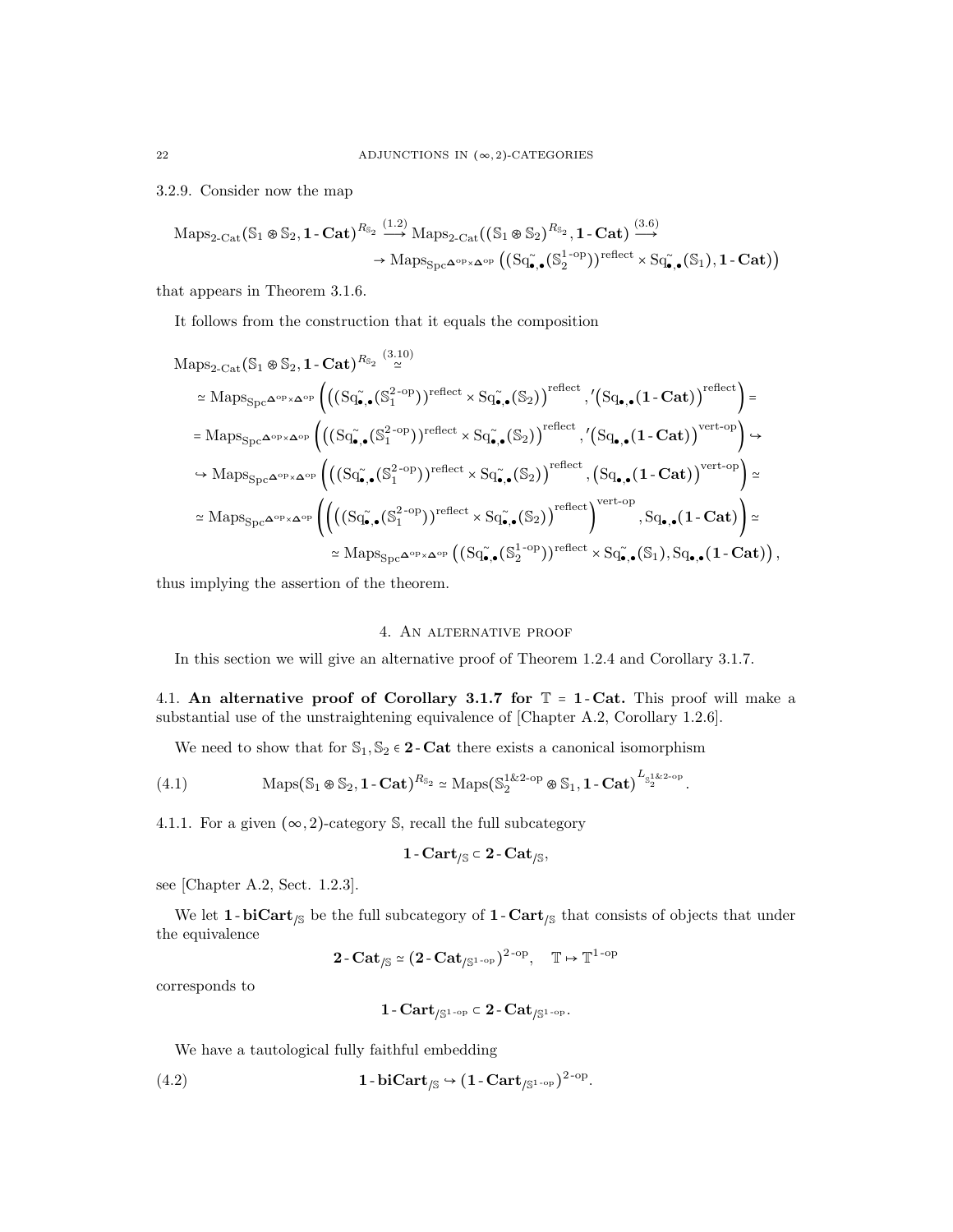3.2.9. Consider now the map

$$\mathrm{Maps}_{2\text{-}\mathrm{Cat}}(\mathbb{S}_1 \circledast \mathbb{S}_2, \mathbf{1}\text{-}\mathbf{Cat})^{R_{\mathbb{S}_2}} \overset{(1.2)}{\longrightarrow} \mathrm{Maps}_{2\text{-}\mathrm{Cat}}((\mathbb{S}_1 \circledast \mathbb{S}_2)^{R_{\mathbb{S}_2}}, \mathbf{1}\text{-}\mathbf{Cat}) \overset{(3.6)}{\longrightarrow}$$
$$\to \mathrm{Maps}_{\mathrm{Spc}^{\mathbf{\Delta}^{\mathrm{op}} \times \mathbf{\Delta}^{\mathrm{op}}}}\left( (\mathrm{Sq}^{\sim}_{\bullet,\bullet}(\mathbb{S}_2^{1\text{-op}}))^{\mathrm{reflect}} \times \mathrm{Sq}^{\sim}_{\bullet,\bullet}(\mathbb{S}_1), \mathbf{1}\text{-}\mathbf{Cat}\right)$$

that appears in Theorem 3.1.6.

It follows from the construction that it equals the composition

$$\mathrm{Maps}_{2\text{-}\mathrm{Cat}}(\mathbb{S}_1 \circledast \mathbb{S}_2, \mathbf{1}\text{-}\mathbf{Cat})^{R_{\mathbb{S}_2}} \overset{(3.10)}{\simeq}$$
$$\simeq \mathrm{Maps}_{\mathrm{Spc}^{\mathbf{\Delta}^{\mathrm{op}} \times \mathbf{\Delta}^{\mathrm{op}}}}\left( \left((\mathrm{Sq}^{\sim}_{\bullet,\bullet}(\mathbb{S}_1^{2\text{-op}}))^{\mathrm{reflect}} \times \mathrm{Sq}^{\sim}_{\bullet,\bullet}(\mathbb{S}_2)\right)^{\mathrm{reflect}}, '\left(\mathrm{Sq}_{\bullet,\bullet}(\mathbf{1}\text{-}\mathbf{Cat})\right)^{\mathrm{reflect}}\right) =$$
$$= \mathrm{Maps}_{\mathrm{Spc}^{\mathbf{\Delta}^{\mathrm{op}} \times \mathbf{\Delta}^{\mathrm{op}}}}\left( \left((\mathrm{Sq}^{\sim}_{\bullet,\bullet}(\mathbb{S}_1^{2\text{-op}}))^{\mathrm{reflect}} \times \mathrm{Sq}^{\sim}_{\bullet,\bullet}(\mathbb{S}_2)\right)^{\mathrm{reflect}}, '\left(\mathrm{Sq}_{\bullet,\bullet}(\mathbf{1}\text{-}\mathbf{Cat})\right)^{\mathrm{vert}\text{-}\mathrm{op}}\right) \hookrightarrow$$
$$\hookrightarrow \mathrm{Maps}_{\mathrm{Spc}^{\mathbf{\Delta}^{\mathrm{op}} \times \mathbf{\Delta}^{\mathrm{op}}}}\left( \left((\mathrm{Sq}^{\sim}_{\bullet,\bullet}(\mathbb{S}_1^{2\text{-op}}))^{\mathrm{reflect}} \times \mathrm{Sq}^{\sim}_{\bullet,\bullet}(\mathbb{S}_2)\right)^{\mathrm{reflect}}, \left(\mathrm{Sq}_{\bullet,\bullet}(\mathbf{1}\text{-}\mathbf{Cat})\right)^{\mathrm{vert}\text{-}\mathrm{op}}\right) \simeq$$
$$\simeq \mathrm{Maps}_{\mathrm{Spc}^{\mathbf{\Delta}^{\mathrm{op}} \times \mathbf{\Delta}^{\mathrm{op}}}}\left( \left(\left((\mathrm{Sq}^{\sim}_{\bullet,\bullet}(\mathbb{S}_1^{2\text{-op}}))^{\mathrm{reflect}} \times \mathrm{Sq}^{\sim}_{\bullet,\bullet}(\mathbb{S}_2)\right)^{\mathrm{reflect}}\right)^{\mathrm{vert}\text{-}\mathrm{op}}, \mathrm{Sq}_{\bullet,\bullet}(\mathbf{1}\text{-}\mathbf{Cat})\right) \simeq$$
$$\simeq \mathrm{Maps}_{\mathrm{Spc}^{\mathbf{\Delta}^{\mathrm{op}} \times \mathbf{\Delta}^{\mathrm{op}}}}\left( (\mathrm{Sq}^{\sim}_{\bullet,\bullet}(\mathbb{S}_2^{1\text{-op}}))^{\mathrm{reflect}} \times \mathrm{Sq}^{\sim}_{\bullet,\bullet}(\mathbb{S}_1), \mathrm{Sq}_{\bullet,\bullet}(\mathbf{1}\text{-}\mathbf{Cat})\right),$$

thus implying the assertion of the theorem.

## 4. An alternative proof

In this section we will give an alternative proof of Theorem 1.2.4 and Corollary 3.1.7.

**4.1. An alternative proof of Corollary 3.1.7 for $\mathbb{T} = \mathbf{1}\text{-}\mathbf{Cat}$.** This proof will make a substantial use of the unstraightening equivalence of [Chapter A.2, Corollary 1.2.6].

We need to show that for $\mathbb{S}_1, \mathbb{S}_2 \in \mathbf{2}\text{-}\mathbf{Cat}$ there exists a canonical isomorphism

$$\mathrm{Maps}(\mathbb{S}_1 \circledast \mathbb{S}_2, \mathbf{1}\text{-}\mathbf{Cat})^{R_{\mathbb{S}_2}} \simeq \mathrm{Maps}(\mathbb{S}_2^{1\&2\text{-op}} \circledast \mathbb{S}_1, \mathbf{1}\text{-}\mathbf{Cat})^{L_{\mathbb{S}_2^{1\&2\text{-op}}}}. \tag{4.1}$$

4.1.1. For a given $(\infty,2)$-category $\mathbb{S}$, recall the full subcategory

$$\mathbf{1}\text{-}\mathbf{Cart}_{/\mathbb{S}} \subset \mathbf{2}\text{-}\mathbf{Cat}_{/\mathbb{S}},$$

see [Chapter A.2, Sect. 1.2.3].

We let $\mathbf{1}\text{-}\mathbf{biCart}_{/\mathbb{S}}$ be the full subcategory of $\mathbf{1}\text{-}\mathbf{Cart}_{/\mathbb{S}}$ that consists of objects that under the equivalence

$$\mathbf{2}\text{-}\mathbf{Cat}_{/\mathbb{S}} \simeq (\mathbf{2}\text{-}\mathbf{Cat}_{/\mathbb{S}^{1\text{-op}}})^{2\text{-op}}, \quad \mathbb{T} \mapsto \mathbb{T}^{1\text{-op}}$$

corresponds to

$$\mathbf{1}\text{-}\mathbf{Cart}_{/\mathbb{S}^{1\text{-op}}} \subset \mathbf{2}\text{-}\mathbf{Cat}_{/\mathbb{S}^{1\text{-op}}}.$$

We have a tautological fully faithful embedding

$$\mathbf{1}\text{-}\mathbf{biCart}_{/\mathbb{S}} \hookrightarrow (\mathbf{1}\text{-}\mathbf{Cart}_{/\mathbb{S}^{1\text{-op}}})^{2\text{-op}}. \tag{4.2}$$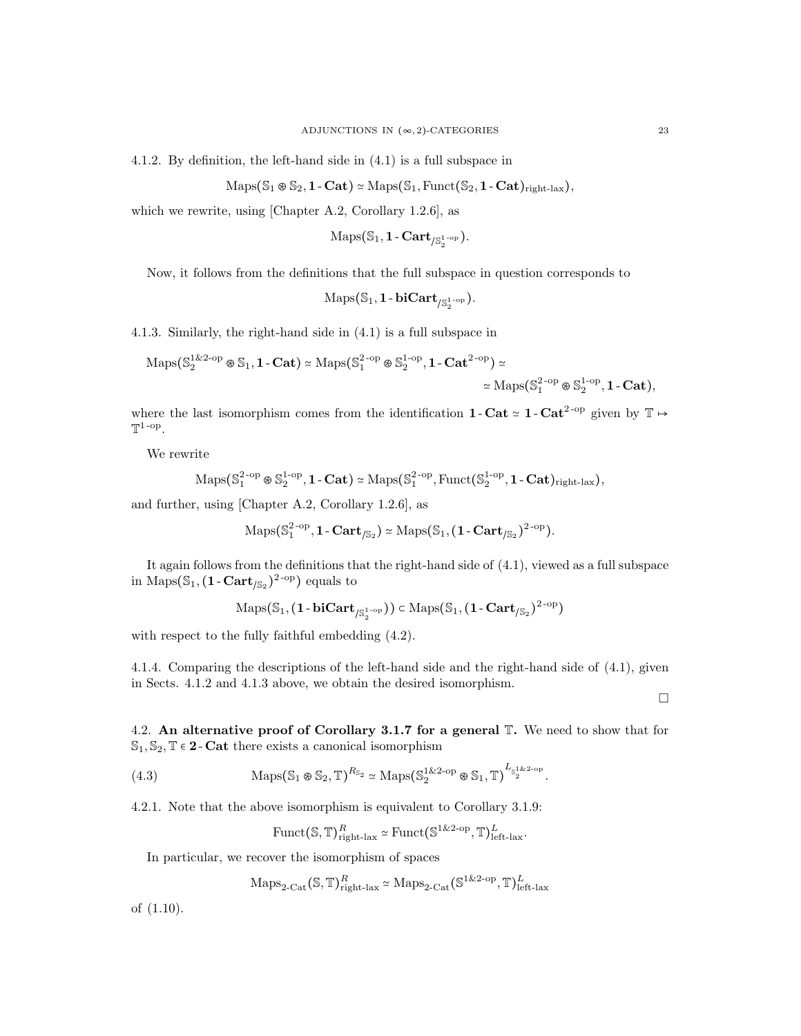4.1.2. By definition, the left-hand side in (4.1) is a full subspace in

$$\mathrm{Maps}(\mathbb{S}_1 \circledast \mathbb{S}_2, \mathbf{1}\text{-}\mathbf{Cat}) \simeq \mathrm{Maps}(\mathbb{S}_1, \mathrm{Funct}(\mathbb{S}_2, \mathbf{1}\text{-}\mathbf{Cat})_{\text{right-lax}}),$$

which we rewrite, using [Chapter A.2, Corollary 1.2.6], as

$$\mathrm{Maps}(\mathbb{S}_1, \mathbf{1}\text{-}\mathbf{Cart}_{/\mathbb{S}_2^{1\text{-op}}}).$$

Now, it follows from the definitions that the full subspace in question corresponds to

$$\mathrm{Maps}(\mathbb{S}_1, \mathbf{1}\text{-}\mathbf{biCart}_{/\mathbb{S}_2^{1\text{-op}}}).$$

4.1.3. Similarly, the right-hand side in (4.1) is a full subspace in

$$\mathrm{Maps}(\mathbb{S}_2^{1\&2\text{-op}} \circledast \mathbb{S}_1, \mathbf{1}\text{-}\mathbf{Cat}) \simeq \mathrm{Maps}(\mathbb{S}_1^{2\text{-op}} \circledast \mathbb{S}_2^{1\text{-op}}, \mathbf{1}\text{-}\mathbf{Cat}^{2\text{-op}}) \simeq$$
$$\simeq \mathrm{Maps}(\mathbb{S}_1^{2\text{-op}} \circledast \mathbb{S}_2^{1\text{-op}}, \mathbf{1}\text{-}\mathbf{Cat}),$$

where the last isomorphism comes from the identification $\mathbf{1}\text{-}\mathbf{Cat} \simeq \mathbf{1}\text{-}\mathbf{Cat}^{2\text{-op}}$ given by $\mathbb{T} \mapsto \mathbb{T}^{1\text{-op}}$.

We rewrite

$$\mathrm{Maps}(\mathbb{S}_1^{2\text{-op}} \circledast \mathbb{S}_2^{1\text{-op}}, \mathbf{1}\text{-}\mathbf{Cat}) \simeq \mathrm{Maps}(\mathbb{S}_1^{2\text{-op}}, \mathrm{Funct}(\mathbb{S}_2^{1\text{-op}}, \mathbf{1}\text{-}\mathbf{Cat})_{\text{right-lax}}),$$

and further, using [Chapter A.2, Corollary 1.2.6], as

$$\mathrm{Maps}(\mathbb{S}_1^{2\text{-op}}, \mathbf{1}\text{-}\mathbf{Cart}_{/\mathbb{S}_2}) \simeq \mathrm{Maps}(\mathbb{S}_1, (\mathbf{1}\text{-}\mathbf{Cart}_{/\mathbb{S}_2})^{2\text{-op}}).$$

It again follows from the definitions that the right-hand side of (4.1), viewed as a full subspace in $\mathrm{Maps}(\mathbb{S}_1, (\mathbf{1}\text{-}\mathbf{Cart}_{/\mathbb{S}_2})^{2\text{-op}})$ equals to

$$\mathrm{Maps}(\mathbb{S}_1, (\mathbf{1}\text{-}\mathbf{biCart}_{/\mathbb{S}_2^{1\text{-op}}})) \subset \mathrm{Maps}(\mathbb{S}_1, (\mathbf{1}\text{-}\mathbf{Cart}_{/\mathbb{S}_2})^{2\text{-op}})$$

with respect to the fully faithful embedding (4.2).

4.1.4. Comparing the descriptions of the left-hand side and the right-hand side of (4.1), given in Sects. 4.1.2 and 4.1.3 above, we obtain the desired isomorphism.

□

## 4.2. An alternative proof of Corollary 3.1.7 for a general $\mathbb{T}$.

We need to show that for $\mathbb{S}_1, \mathbb{S}_2, \mathbb{T} \in \mathbf{2}\text{-}\mathbf{Cat}$ there exists a canonical isomorphism

$$\mathrm{Maps}(\mathbb{S}_1 \circledast \mathbb{S}_2, \mathbb{T})^{R_{\mathbb{S}_2}} \simeq \mathrm{Maps}(\mathbb{S}_2^{1\&2\text{-op}} \circledast \mathbb{S}_1, \mathbb{T})^{L_{\mathbb{S}_2^{1\&2\text{-op}}}}. \tag{4.3}$$

4.2.1. Note that the above isomorphism is equivalent to Corollary 3.1.9:

$$\mathrm{Funct}(\mathbb{S}, \mathbb{T})^R_{\text{right-lax}} \simeq \mathrm{Funct}(\mathbb{S}^{1\&2\text{-op}}, \mathbb{T})^L_{\text{left-lax}}.$$

In particular, we recover the isomorphism of spaces

$$\mathrm{Maps}_{2\text{-Cat}}(\mathbb{S}, \mathbb{T})^R_{\text{right-lax}} \simeq \mathrm{Maps}_{2\text{-Cat}}(\mathbb{S}^{1\&2\text{-op}}, \mathbb{T})^L_{\text{left-lax}}$$

of (1.10).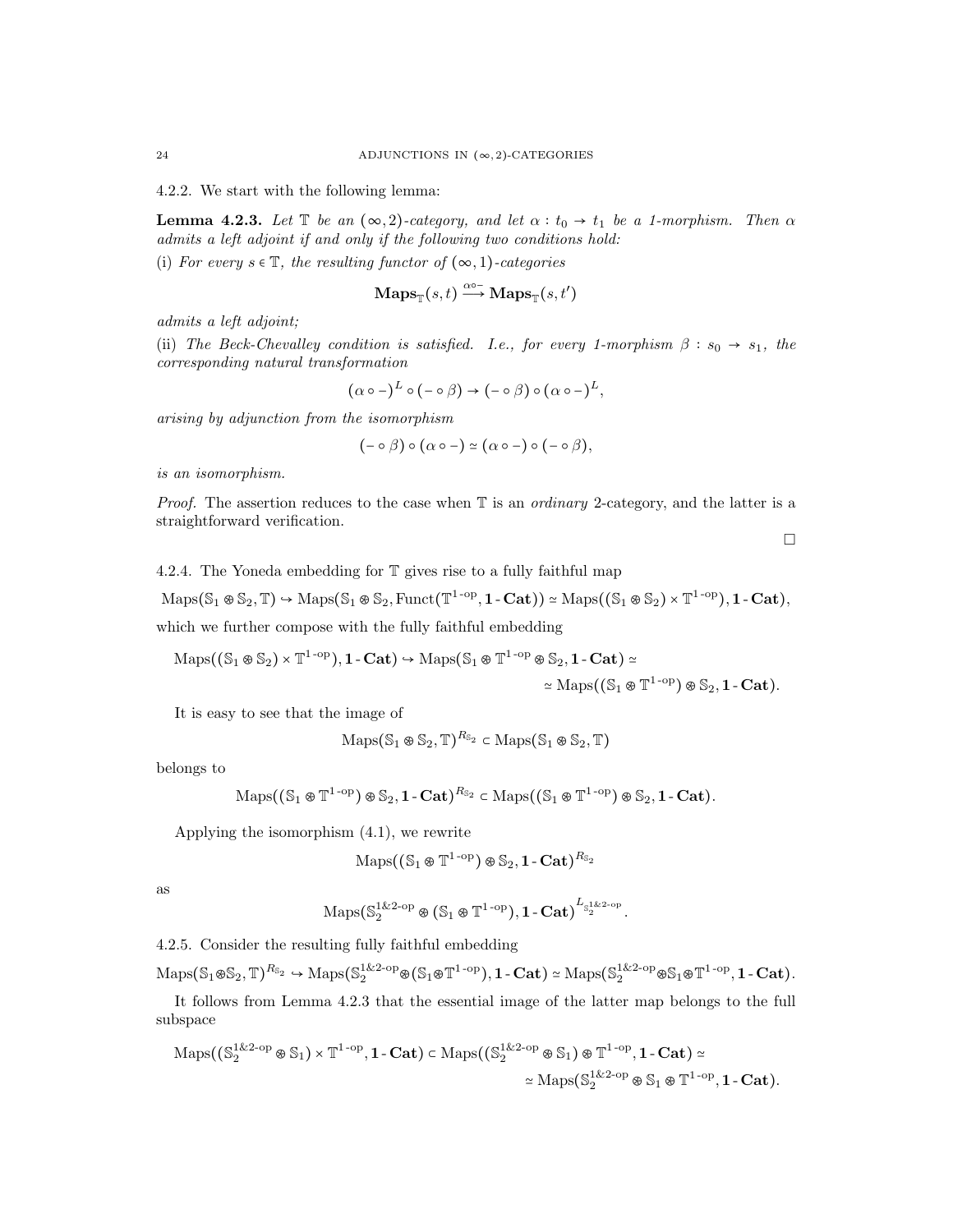4.2.2. We start with the following lemma:

**Lemma 4.2.3.** *Let $\mathbb{T}$ be an $(\infty,2)$-category, and let $\alpha : t_0 \to t_1$ be a 1-morphism. Then $\alpha$ admits a left adjoint if and only if the following two conditions hold:*

(i) *For every $s \in \mathbb{T}$, the resulting functor of $(\infty,1)$-categories*

$$\mathbf{Maps}_{\mathbb{T}}(s,t) \xrightarrow{\alpha\circ -} \mathbf{Maps}_{\mathbb{T}}(s,t')$$

*admits a left adjoint;*

(ii) *The Beck-Chevalley condition is satisfied. I.e., for every 1-morphism $\beta : s_0 \to s_1$, the corresponding natural transformation*

$$(\alpha\circ -)^L \circ (-\circ\beta) \to (-\circ\beta)\circ(\alpha\circ -)^L,$$

*arising by adjunction from the isomorphism*

$$(-\circ\beta)\circ(\alpha\circ -) \simeq (\alpha\circ -)\circ(-\circ\beta),$$

*is an isomorphism.*

*Proof.* The assertion reduces to the case when $\mathbb{T}$ is an *ordinary* 2-category, and the latter is a straightforward verification.

□

4.2.4. The Yoneda embedding for $\mathbb{T}$ gives rise to a fully faithful map

$$\mathrm{Maps}(\mathbb{S}_1\circledast\mathbb{S}_2,\mathbb{T}) \hookrightarrow \mathrm{Maps}(\mathbb{S}_1\circledast\mathbb{S}_2, \mathrm{Funct}(\mathbb{T}^{1\text{-op}},\mathbf{1\text{-}Cat})) \simeq \mathrm{Maps}((\mathbb{S}_1\circledast\mathbb{S}_2)\times\mathbb{T}^{1\text{-op}}),\mathbf{1\text{-}Cat}),$$

which we further compose with the fully faithful embedding

$$\mathrm{Maps}((\mathbb{S}_1\circledast\mathbb{S}_2)\times\mathbb{T}^{1\text{-op}}),\mathbf{1\text{-}Cat}) \hookrightarrow \mathrm{Maps}(\mathbb{S}_1\circledast\mathbb{T}^{1\text{-op}}\circledast\mathbb{S}_2,\mathbf{1\text{-}Cat}) \simeq$$
$$\simeq \mathrm{Maps}((\mathbb{S}_1\circledast\mathbb{T}^{1\text{-op}})\circledast\mathbb{S}_2,\mathbf{1\text{-}Cat}).$$

It is easy to see that the image of

$$\mathrm{Maps}(\mathbb{S}_1\circledast\mathbb{S}_2,\mathbb{T})^{R_{\mathbb{S}_2}} \subset \mathrm{Maps}(\mathbb{S}_1\circledast\mathbb{S}_2,\mathbb{T})$$

belongs to

$$\mathrm{Maps}((\mathbb{S}_1\circledast\mathbb{T}^{1\text{-op}})\circledast\mathbb{S}_2,\mathbf{1\text{-}Cat})^{R_{\mathbb{S}_2}} \subset \mathrm{Maps}((\mathbb{S}_1\circledast\mathbb{T}^{1\text{-op}})\circledast\mathbb{S}_2,\mathbf{1\text{-}Cat}).$$

Applying the isomorphism (4.1), we rewrite

$$\mathrm{Maps}((\mathbb{S}_1\circledast\mathbb{T}^{1\text{-op}})\circledast\mathbb{S}_2,\mathbf{1\text{-}Cat})^{R_{\mathbb{S}_2}}$$

as

$$\mathrm{Maps}(\mathbb{S}_2^{1\&2\text{-op}}\circledast(\mathbb{S}_1\circledast\mathbb{T}^{1\text{-op}}),\mathbf{1\text{-}Cat})^{L_{\mathbb{S}_2^{1\&2\text{-op}}}}.$$

4.2.5. Consider the resulting fully faithful embedding

$$\mathrm{Maps}(\mathbb{S}_1\circledast\mathbb{S}_2,\mathbb{T})^{R_{\mathbb{S}_2}} \hookrightarrow \mathrm{Maps}(\mathbb{S}_2^{1\&2\text{-op}}\circledast(\mathbb{S}_1\circledast\mathbb{T}^{1\text{-op}}),\mathbf{1\text{-}Cat}) \simeq \mathrm{Maps}(\mathbb{S}_2^{1\&2\text{-op}}\circledast\mathbb{S}_1\circledast\mathbb{T}^{1\text{-op}},\mathbf{1\text{-}Cat}).$$

It follows from Lemma 4.2.3 that the essential image of the latter map belongs to the full subspace

$$\mathrm{Maps}((\mathbb{S}_2^{1\&2\text{-op}}\circledast\mathbb{S}_1)\times\mathbb{T}^{1\text{-op}},\mathbf{1\text{-}Cat}) \subset \mathrm{Maps}((\mathbb{S}_2^{1\&2\text{-op}}\circledast\mathbb{S}_1)\circledast\mathbb{T}^{1\text{-op}},\mathbf{1\text{-}Cat}) \simeq$$
$$\simeq \mathrm{Maps}(\mathbb{S}_2^{1\&2\text{-op}}\circledast\mathbb{S}_1\circledast\mathbb{T}^{1\text{-op}},\mathbf{1\text{-}Cat}).$$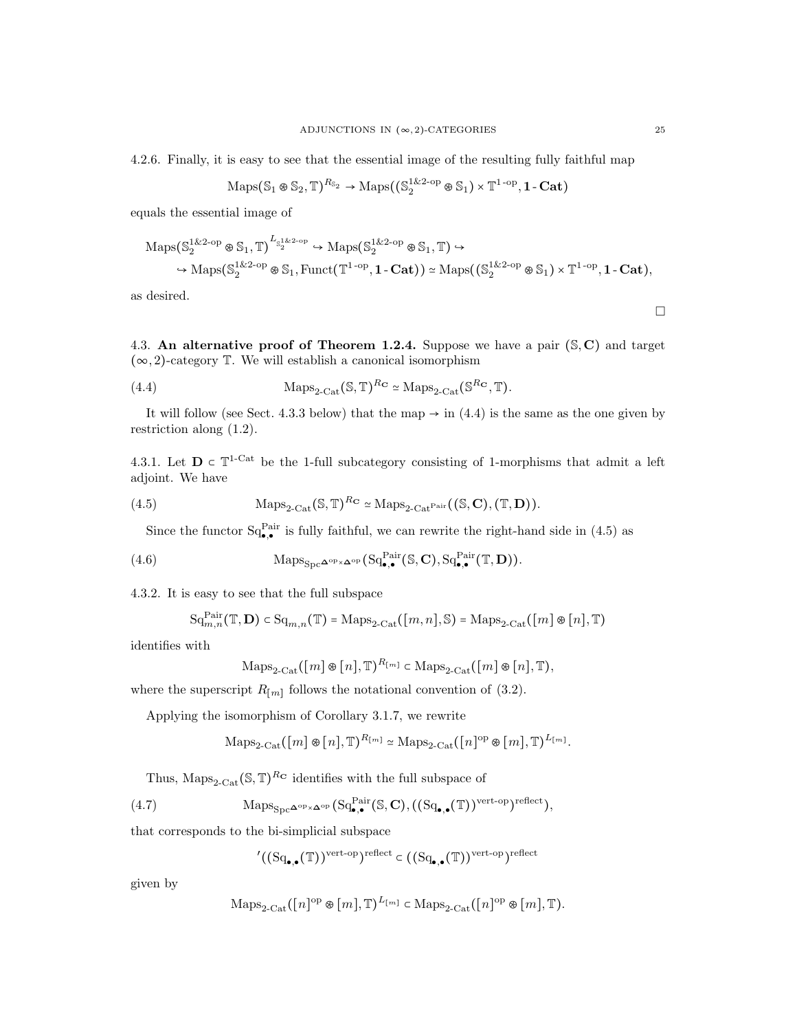4.2.6. Finally, it is easy to see that the essential image of the resulting fully faithful map

$$\mathrm{Maps}(\mathbb{S}_1 \circledast \mathbb{S}_2, \mathbb{T})^{R_{\mathbb{S}_2}} \to \mathrm{Maps}((\mathbb{S}_2^{1\&2\text{-op}} \circledast \mathbb{S}_1) \times \mathbb{T}^{1\text{-op}}, \mathbf{1}\text{-}\mathbf{Cat})$$

equals the essential image of

$$\mathrm{Maps}(\mathbb{S}_2^{1\&2\text{-op}} \circledast \mathbb{S}_1, \mathbb{T})^{L_{\mathbb{S}_2^{1\&2\text{-op}}}} \hookrightarrow \mathrm{Maps}(\mathbb{S}_2^{1\&2\text{-op}} \circledast \mathbb{S}_1, \mathbb{T}) \hookrightarrow$$
$$\hookrightarrow \mathrm{Maps}(\mathbb{S}_2^{1\&2\text{-op}} \circledast \mathbb{S}_1, \mathrm{Funct}(\mathbb{T}^{1\text{-op}}, \mathbf{1}\text{-}\mathbf{Cat})) \simeq \mathrm{Maps}((\mathbb{S}_2^{1\&2\text{-op}} \circledast \mathbb{S}_1) \times \mathbb{T}^{1\text{-op}}, \mathbf{1}\text{-}\mathbf{Cat}),$$

as desired.

□

## 4.3. An alternative proof of Theorem 1.2.4.

Suppose we have a pair $(\mathbb{S}, \mathbf{C})$ and target $(\infty, 2)$-category $\mathbb{T}$. We will establish a canonical isomorphism

$$\mathrm{Maps}_{2\text{-Cat}}(\mathbb{S}, \mathbb{T})^{R_{\mathbf{C}}} \simeq \mathrm{Maps}_{2\text{-Cat}}(\mathbb{S}^{R_{\mathbf{C}}}, \mathbb{T}). \tag{4.4}$$

It will follow (see Sect. 4.3.3 below) that the map $\to$ in (4.4) is the same as the one given by restriction along (1.2).

4.3.1. Let $\mathbf{D} \subset \mathbb{T}^{1\text{-Cat}}$ be the 1-full subcategory consisting of 1-morphisms that admit a left adjoint. We have

$$\mathrm{Maps}_{2\text{-Cat}}(\mathbb{S}, \mathbb{T})^{R_{\mathbf{C}}} \simeq \mathrm{Maps}_{2\text{-Cat}^{\mathrm{Pair}}}((\mathbb{S}, \mathbf{C}), (\mathbb{T}, \mathbf{D})). \tag{4.5}$$

Since the functor $\mathrm{Sq}^{\mathrm{Pair}}_{\bullet,\bullet}$ is fully faithful, we can rewrite the right-hand side in (4.5) as

$$\mathrm{Maps}_{\mathrm{Spc}^{\mathbf{\Delta}^{\mathrm{op}} \times \mathbf{\Delta}^{\mathrm{op}}}}(\mathrm{Sq}^{\mathrm{Pair}}_{\bullet,\bullet}(\mathbb{S}, \mathbf{C}), \mathrm{Sq}^{\mathrm{Pair}}_{\bullet,\bullet}(\mathbb{T}, \mathbf{D})). \tag{4.6}$$

4.3.2. It is easy to see that the full subspace

$$\mathrm{Sq}^{\mathrm{Pair}}_{m,n}(\mathbb{T}, \mathbf{D}) \subset \mathrm{Sq}_{m,n}(\mathbb{T}) = \mathrm{Maps}_{2\text{-Cat}}([m,n], \mathbb{S}) = \mathrm{Maps}_{2\text{-Cat}}([m] \circledast [n], \mathbb{T})$$

identifies with

$$\mathrm{Maps}_{2\text{-Cat}}([m] \circledast [n], \mathbb{T})^{R_{[m]}} \subset \mathrm{Maps}_{2\text{-Cat}}([m] \circledast [n], \mathbb{T}),$$

where the superscript $R_{[m]}$ follows the notational convention of (3.2).

Applying the isomorphism of Corollary 3.1.7, we rewrite

$$\mathrm{Maps}_{2\text{-Cat}}([m] \circledast [n], \mathbb{T})^{R_{[m]}} \simeq \mathrm{Maps}_{2\text{-Cat}}([n]^{\mathrm{op}} \circledast [m], \mathbb{T})^{L_{[m]}}.$$

Thus, $\mathrm{Maps}_{2\text{-Cat}}(\mathbb{S}, \mathbb{T})^{R_{\mathbf{C}}}$ identifies with the full subspace of

$$\mathrm{Maps}_{\mathrm{Spc}^{\mathbf{\Delta}^{\mathrm{op}} \times \mathbf{\Delta}^{\mathrm{op}}}}(\mathrm{Sq}^{\mathrm{Pair}}_{\bullet,\bullet}(\mathbb{S}, \mathbf{C}), ((\mathrm{Sq}_{\bullet,\bullet}(\mathbb{T}))^{\mathrm{vert\text{-}op}})^{\mathrm{reflect}}), \tag{4.7}$$

that corresponds to the bi-simplicial subspace

$$'((\mathrm{Sq}_{\bullet,\bullet}(\mathbb{T}))^{\mathrm{vert\text{-}op}})^{\mathrm{reflect}} \subset ((\mathrm{Sq}_{\bullet,\bullet}(\mathbb{T}))^{\mathrm{vert\text{-}op}})^{\mathrm{reflect}}$$

given by

$$\mathrm{Maps}_{2\text{-Cat}}([n]^{\mathrm{op}} \circledast [m], \mathbb{T})^{L_{[m]}} \subset \mathrm{Maps}_{2\text{-Cat}}([n]^{\mathrm{op}} \circledast [m], \mathbb{T}).$$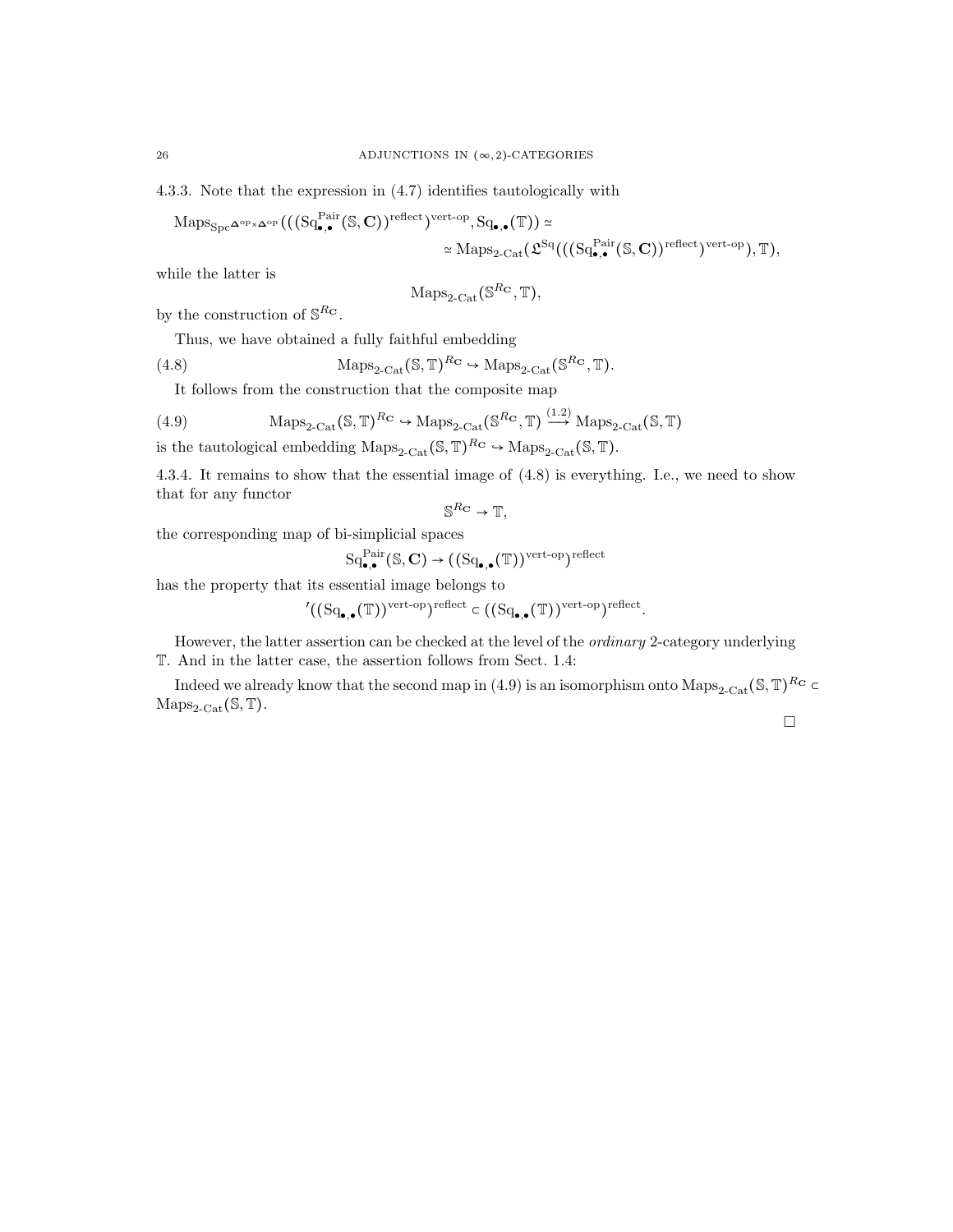4.3.3. Note that the expression in (4.7) identifies tautologically with

$$\mathrm{Maps}_{\mathrm{Spc}^{\mathbf{\Delta}^{\mathrm{op}}\times\mathbf{\Delta}^{\mathrm{op}}}}(((\mathrm{Sq}^{\mathrm{Pair}}_{\bullet,\bullet}(\mathbb{S},\mathbf{C}))^{\mathrm{reflect}})^{\text{vert-op}},\mathrm{Sq}_{\bullet,\bullet}(\mathbb{T}))\simeq$$
$$\simeq \mathrm{Maps}_{\text{2-Cat}}(\mathfrak{L}^{\mathrm{Sq}}(((\mathrm{Sq}^{\mathrm{Pair}}_{\bullet,\bullet}(\mathbb{S},\mathbf{C}))^{\mathrm{reflect}})^{\text{vert-op}}),\mathbb{T}),$$

while the latter is

$$\mathrm{Maps}_{\text{2-Cat}}(\mathbb{S}^{R_{\mathbf{C}}},\mathbb{T}),$$

by the construction of $\mathbb{S}^{R_{\mathbf{C}}}$.

Thus, we have obtained a fully faithful embedding

$$\mathrm{Maps}_{\text{2-Cat}}(\mathbb{S},\mathbb{T})^{R_{\mathbf{C}}}\hookrightarrow \mathrm{Maps}_{\text{2-Cat}}(\mathbb{S}^{R_{\mathbf{C}}},\mathbb{T}). \tag{4.8}$$

It follows from the construction that the composite map

$$\mathrm{Maps}_{\text{2-Cat}}(\mathbb{S},\mathbb{T})^{R_{\mathbf{C}}}\hookrightarrow \mathrm{Maps}_{\text{2-Cat}}(\mathbb{S}^{R_{\mathbf{C}}},\mathbb{T})\overset{(1.2)}{\longrightarrow}\mathrm{Maps}_{\text{2-Cat}}(\mathbb{S},\mathbb{T}) \tag{4.9}$$

is the tautological embedding $\mathrm{Maps}_{\text{2-Cat}}(\mathbb{S},\mathbb{T})^{R_{\mathbf{C}}}\hookrightarrow \mathrm{Maps}_{\text{2-Cat}}(\mathbb{S},\mathbb{T})$.

4.3.4. It remains to show that the essential image of (4.8) is everything. I.e., we need to show that for any functor

$$\mathbb{S}^{R_{\mathbf{C}}}\to\mathbb{T},$$

the corresponding map of bi-simplicial spaces

$$\mathrm{Sq}^{\mathrm{Pair}}_{\bullet,\bullet}(\mathbb{S},\mathbf{C})\to((\mathrm{Sq}_{\bullet,\bullet}(\mathbb{T}))^{\text{vert-op}})^{\mathrm{reflect}}$$

has the property that its essential image belongs to

$${}'((\mathrm{Sq}_{\bullet,\bullet}(\mathbb{T}))^{\text{vert-op}})^{\mathrm{reflect}}\subset((\mathrm{Sq}_{\bullet,\bullet}(\mathbb{T}))^{\text{vert-op}})^{\mathrm{reflect}}.$$

However, the latter assertion can be checked at the level of the *ordinary* 2-category underlying $\mathbb{T}$. And in the latter case, the assertion follows from Sect. 1.4:

Indeed we already know that the second map in (4.9) is an isomorphism onto $\mathrm{Maps}_{\text{2-Cat}}(\mathbb{S},\mathbb{T})^{R_{\mathbf{C}}}\subset\mathrm{Maps}_{\text{2-Cat}}(\mathbb{S},\mathbb{T})$.

□